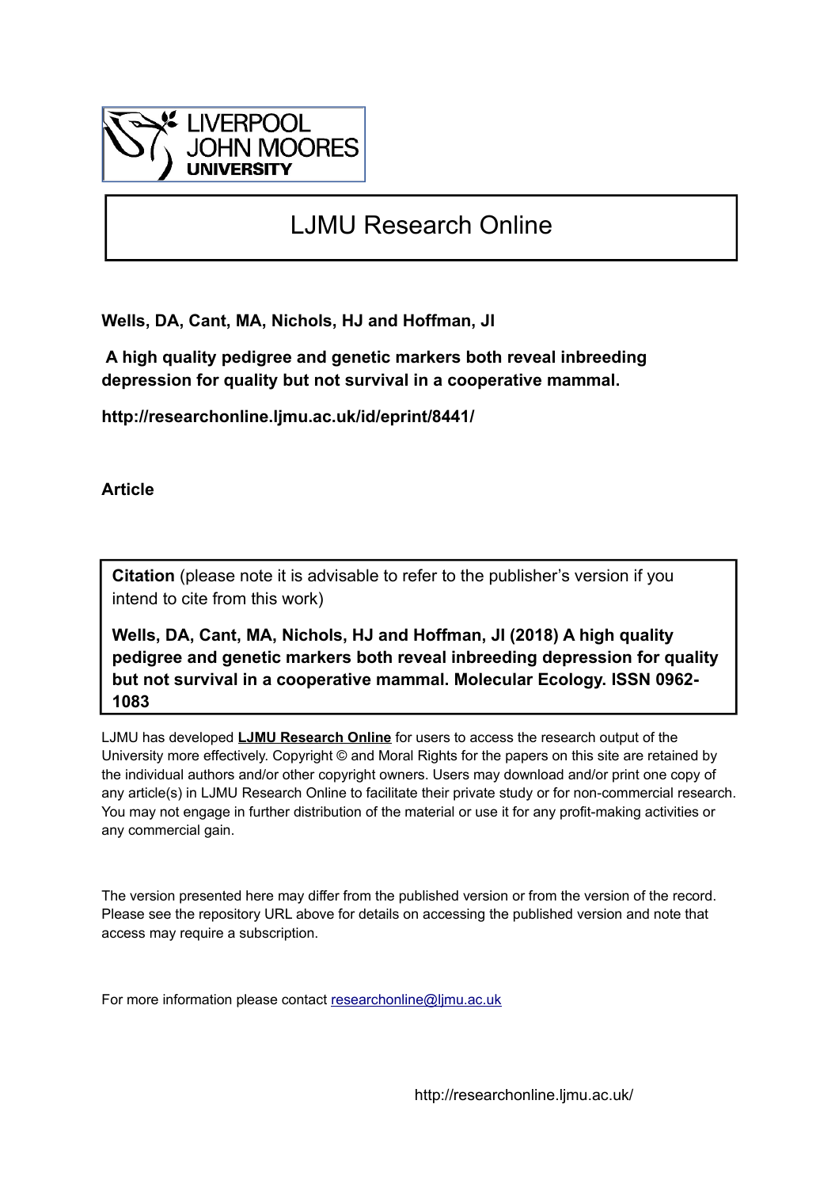LIVERPOOL JOHN MOORES UNIVERSITY

# LJMU Research Online

**Wells, DA, Cant, MA, Nichols, HJ and Hoffman, JI**

**A high quality pedigree and genetic markers both reveal inbreeding depression for quality but not survival in a cooperative mammal.**

**http://researchonline.ljmu.ac.uk/id/eprint/8441/**

**Article**

**Citation** (please note it is advisable to refer to the publisher's version if you intend to cite from this work)

**Wells, DA, Cant, MA, Nichols, HJ and Hoffman, JI (2018) A high quality pedigree and genetic markers both reveal inbreeding depression for quality but not survival in a cooperative mammal. Molecular Ecology. ISSN 0962-1083**

LJMU has developed **LJMU Research Online** for users to access the research output of the University more effectively. Copyright © and Moral Rights for the papers on this site are retained by the individual authors and/or other copyright owners. Users may download and/or print one copy of any article(s) in LJMU Research Online to facilitate their private study or for non-commercial research. You may not engage in further distribution of the material or use it for any profit-making activities or any commercial gain.

The version presented here may differ from the published version or from the version of the record. Please see the repository URL above for details on accessing the published version and note that access may require a subscription.

For more information please contact researchonline@ljmu.ac.uk

http://researchonline.ljmu.ac.uk/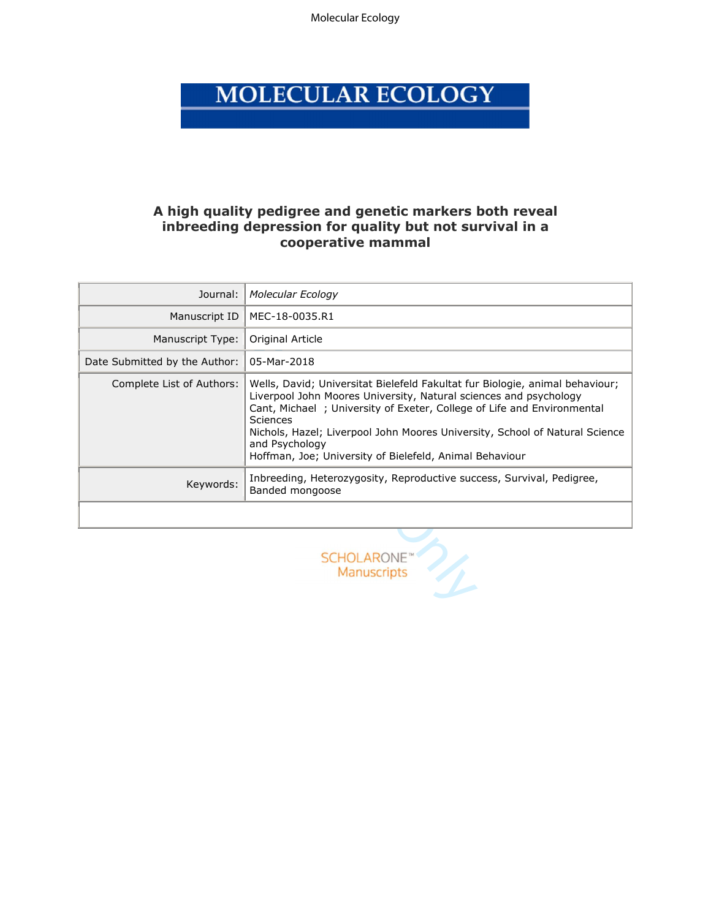# A high quality pedigree and genetic markers both reveal inbreeding depression for quality but not survival in a cooperative mammal

| | |
|---|---|
| Journal: | *Molecular Ecology* |
| Manuscript ID | MEC-18-0035.R1 |
| Manuscript Type: | Original Article |
| Date Submitted by the Author: | 05-Mar-2018 |
| Complete List of Authors: | Wells, David; Universitat Bielefeld Fakultat fur Biologie, animal behaviour; Liverpool John Moores University, Natural sciences and psychology<br>Cant, Michael ; University of Exeter, College of Life and Environmental Sciences<br>Nichols, Hazel; Liverpool John Moores University, School of Natural Science and Psychology<br>Hoffman, Joe; University of Bielefeld, Animal Behaviour |
| Keywords: | Inbreeding, Heterozygosity, Reproductive success, Survival, Pedigree, Banded mongoose |
| | |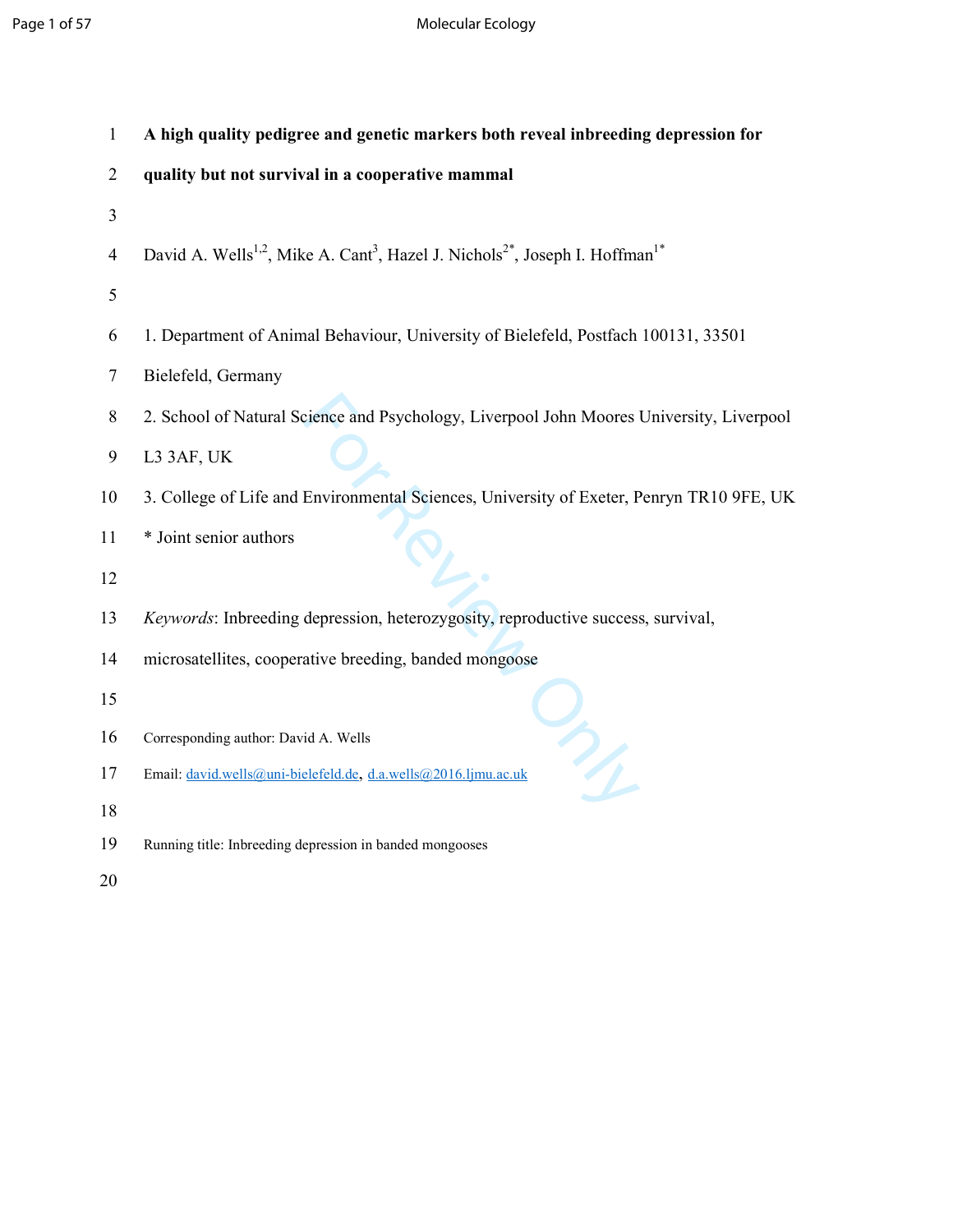# A high quality pedigree and genetic markers both reveal inbreeding depression for quality but not survival in a cooperative mammal

David A. Wells[1,2], Mike A. Cant[3], Hazel J. Nichols[2*], Joseph I. Hoffman[1*]

1. Department of Animal Behaviour, University of Bielefeld, Postfach 100131, 33501 Bielefeld, Germany

2. School of Natural Science and Psychology, Liverpool John Moores University, Liverpool L3 3AF, UK

3. College of Life and Environmental Sciences, University of Exeter, Penryn TR10 9FE, UK

\* Joint senior authors

*Keywords*: Inbreeding depression, heterozygosity, reproductive success, survival, microsatellites, cooperative breeding, banded mongoose

Corresponding author: David A. Wells

Email: david.wells@uni-bielefeld.de, d.a.wells@2016.ljmu.ac.uk

Running title: Inbreeding depression in banded mongooses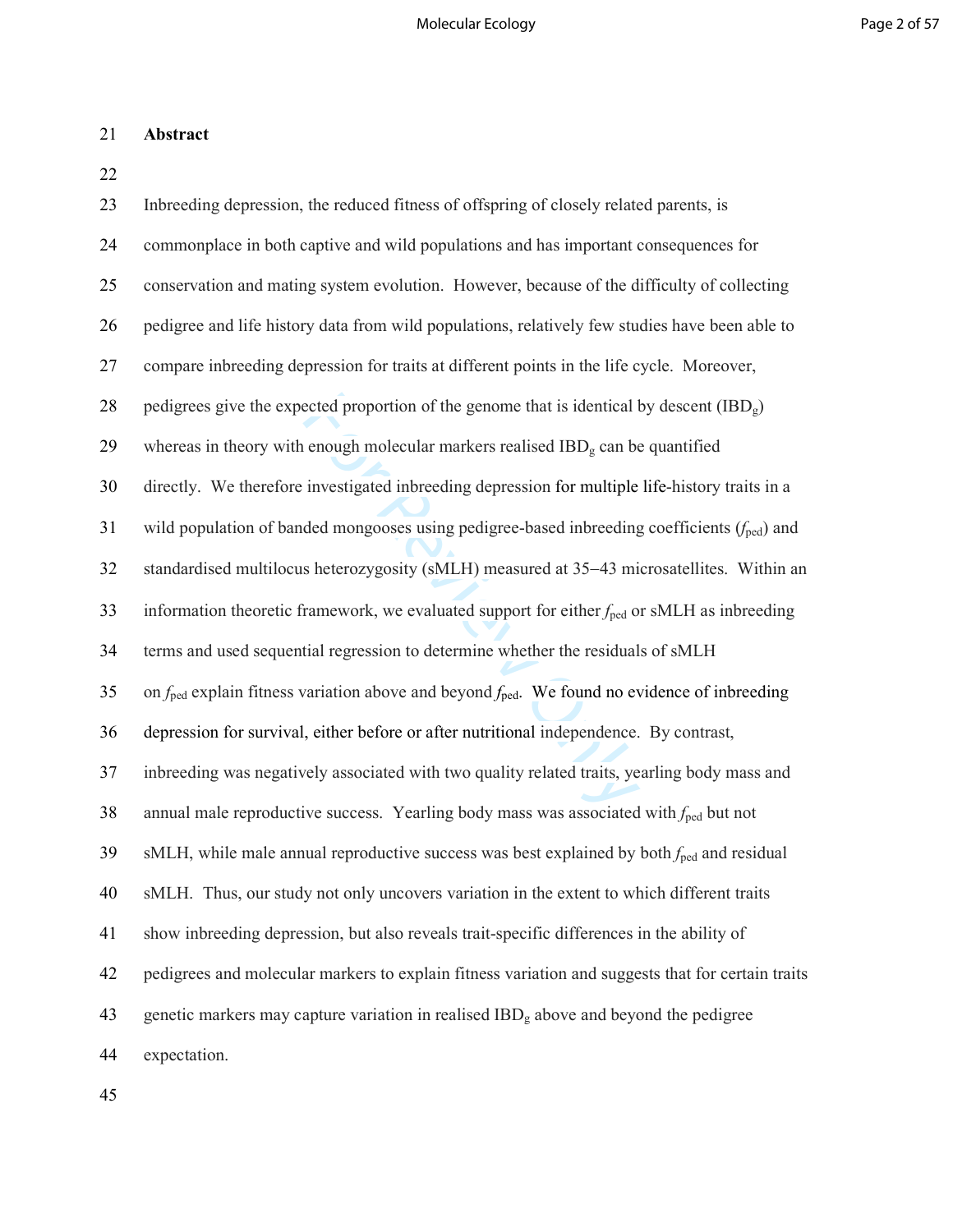## Abstract

Inbreeding depression, the reduced fitness of offspring of closely related parents, is commonplace in both captive and wild populations and has important consequences for conservation and mating system evolution. However, because of the difficulty of collecting pedigree and life history data from wild populations, relatively few studies have been able to compare inbreeding depression for traits at different points in the life cycle. Moreover, pedigrees give the expected proportion of the genome that is identical by descent ($IBD_g$) whereas in theory with enough molecular markers realised $IBD_g$ can be quantified directly. We therefore investigated inbreeding depression for multiple life-history traits in a wild population of banded mongooses using pedigree-based inbreeding coefficients ($f_{ped}$) and standardised multilocus heterozygosity (sMLH) measured at 35–43 microsatellites. Within an information theoretic framework, we evaluated support for either $f_{ped}$ or sMLH as inbreeding terms and used sequential regression to determine whether the residuals of sMLH on $f_{ped}$ explain fitness variation above and beyond $f_{ped}$. We found no evidence of inbreeding depression for survival, either before or after nutritional independence. By contrast, inbreeding was negatively associated with two quality related traits, yearling body mass and annual male reproductive success. Yearling body mass was associated with $f_{ped}$ but not sMLH, while male annual reproductive success was best explained by both $f_{ped}$ and residual sMLH. Thus, our study not only uncovers variation in the extent to which different traits show inbreeding depression, but also reveals trait-specific differences in the ability of pedigrees and molecular markers to explain fitness variation and suggests that for certain traits genetic markers may capture variation in realised $IBD_g$ above and beyond the pedigree expectation.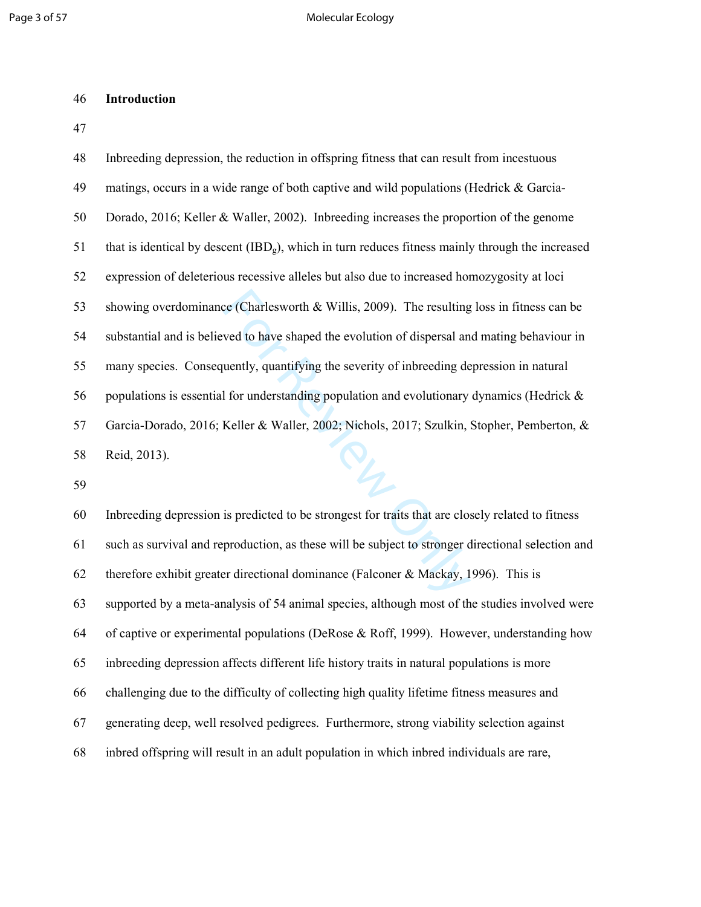## Introduction

Inbreeding depression, the reduction in offspring fitness that can result from incestuous matings, occurs in a wide range of both captive and wild populations (Hedrick & Garcia-Dorado, 2016; Keller & Waller, 2002). Inbreeding increases the proportion of the genome that is identical by descent ($IBD_g$), which in turn reduces fitness mainly through the increased expression of deleterious recessive alleles but also due to increased homozygosity at loci showing overdominance (Charlesworth & Willis, 2009). The resulting loss in fitness can be substantial and is believed to have shaped the evolution of dispersal and mating behaviour in many species. Consequently, quantifying the severity of inbreeding depression in natural populations is essential for understanding population and evolutionary dynamics (Hedrick & Garcia-Dorado, 2016; Keller & Waller, 2002; Nichols, 2017; Szulkin, Stopher, Pemberton, & Reid, 2013).

Inbreeding depression is predicted to be strongest for traits that are closely related to fitness such as survival and reproduction, as these will be subject to stronger directional selection and therefore exhibit greater directional dominance (Falconer & Mackay, 1996). This is supported by a meta-analysis of 54 animal species, although most of the studies involved were of captive or experimental populations (DeRose & Roff, 1999). However, understanding how inbreeding depression affects different life history traits in natural populations is more challenging due to the difficulty of collecting high quality lifetime fitness measures and generating deep, well resolved pedigrees. Furthermore, strong viability selection against inbred offspring will result in an adult population in which inbred individuals are rare,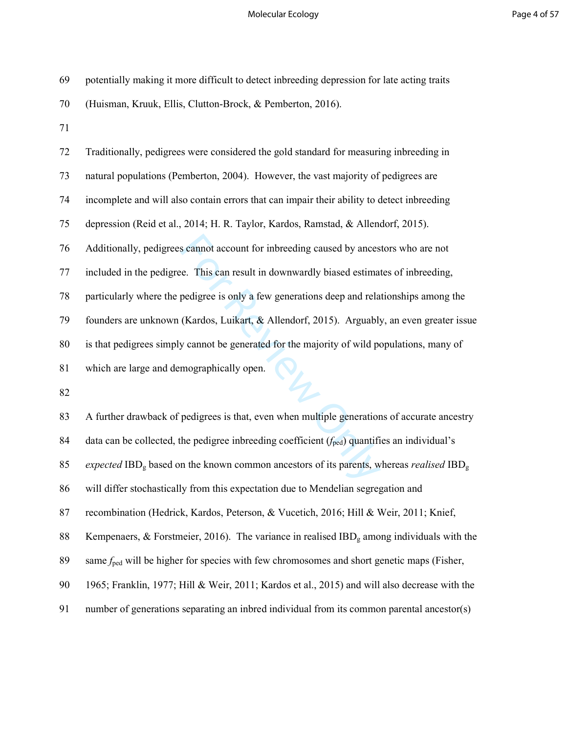potentially making it more difficult to detect inbreeding depression for late acting traits (Huisman, Kruuk, Ellis, Clutton-Brock, & Pemberton, 2016).

Traditionally, pedigrees were considered the gold standard for measuring inbreeding in natural populations (Pemberton, 2004). However, the vast majority of pedigrees are incomplete and will also contain errors that can impair their ability to detect inbreeding depression (Reid et al., 2014; H. R. Taylor, Kardos, Ramstad, & Allendorf, 2015). Additionally, pedigrees cannot account for inbreeding caused by ancestors who are not included in the pedigree. This can result in downwardly biased estimates of inbreeding, particularly where the pedigree is only a few generations deep and relationships among the founders are unknown (Kardos, Luikart, & Allendorf, 2015). Arguably, an even greater issue is that pedigrees simply cannot be generated for the majority of wild populations, many of which are large and demographically open.

A further drawback of pedigrees is that, even when multiple generations of accurate ancestry data can be collected, the pedigree inbreeding coefficient ($f_{ped}$) quantifies an individual's *expected* $IBD_g$ based on the known common ancestors of its parents, whereas *realised* $IBD_g$ will differ stochastically from this expectation due to Mendelian segregation and recombination (Hedrick, Kardos, Peterson, & Vucetich, 2016; Hill & Weir, 2011; Knief, Kempenaers, & Forstmeier, 2016). The variance in realised $IBD_g$ among individuals with the same $f_{ped}$ will be higher for species with few chromosomes and short genetic maps (Fisher, 1965; Franklin, 1977; Hill & Weir, 2011; Kardos et al., 2015) and will also decrease with the number of generations separating an inbred individual from its common parental ancestor(s)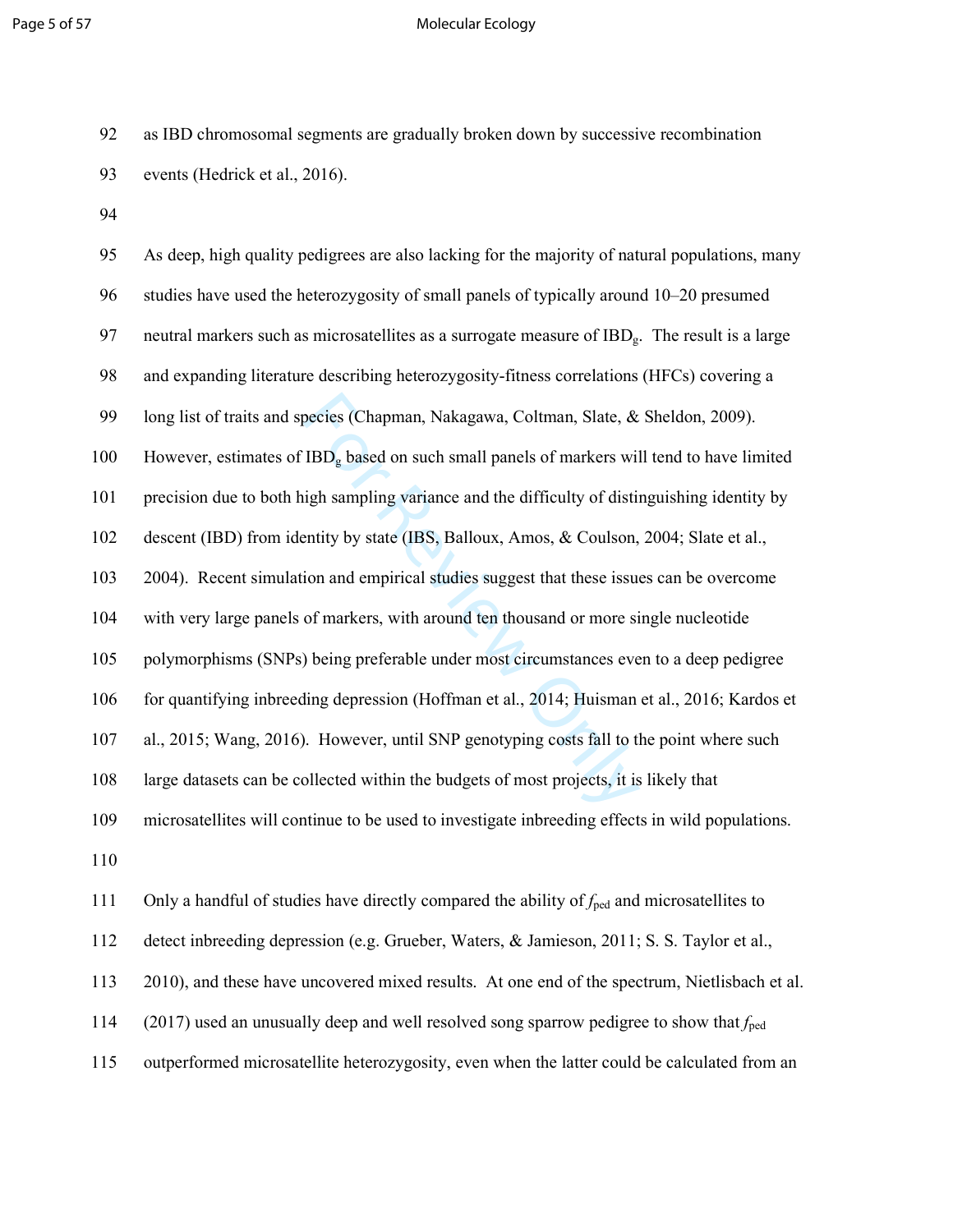as IBD chromosomal segments are gradually broken down by successive recombination events (Hedrick et al., 2016).

As deep, high quality pedigrees are also lacking for the majority of natural populations, many studies have used the heterozygosity of small panels of typically around 10–20 presumed neutral markers such as microsatellites as a surrogate measure of $IBD_g$. The result is a large and expanding literature describing heterozygosity-fitness correlations (HFCs) covering a long list of traits and species (Chapman, Nakagawa, Coltman, Slate, & Sheldon, 2009). However, estimates of $IBD_g$ based on such small panels of markers will tend to have limited precision due to both high sampling variance and the difficulty of distinguishing identity by descent (IBD) from identity by state (IBS, Balloux, Amos, & Coulson, 2004; Slate et al., 2004). Recent simulation and empirical studies suggest that these issues can be overcome with very large panels of markers, with around ten thousand or more single nucleotide polymorphisms (SNPs) being preferable under most circumstances even to a deep pedigree for quantifying inbreeding depression (Hoffman et al., 2014; Huisman et al., 2016; Kardos et al., 2015; Wang, 2016). However, until SNP genotyping costs fall to the point where such large datasets can be collected within the budgets of most projects, it is likely that microsatellites will continue to be used to investigate inbreeding effects in wild populations.

Only a handful of studies have directly compared the ability of $f_{ped}$ and microsatellites to detect inbreeding depression (e.g. Grueber, Waters, & Jamieson, 2011; S. S. Taylor et al., 2010), and these have uncovered mixed results. At one end of the spectrum, Nietlisbach et al. (2017) used an unusually deep and well resolved song sparrow pedigree to show that $f_{ped}$ outperformed microsatellite heterozygosity, even when the latter could be calculated from an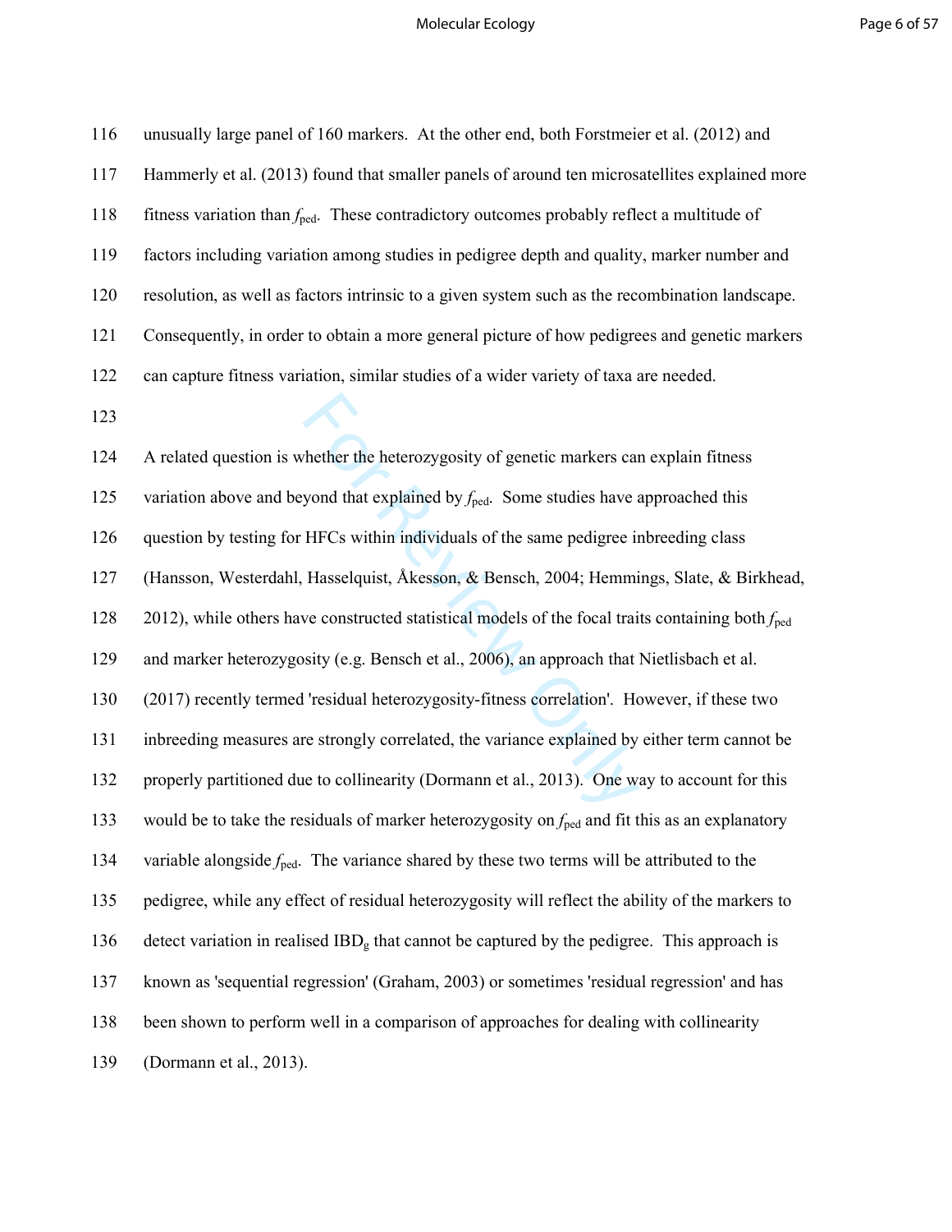unusually large panel of 160 markers. At the other end, both Forstmeier et al. (2012) and Hammerly et al. (2013) found that smaller panels of around ten microsatellites explained more fitness variation than $f_{ped}$. These contradictory outcomes probably reflect a multitude of factors including variation among studies in pedigree depth and quality, marker number and resolution, as well as factors intrinsic to a given system such as the recombination landscape. Consequently, in order to obtain a more general picture of how pedigrees and genetic markers can capture fitness variation, similar studies of a wider variety of taxa are needed.

A related question is whether the heterozygosity of genetic markers can explain fitness variation above and beyond that explained by $f_{ped}$. Some studies have approached this question by testing for HFCs within individuals of the same pedigree inbreeding class (Hansson, Westerdahl, Hasselquist, Åkesson, & Bensch, 2004; Hemmings, Slate, & Birkhead, 2012), while others have constructed statistical models of the focal traits containing both $f_{ped}$ and marker heterozygosity (e.g. Bensch et al., 2006), an approach that Nietlisbach et al. (2017) recently termed 'residual heterozygosity-fitness correlation'. However, if these two inbreeding measures are strongly correlated, the variance explained by either term cannot be properly partitioned due to collinearity (Dormann et al., 2013). One way to account for this would be to take the residuals of marker heterozygosity on $f_{ped}$ and fit this as an explanatory variable alongside $f_{ped}$. The variance shared by these two terms will be attributed to the pedigree, while any effect of residual heterozygosity will reflect the ability of the markers to detect variation in realised $IBD_g$ that cannot be captured by the pedigree. This approach is known as 'sequential regression' (Graham, 2003) or sometimes 'residual regression' and has been shown to perform well in a comparison of approaches for dealing with collinearity (Dormann et al., 2013).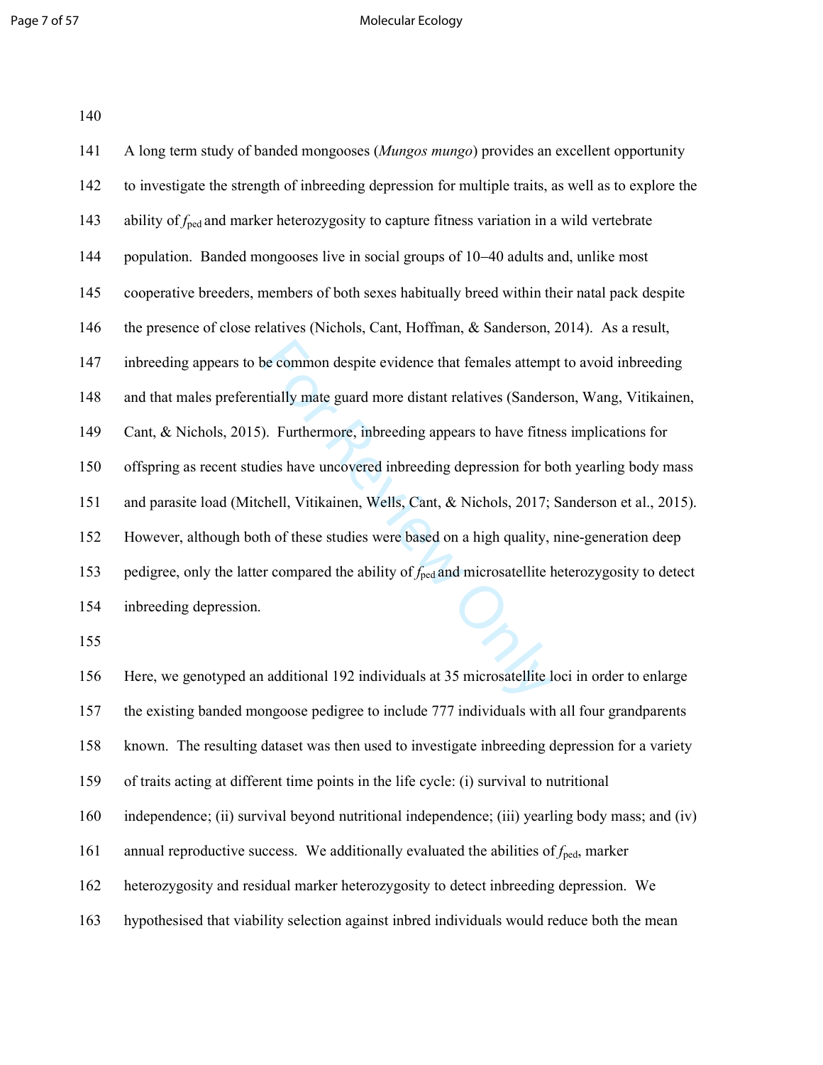A long term study of banded mongooses (*Mungos mungo*) provides an excellent opportunity to investigate the strength of inbreeding depression for multiple traits, as well as to explore the ability of $f_{\text{ped}}$ and marker heterozygosity to capture fitness variation in a wild vertebrate population. Banded mongooses live in social groups of 10–40 adults and, unlike most cooperative breeders, members of both sexes habitually breed within their natal pack despite the presence of close relatives (Nichols, Cant, Hoffman, & Sanderson, 2014). As a result, inbreeding appears to be common despite evidence that females attempt to avoid inbreeding and that males preferentially mate guard more distant relatives (Sanderson, Wang, Vitikainen, Cant, & Nichols, 2015). Furthermore, inbreeding appears to have fitness implications for offspring as recent studies have uncovered inbreeding depression for both yearling body mass and parasite load (Mitchell, Vitikainen, Wells, Cant, & Nichols, 2017; Sanderson et al., 2015). However, although both of these studies were based on a high quality, nine-generation deep pedigree, only the latter compared the ability of $f_{\text{ped}}$ and microsatellite heterozygosity to detect inbreeding depression.

Here, we genotyped an additional 192 individuals at 35 microsatellite loci in order to enlarge the existing banded mongoose pedigree to include 777 individuals with all four grandparents known. The resulting dataset was then used to investigate inbreeding depression for a variety of traits acting at different time points in the life cycle: (i) survival to nutritional independence; (ii) survival beyond nutritional independence; (iii) yearling body mass; and (iv) annual reproductive success. We additionally evaluated the abilities of $f_{\text{ped}}$, marker heterozygosity and residual marker heterozygosity to detect inbreeding depression. We hypothesised that viability selection against inbred individuals would reduce both the mean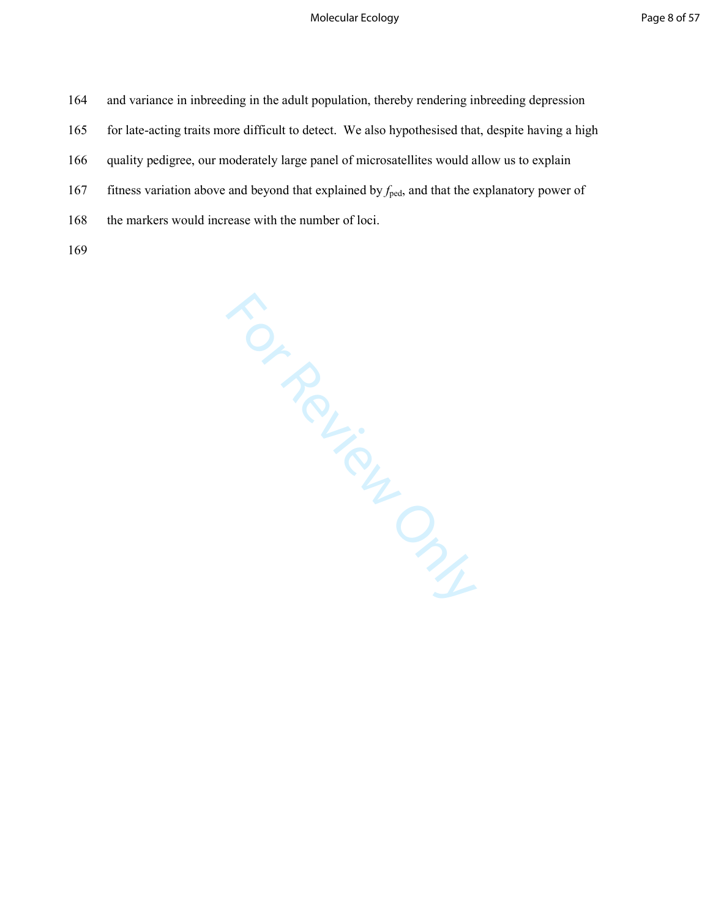and variance in inbreeding in the adult population, thereby rendering inbreeding depression for late-acting traits more difficult to detect. We also hypothesised that, despite having a high quality pedigree, our moderately large panel of microsatellites would allow us to explain fitness variation above and beyond that explained by $f_{ped}$, and that the explanatory power of the markers would increase with the number of loci.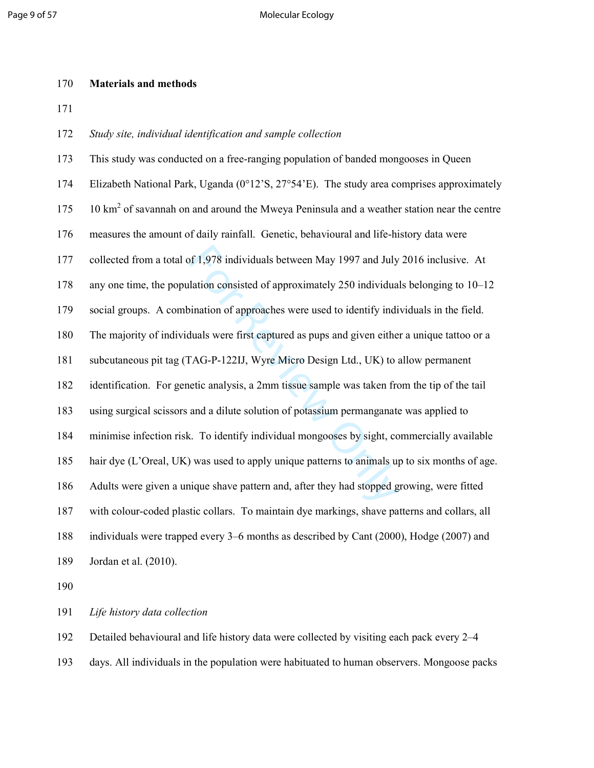## Materials and methods

### *Study site, individual identification and sample collection*

This study was conducted on a free-ranging population of banded mongooses in Queen Elizabeth National Park, Uganda (0°12'S, 27°54'E). The study area comprises approximately 10 km$^2$ of savannah on and around the Mweya Peninsula and a weather station near the centre measures the amount of daily rainfall. Genetic, behavioural and life-history data were collected from a total of 1,978 individuals between May 1997 and July 2016 inclusive. At any one time, the population consisted of approximately 250 individuals belonging to 10–12 social groups. A combination of approaches were used to identify individuals in the field. The majority of individuals were first captured as pups and given either a unique tattoo or a subcutaneous pit tag (TAG-P-122IJ, Wyre Micro Design Ltd., UK) to allow permanent identification. For genetic analysis, a 2mm tissue sample was taken from the tip of the tail using surgical scissors and a dilute solution of potassium permanganate was applied to minimise infection risk. To identify individual mongooses by sight, commercially available hair dye (L'Oreal, UK) was used to apply unique patterns to animals up to six months of age. Adults were given a unique shave pattern and, after they had stopped growing, were fitted with colour-coded plastic collars. To maintain dye markings, shave patterns and collars, all individuals were trapped every 3–6 months as described by Cant (2000), Hodge (2007) and Jordan et al. (2010).

### *Life history data collection*

Detailed behavioural and life history data were collected by visiting each pack every 2–4 days. All individuals in the population were habituated to human observers. Mongoose packs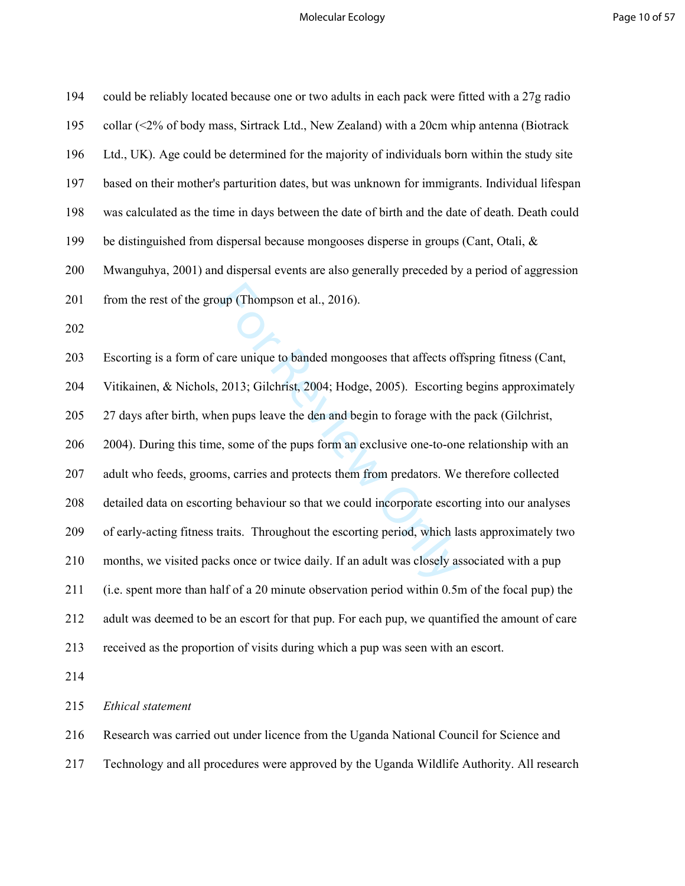could be reliably located because one or two adults in each pack were fitted with a 27g radio collar (<2% of body mass, Sirtrack Ltd., New Zealand) with a 20cm whip antenna (Biotrack Ltd., UK). Age could be determined for the majority of individuals born within the study site based on their mother's parturition dates, but was unknown for immigrants. Individual lifespan was calculated as the time in days between the date of birth and the date of death. Death could be distinguished from dispersal because mongooses disperse in groups (Cant, Otali, & Mwanguhya, 2001) and dispersal events are also generally preceded by a period of aggression from the rest of the group (Thompson et al., 2016).

Escorting is a form of care unique to banded mongooses that affects offspring fitness (Cant, Vitikainen, & Nichols, 2013; Gilchrist, 2004; Hodge, 2005). Escorting begins approximately 27 days after birth, when pups leave the den and begin to forage with the pack (Gilchrist, 2004). During this time, some of the pups form an exclusive one-to-one relationship with an adult who feeds, grooms, carries and protects them from predators. We therefore collected detailed data on escorting behaviour so that we could incorporate escorting into our analyses of early-acting fitness traits. Throughout the escorting period, which lasts approximately two months, we visited packs once or twice daily. If an adult was closely associated with a pup (i.e. spent more than half of a 20 minute observation period within 0.5m of the focal pup) the adult was deemed to be an escort for that pup. For each pup, we quantified the amount of care received as the proportion of visits during which a pup was seen with an escort.

*Ethical statement*

Research was carried out under licence from the Uganda National Council for Science and Technology and all procedures were approved by the Uganda Wildlife Authority. All research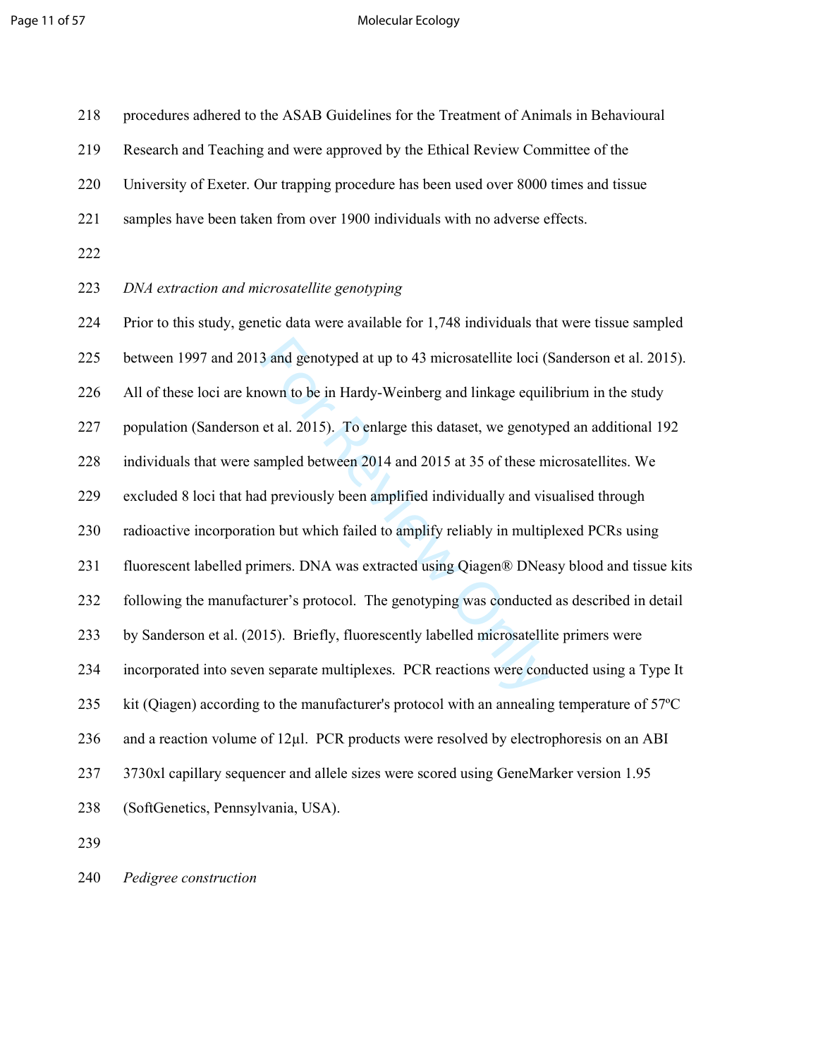procedures adhered to the ASAB Guidelines for the Treatment of Animals in Behavioural Research and Teaching and were approved by the Ethical Review Committee of the University of Exeter. Our trapping procedure has been used over 8000 times and tissue samples have been taken from over 1900 individuals with no adverse effects.

*DNA extraction and microsatellite genotyping*

Prior to this study, genetic data were available for 1,748 individuals that were tissue sampled between 1997 and 2013 and genotyped at up to 43 microsatellite loci (Sanderson et al. 2015). All of these loci are known to be in Hardy-Weinberg and linkage equilibrium in the study population (Sanderson et al. 2015). To enlarge this dataset, we genotyped an additional 192 individuals that were sampled between 2014 and 2015 at 35 of these microsatellites. We excluded 8 loci that had previously been amplified individually and visualised through radioactive incorporation but which failed to amplify reliably in multiplexed PCRs using fluorescent labelled primers. DNA was extracted using Qiagen® DNeasy blood and tissue kits following the manufacturer's protocol. The genotyping was conducted as described in detail by Sanderson et al. (2015). Briefly, fluorescently labelled microsatellite primers were incorporated into seven separate multiplexes. PCR reactions were conducted using a Type It kit (Qiagen) according to the manufacturer's protocol with an annealing temperature of 57ºC and a reaction volume of 12µl. PCR products were resolved by electrophoresis on an ABI 3730xl capillary sequencer and allele sizes were scored using GeneMarker version 1.95 (SoftGenetics, Pennsylvania, USA).

*Pedigree construction*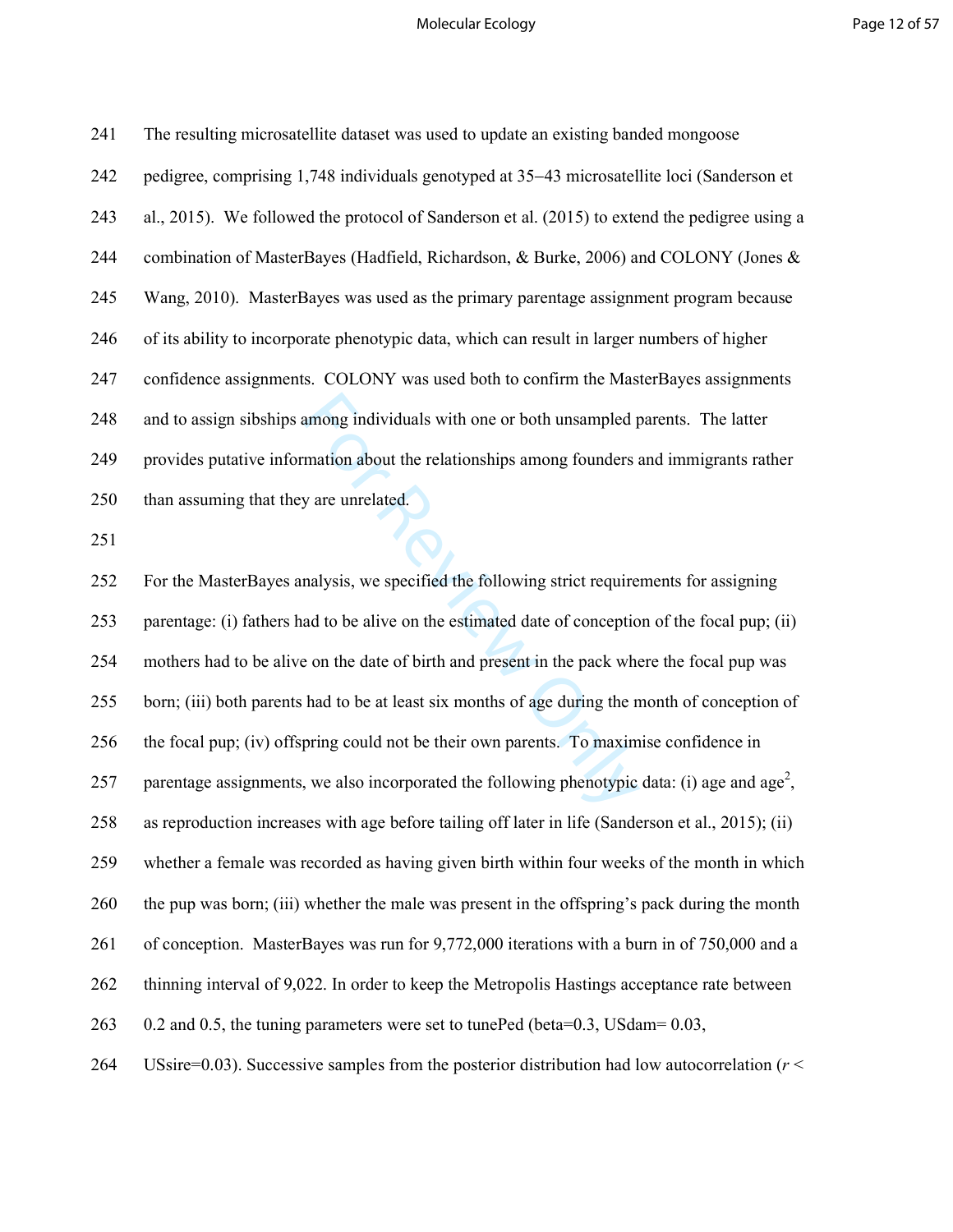The resulting microsatellite dataset was used to update an existing banded mongoose pedigree, comprising 1,748 individuals genotyped at 35–43 microsatellite loci (Sanderson et al., 2015). We followed the protocol of Sanderson et al. (2015) to extend the pedigree using a combination of MasterBayes (Hadfield, Richardson, & Burke, 2006) and COLONY (Jones & Wang, 2010). MasterBayes was used as the primary parentage assignment program because of its ability to incorporate phenotypic data, which can result in larger numbers of higher confidence assignments. COLONY was used both to confirm the MasterBayes assignments and to assign sibships among individuals with one or both unsampled parents. The latter provides putative information about the relationships among founders and immigrants rather than assuming that they are unrelated.

For the MasterBayes analysis, we specified the following strict requirements for assigning parentage: (i) fathers had to be alive on the estimated date of conception of the focal pup; (ii) mothers had to be alive on the date of birth and present in the pack where the focal pup was born; (iii) both parents had to be at least six months of age during the month of conception of the focal pup; (iv) offspring could not be their own parents. To maximise confidence in parentage assignments, we also incorporated the following phenotypic data: (i) age and age$^2$, as reproduction increases with age before tailing off later in life (Sanderson et al., 2015); (ii) whether a female was recorded as having given birth within four weeks of the month in which the pup was born; (iii) whether the male was present in the offspring's pack during the month of conception. MasterBayes was run for 9,772,000 iterations with a burn in of 750,000 and a thinning interval of 9,022. In order to keep the Metropolis Hastings acceptance rate between 0.2 and 0.5, the tuning parameters were set to tunePed (beta=0.3, USdam= 0.03, USsire=0.03). Successive samples from the posterior distribution had low autocorrelation ($r <$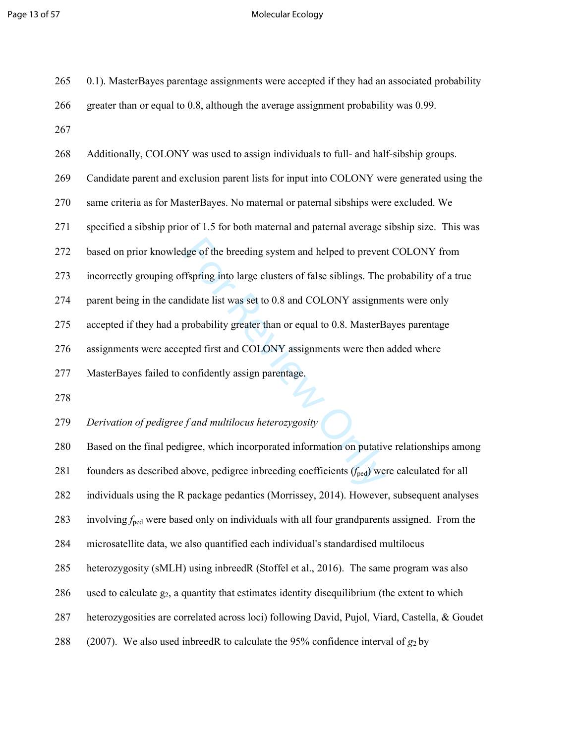0.1). MasterBayes parentage assignments were accepted if they had an associated probability greater than or equal to 0.8, although the average assignment probability was 0.99.

Additionally, COLONY was used to assign individuals to full- and half-sibship groups. Candidate parent and exclusion parent lists for input into COLONY were generated using the same criteria as for MasterBayes. No maternal or paternal sibships were excluded. We specified a sibship prior of 1.5 for both maternal and paternal average sibship size. This was based on prior knowledge of the breeding system and helped to prevent COLONY from incorrectly grouping offspring into large clusters of false siblings. The probability of a true parent being in the candidate list was set to 0.8 and COLONY assignments were only accepted if they had a probability greater than or equal to 0.8. MasterBayes parentage assignments were accepted first and COLONY assignments were then added where MasterBayes failed to confidently assign parentage.

*Derivation of pedigree f and multilocus heterozygosity*

Based on the final pedigree, which incorporated information on putative relationships among founders as described above, pedigree inbreeding coefficients ($f_{ped}$) were calculated for all individuals using the R package pedantics (Morrissey, 2014). However, subsequent analyses involving $f_{ped}$ were based only on individuals with all four grandparents assigned. From the microsatellite data, we also quantified each individual's standardised multilocus heterozygosity (sMLH) using inbreedR (Stoffel et al., 2016). The same program was also used to calculate $g_2$, a quantity that estimates identity disequilibrium (the extent to which heterozygosities are correlated across loci) following David, Pujol, Viard, Castella, & Goudet (2007). We also used inbreedR to calculate the 95% confidence interval of $g_2$ by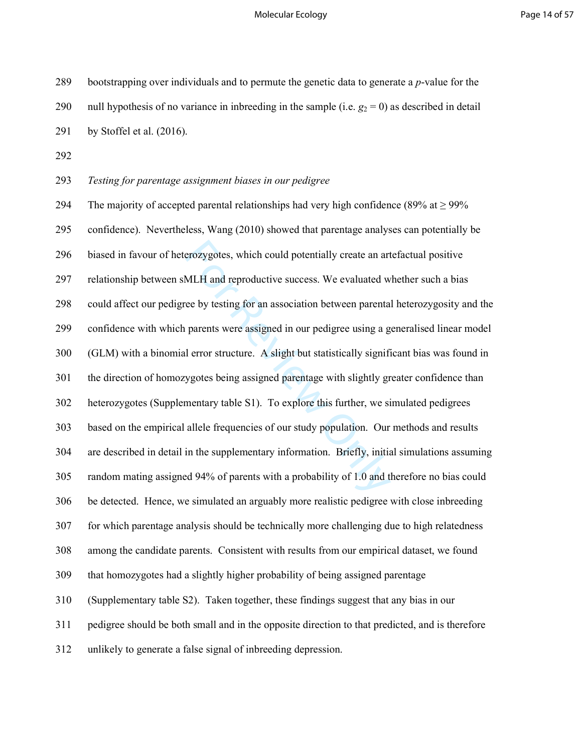bootstrapping over individuals and to permute the genetic data to generate a *p*-value for the null hypothesis of no variance in inbreeding in the sample (i.e. $g_2 = 0$) as described in detail by Stoffel et al. (2016).

*Testing for parentage assignment biases in our pedigree*

The majority of accepted parental relationships had very high confidence (89% at ≥ 99% confidence). Nevertheless, Wang (2010) showed that parentage analyses can potentially be biased in favour of heterozygotes, which could potentially create an artefactual positive relationship between sMLH and reproductive success. We evaluated whether such a bias could affect our pedigree by testing for an association between parental heterozygosity and the confidence with which parents were assigned in our pedigree using a generalised linear model (GLM) with a binomial error structure. A slight but statistically significant bias was found in the direction of homozygotes being assigned parentage with slightly greater confidence than heterozygotes (Supplementary table S1). To explore this further, we simulated pedigrees based on the empirical allele frequencies of our study population. Our methods and results are described in detail in the supplementary information. Briefly, initial simulations assuming random mating assigned 94% of parents with a probability of 1.0 and therefore no bias could be detected. Hence, we simulated an arguably more realistic pedigree with close inbreeding for which parentage analysis should be technically more challenging due to high relatedness among the candidate parents. Consistent with results from our empirical dataset, we found that homozygotes had a slightly higher probability of being assigned parentage (Supplementary table S2). Taken together, these findings suggest that any bias in our pedigree should be both small and in the opposite direction to that predicted, and is therefore unlikely to generate a false signal of inbreeding depression.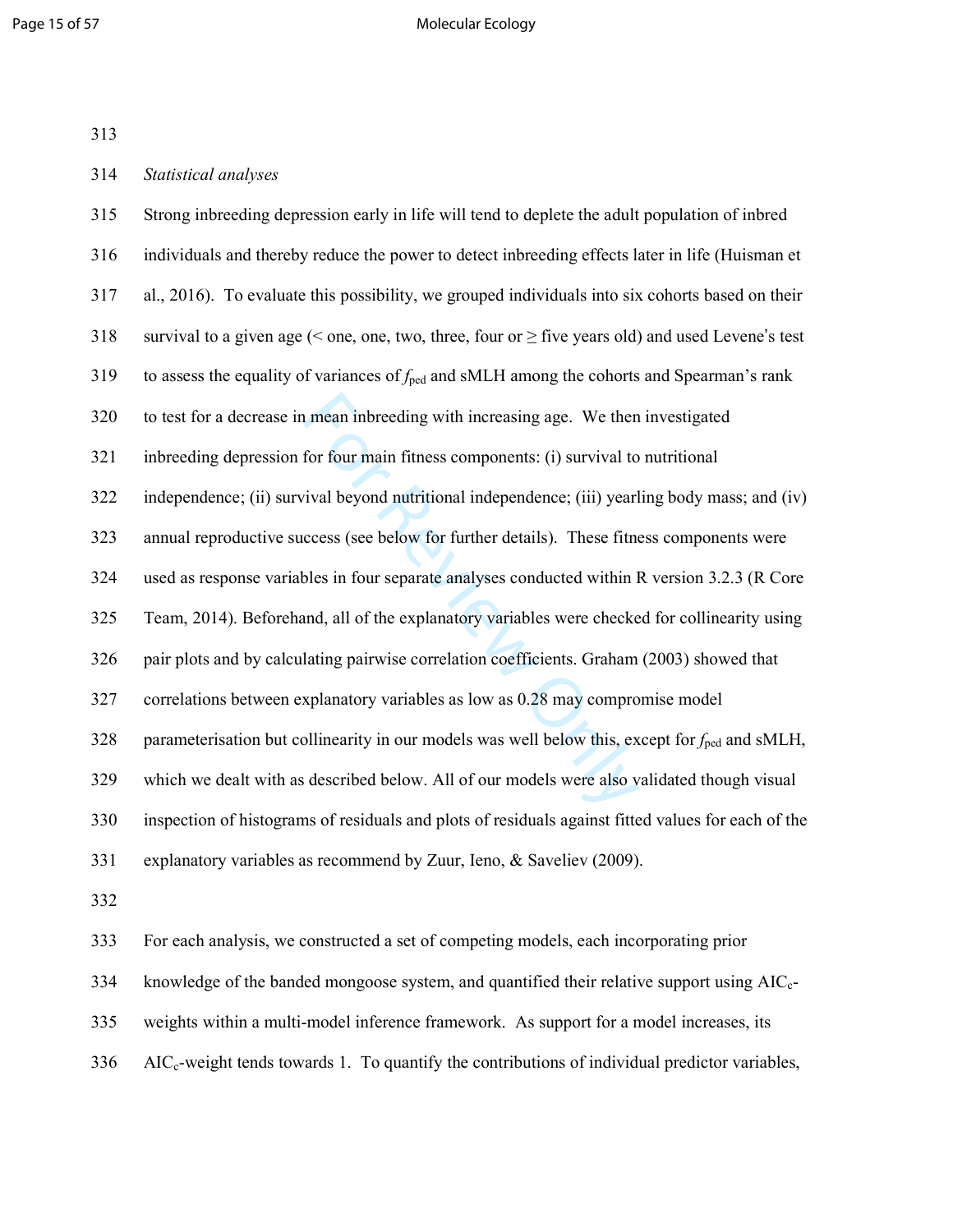*Statistical analyses*

Strong inbreeding depression early in life will tend to deplete the adult population of inbred individuals and thereby reduce the power to detect inbreeding effects later in life (Huisman et al., 2016). To evaluate this possibility, we grouped individuals into six cohorts based on their survival to a given age (< one, one, two, three, four or ≥ five years old) and used Levene's test to assess the equality of variances of $f_{ped}$ and sMLH among the cohorts and Spearman's rank to test for a decrease in mean inbreeding with increasing age. We then investigated inbreeding depression for four main fitness components: (i) survival to nutritional independence; (ii) survival beyond nutritional independence; (iii) yearling body mass; and (iv) annual reproductive success (see below for further details). These fitness components were used as response variables in four separate analyses conducted within R version 3.2.3 (R Core Team, 2014). Beforehand, all of the explanatory variables were checked for collinearity using pair plots and by calculating pairwise correlation coefficients. Graham (2003) showed that correlations between explanatory variables as low as 0.28 may compromise model parameterisation but collinearity in our models was well below this, except for $f_{ped}$ and sMLH, which we dealt with as described below. All of our models were also validated though visual inspection of histograms of residuals and plots of residuals against fitted values for each of the explanatory variables as recommend by Zuur, Ieno, & Saveliev (2009).

For each analysis, we constructed a set of competing models, each incorporating prior knowledge of the banded mongoose system, and quantified their relative support using $AIC_c$-weights within a multi-model inference framework. As support for a model increases, its $AIC_c$-weight tends towards 1. To quantify the contributions of individual predictor variables,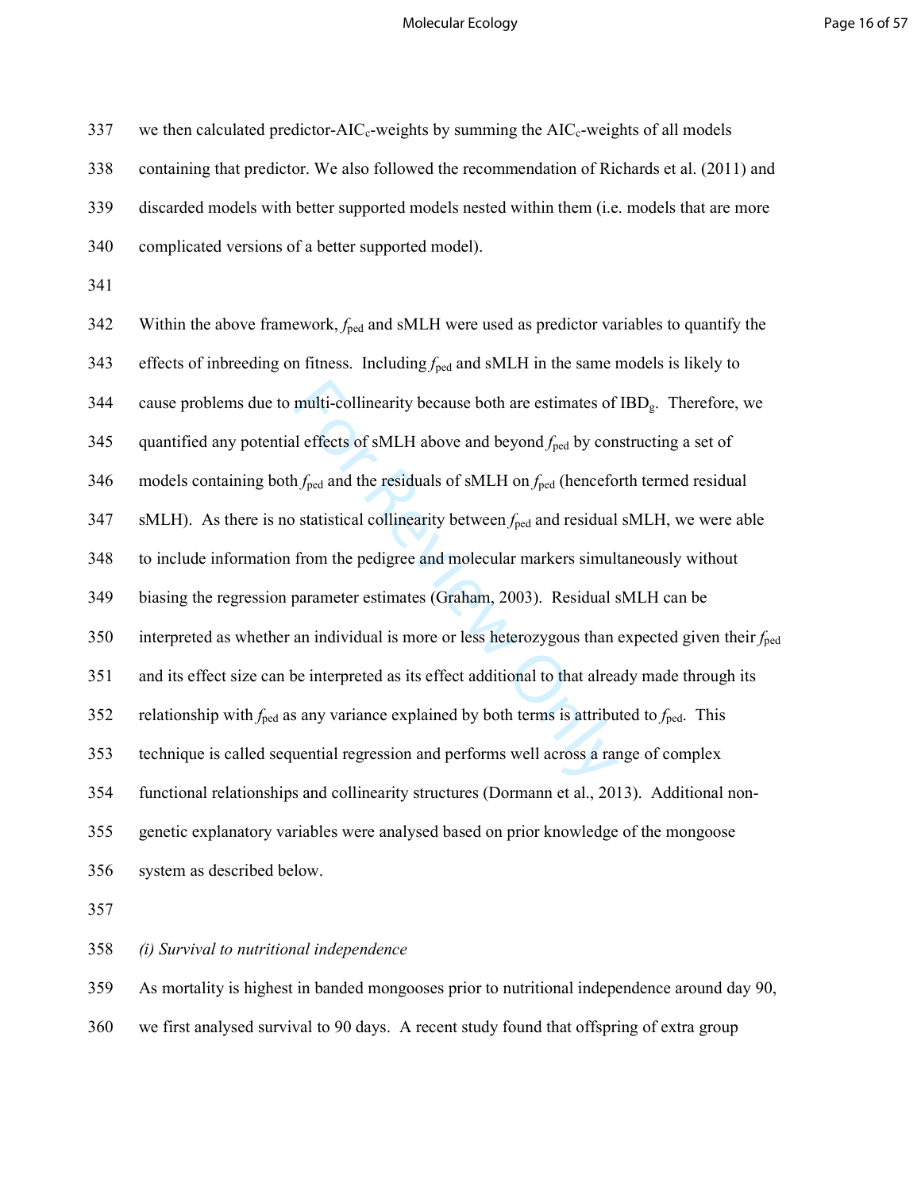we then calculated predictor-$AIC_c$-weights by summing the $AIC_c$-weights of all models containing that predictor. We also followed the recommendation of Richards et al. (2011) and discarded models with better supported models nested within them (i.e. models that are more complicated versions of a better supported model).

Within the above framework, $f_{ped}$ and sMLH were used as predictor variables to quantify the effects of inbreeding on fitness. Including $f_{ped}$ and sMLH in the same models is likely to cause problems due to multi-collinearity because both are estimates of $IBD_g$. Therefore, we quantified any potential effects of sMLH above and beyond $f_{ped}$ by constructing a set of models containing both $f_{ped}$ and the residuals of sMLH on $f_{ped}$ (henceforth termed residual sMLH). As there is no statistical collinearity between $f_{ped}$ and residual sMLH, we were able to include information from the pedigree and molecular markers simultaneously without biasing the regression parameter estimates (Graham, 2003). Residual sMLH can be interpreted as whether an individual is more or less heterozygous than expected given their $f_{ped}$ and its effect size can be interpreted as its effect additional to that already made through its relationship with $f_{ped}$ as any variance explained by both terms is attributed to $f_{ped}$. This technique is called sequential regression and performs well across a range of complex functional relationships and collinearity structures (Dormann et al., 2013). Additional non-genetic explanatory variables were analysed based on prior knowledge of the mongoose system as described below.

*(i) Survival to nutritional independence*

As mortality is highest in banded mongooses prior to nutritional independence around day 90, we first analysed survival to 90 days. A recent study found that offspring of extra group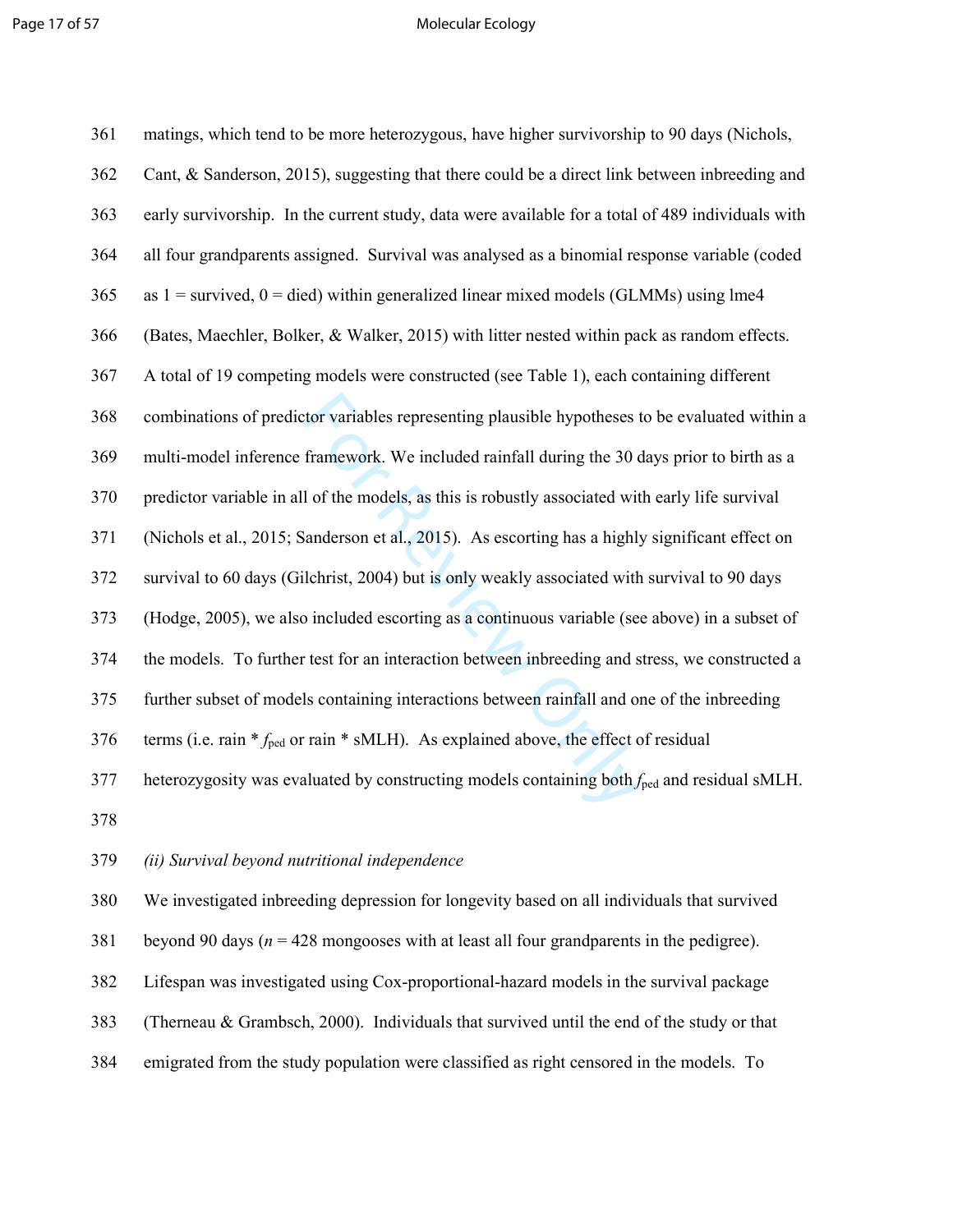matings, which tend to be more heterozygous, have higher survivorship to 90 days (Nichols, Cant, & Sanderson, 2015), suggesting that there could be a direct link between inbreeding and early survivorship. In the current study, data were available for a total of 489 individuals with all four grandparents assigned. Survival was analysed as a binomial response variable (coded as 1 = survived, 0 = died) within generalized linear mixed models (GLMMs) using lme4 (Bates, Maechler, Bolker, & Walker, 2015) with litter nested within pack as random effects. A total of 19 competing models were constructed (see Table 1), each containing different combinations of predictor variables representing plausible hypotheses to be evaluated within a multi-model inference framework. We included rainfall during the 30 days prior to birth as a predictor variable in all of the models, as this is robustly associated with early life survival (Nichols et al., 2015; Sanderson et al., 2015). As escorting has a highly significant effect on survival to 60 days (Gilchrist, 2004) but is only weakly associated with survival to 90 days (Hodge, 2005), we also included escorting as a continuous variable (see above) in a subset of the models. To further test for an interaction between inbreeding and stress, we constructed a further subset of models containing interactions between rainfall and one of the inbreeding terms (i.e. rain * $f_{\text{ped}}$ or rain * sMLH). As explained above, the effect of residual heterozygosity was evaluated by constructing models containing both $f_{\text{ped}}$ and residual sMLH.

*(ii) Survival beyond nutritional independence*

We investigated inbreeding depression for longevity based on all individuals that survived beyond 90 days (*n* = 428 mongooses with at least all four grandparents in the pedigree). Lifespan was investigated using Cox-proportional-hazard models in the survival package (Therneau & Grambsch, 2000). Individuals that survived until the end of the study or that emigrated from the study population were classified as right censored in the models. To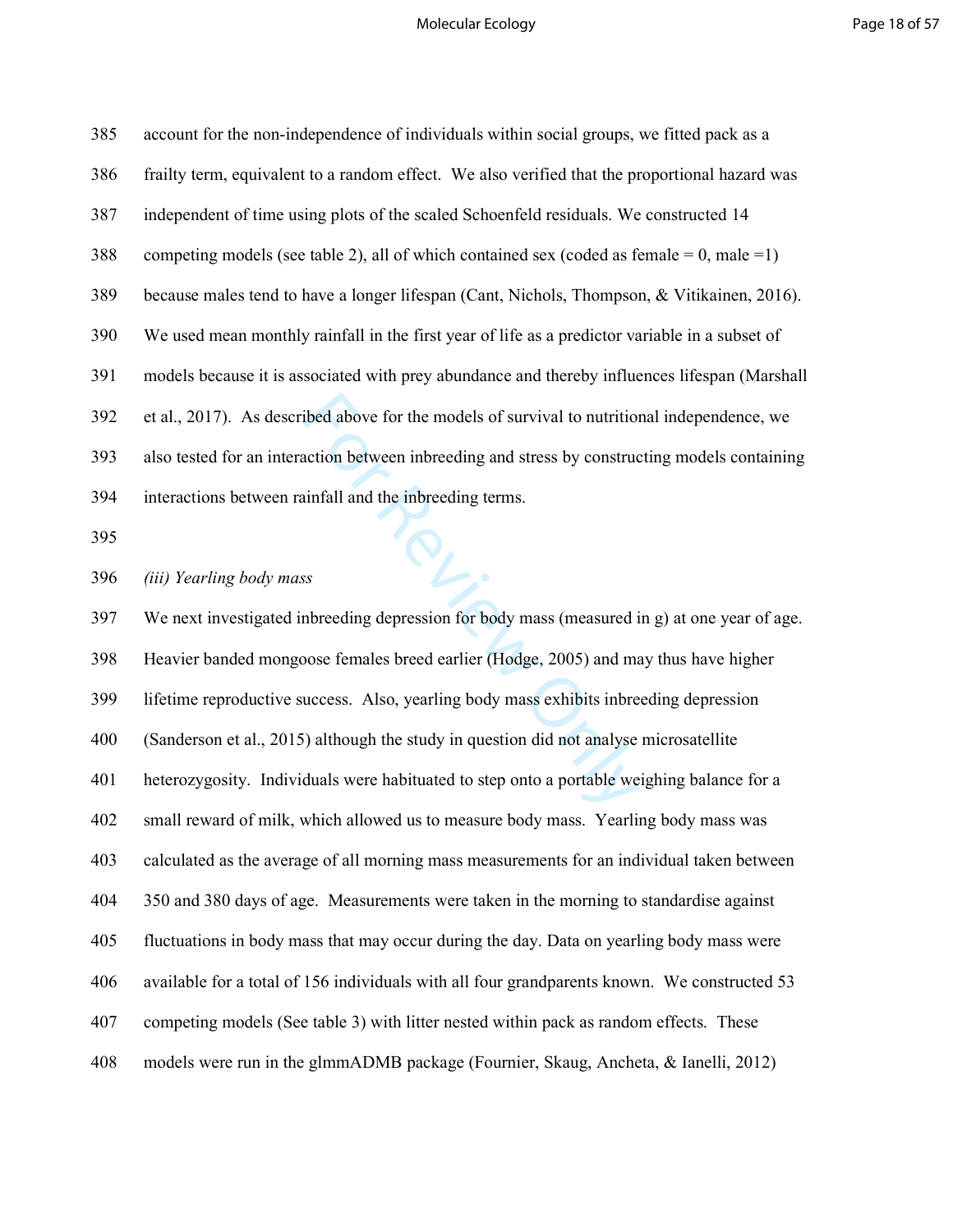account for the non-independence of individuals within social groups, we fitted pack as a frailty term, equivalent to a random effect. We also verified that the proportional hazard was independent of time using plots of the scaled Schoenfeld residuals. We constructed 14 competing models (see table 2), all of which contained sex (coded as female = 0, male =1) because males tend to have a longer lifespan (Cant, Nichols, Thompson, & Vitikainen, 2016). We used mean monthly rainfall in the first year of life as a predictor variable in a subset of models because it is associated with prey abundance and thereby influences lifespan (Marshall et al., 2017). As described above for the models of survival to nutritional independence, we also tested for an interaction between inbreeding and stress by constructing models containing interactions between rainfall and the inbreeding terms.

*(iii) Yearling body mass*

We next investigated inbreeding depression for body mass (measured in g) at one year of age. Heavier banded mongoose females breed earlier (Hodge, 2005) and may thus have higher lifetime reproductive success. Also, yearling body mass exhibits inbreeding depression (Sanderson et al., 2015) although the study in question did not analyse microsatellite heterozygosity. Individuals were habituated to step onto a portable weighing balance for a small reward of milk, which allowed us to measure body mass. Yearling body mass was calculated as the average of all morning mass measurements for an individual taken between 350 and 380 days of age. Measurements were taken in the morning to standardise against fluctuations in body mass that may occur during the day. Data on yearling body mass were available for a total of 156 individuals with all four grandparents known. We constructed 53 competing models (See table 3) with litter nested within pack as random effects. These models were run in the glmmADMB package (Fournier, Skaug, Ancheta, & Ianelli, 2012)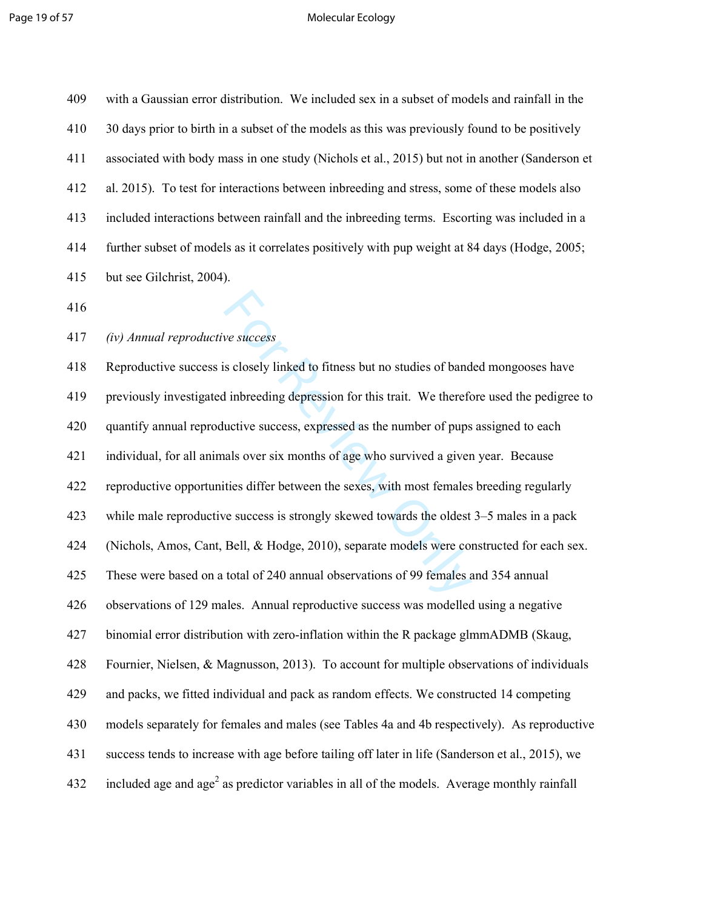with a Gaussian error distribution. We included sex in a subset of models and rainfall in the 30 days prior to birth in a subset of the models as this was previously found to be positively associated with body mass in one study (Nichols et al., 2015) but not in another (Sanderson et al. 2015). To test for interactions between inbreeding and stress, some of these models also included interactions between rainfall and the inbreeding terms. Escorting was included in a further subset of models as it correlates positively with pup weight at 84 days (Hodge, 2005; but see Gilchrist, 2004).

*(iv) Annual reproductive success*

Reproductive success is closely linked to fitness but no studies of banded mongooses have previously investigated inbreeding depression for this trait. We therefore used the pedigree to quantify annual reproductive success, expressed as the number of pups assigned to each individual, for all animals over six months of age who survived a given year. Because reproductive opportunities differ between the sexes, with most females breeding regularly while male reproductive success is strongly skewed towards the oldest 3–5 males in a pack (Nichols, Amos, Cant, Bell, & Hodge, 2010), separate models were constructed for each sex. These were based on a total of 240 annual observations of 99 females and 354 annual observations of 129 males. Annual reproductive success was modelled using a negative binomial error distribution with zero-inflation within the R package glmmADMB (Skaug, Fournier, Nielsen, & Magnusson, 2013). To account for multiple observations of individuals and packs, we fitted individual and pack as random effects. We constructed 14 competing models separately for females and males (see Tables 4a and 4b respectively). As reproductive success tends to increase with age before tailing off later in life (Sanderson et al., 2015), we included age and age$^2$ as predictor variables in all of the models. Average monthly rainfall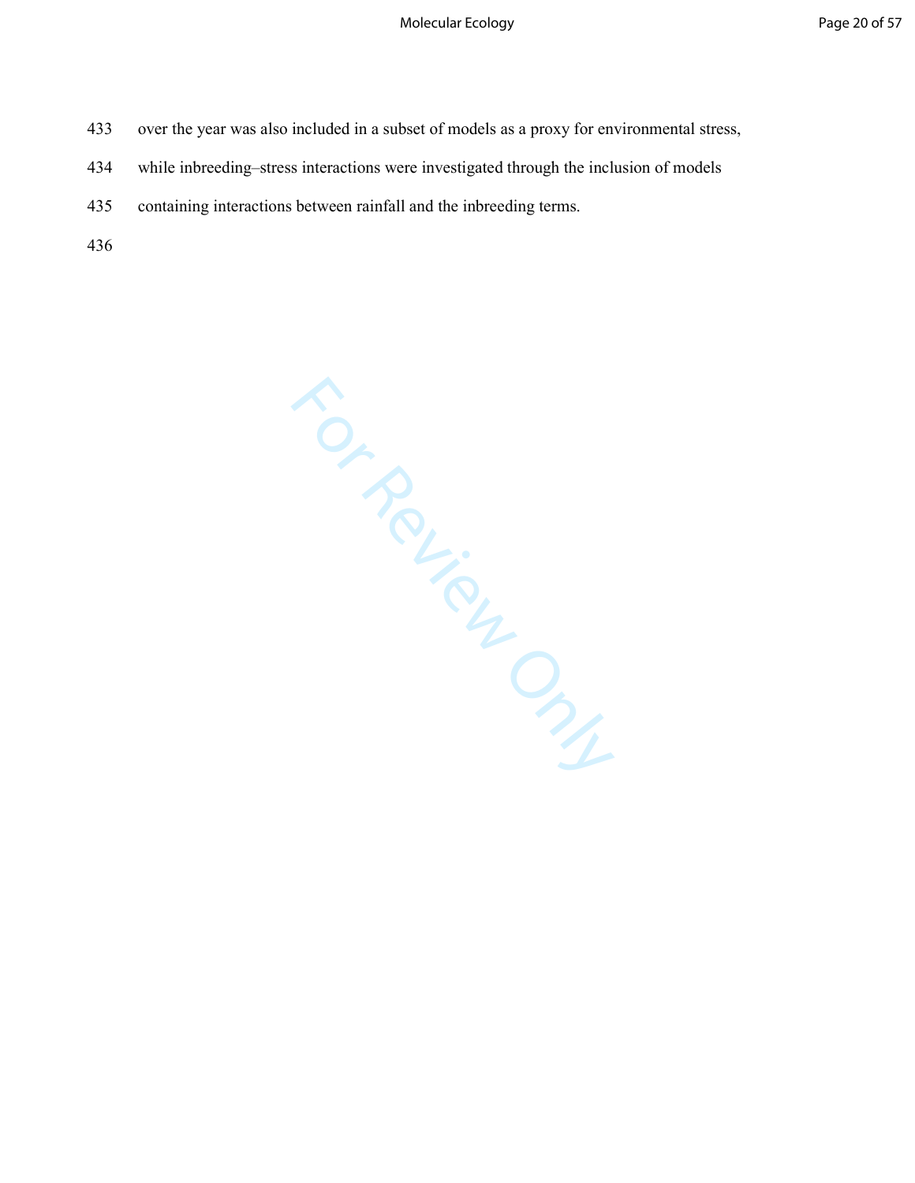over the year was also included in a subset of models as a proxy for environmental stress, while inbreeding–stress interactions were investigated through the inclusion of models containing interactions between rainfall and the inbreeding terms.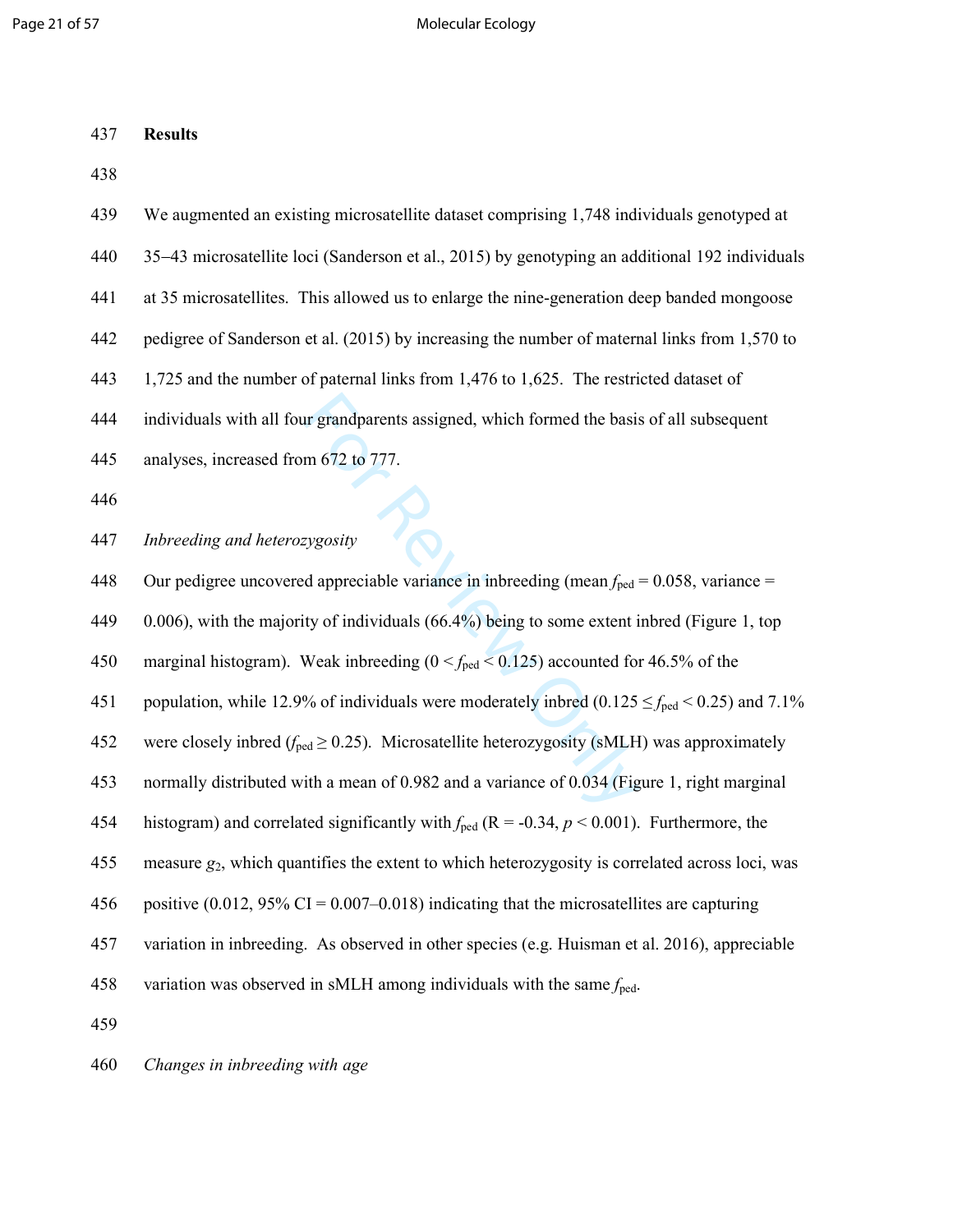**Results**

We augmented an existing microsatellite dataset comprising 1,748 individuals genotyped at 35–43 microsatellite loci (Sanderson et al., 2015) by genotyping an additional 192 individuals at 35 microsatellites. This allowed us to enlarge the nine-generation deep banded mongoose pedigree of Sanderson et al. (2015) by increasing the number of maternal links from 1,570 to 1,725 and the number of paternal links from 1,476 to 1,625. The restricted dataset of individuals with all four grandparents assigned, which formed the basis of all subsequent analyses, increased from 672 to 777.

*Inbreeding and heterozygosity*

Our pedigree uncovered appreciable variance in inbreeding (mean $f_{ped}$ = 0.058, variance = 0.006), with the majority of individuals (66.4%) being to some extent inbred (Figure 1, top marginal histogram). Weak inbreeding ($0 < f_{ped} < 0.125$) accounted for 46.5% of the population, while 12.9% of individuals were moderately inbred ($0.125 \leq f_{ped} < 0.25$) and 7.1% were closely inbred ($f_{ped} \geq 0.25$). Microsatellite heterozygosity (sMLH) was approximately normally distributed with a mean of 0.982 and a variance of 0.034 (Figure 1, right marginal histogram) and correlated significantly with $f_{ped}$ (R = -0.34, $p < 0.001$). Furthermore, the measure $g_2$, which quantifies the extent to which heterozygosity is correlated across loci, was positive (0.012, 95% CI = 0.007–0.018) indicating that the microsatellites are capturing variation in inbreeding. As observed in other species (e.g. Huisman et al. 2016), appreciable variation was observed in sMLH among individuals with the same $f_{ped}$.

*Changes in inbreeding with age*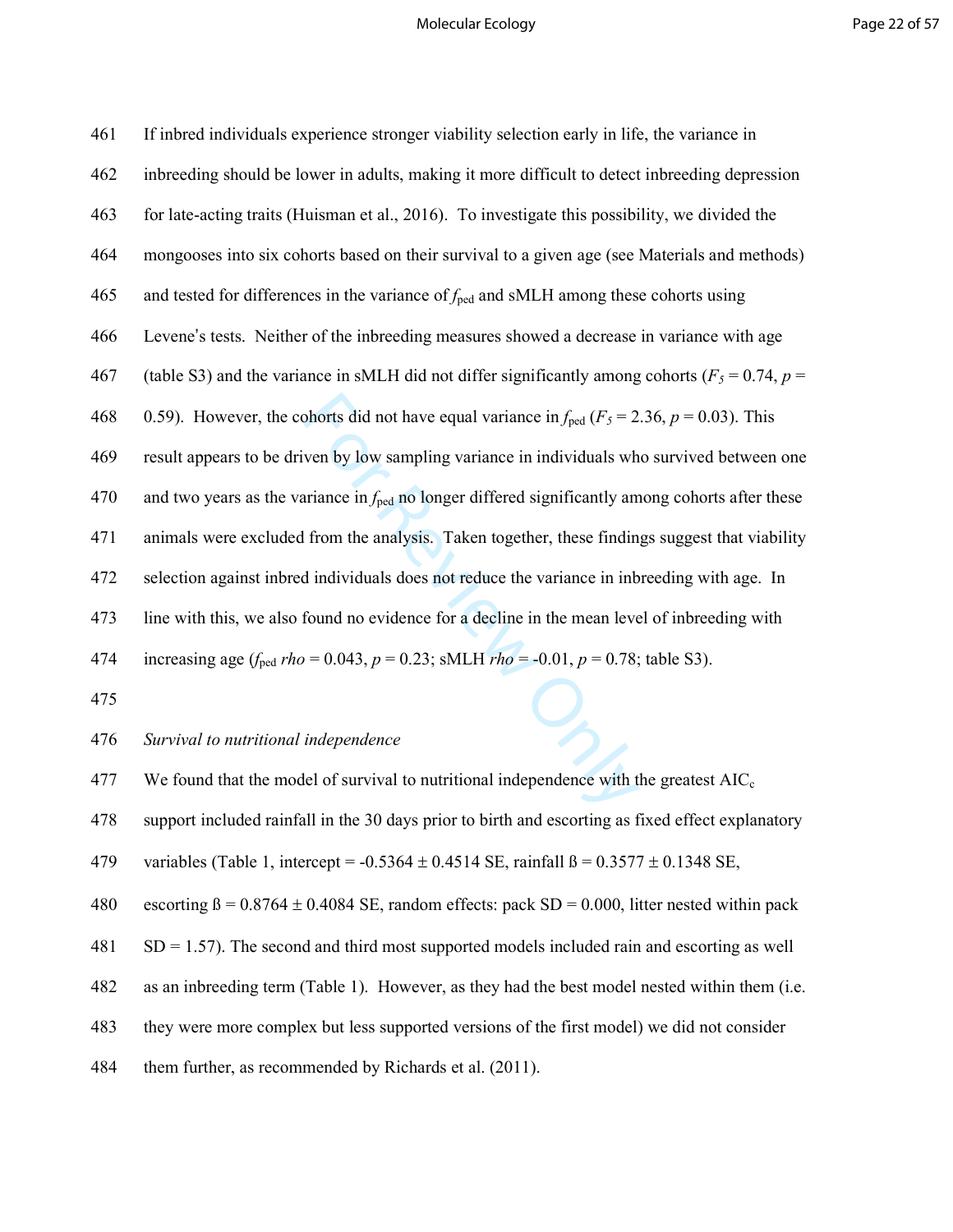If inbred individuals experience stronger viability selection early in life, the variance in inbreeding should be lower in adults, making it more difficult to detect inbreeding depression for late-acting traits (Huisman et al., 2016). To investigate this possibility, we divided the mongooses into six cohorts based on their survival to a given age (see Materials and methods) and tested for differences in the variance of $f_{ped}$ and sMLH among these cohorts using Levene's tests. Neither of the inbreeding measures showed a decrease in variance with age (table S3) and the variance in sMLH did not differ significantly among cohorts ($F_5 = 0.74$, $p = 0.59$). However, the cohorts did not have equal variance in $f_{ped}$ ($F_5 = 2.36$, $p = 0.03$). This result appears to be driven by low sampling variance in individuals who survived between one and two years as the variance in $f_{ped}$ no longer differed significantly among cohorts after these animals were excluded from the analysis. Taken together, these findings suggest that viability selection against inbred individuals does not reduce the variance in inbreeding with age. In line with this, we also found no evidence for a decline in the mean level of inbreeding with increasing age ($f_{ped}$ *rho* = 0.043, $p = 0.23$; sMLH *rho* = -0.01, $p = 0.78$; table S3).

*Survival to nutritional independence*

We found that the model of survival to nutritional independence with the greatest $AIC_c$ support included rainfall in the 30 days prior to birth and escorting as fixed effect explanatory variables (Table 1, intercept = -0.5364 ± 0.4514 SE, rainfall ß = 0.3577 ± 0.1348 SE, escorting ß = 0.8764 ± 0.4084 SE, random effects: pack SD = 0.000, litter nested within pack SD = 1.57). The second and third most supported models included rain and escorting as well as an inbreeding term (Table 1). However, as they had the best model nested within them (i.e. they were more complex but less supported versions of the first model) we did not consider them further, as recommended by Richards et al. (2011).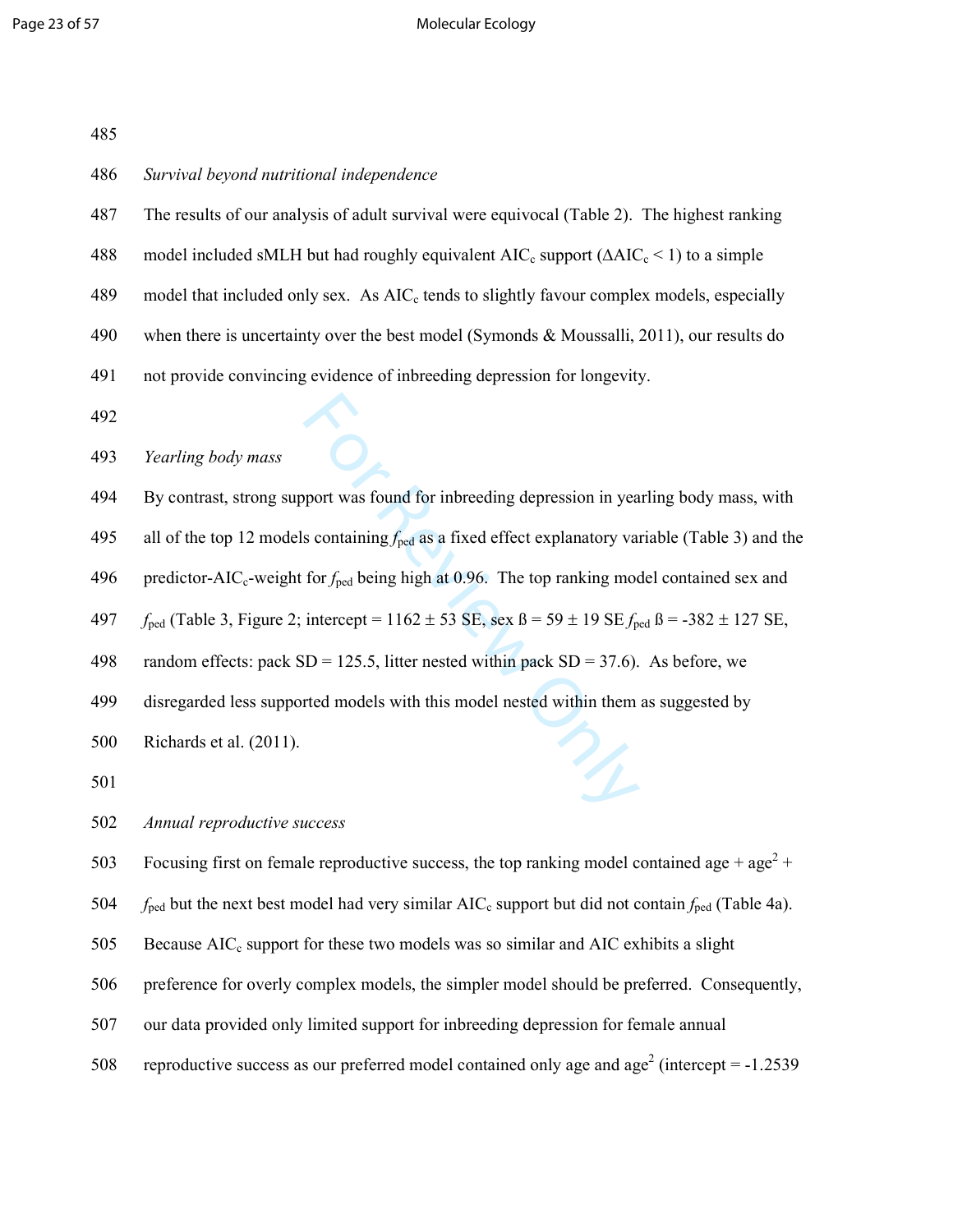*Survival beyond nutritional independence*

The results of our analysis of adult survival were equivocal (Table 2). The highest ranking model included sMLH but had roughly equivalent $AIC_c$ support ($\Delta AIC_c < 1$) to a simple model that included only sex. As $AIC_c$ tends to slightly favour complex models, especially when there is uncertainty over the best model (Symonds & Moussalli, 2011), our results do not provide convincing evidence of inbreeding depression for longevity.

*Yearling body mass*

By contrast, strong support was found for inbreeding depression in yearling body mass, with all of the top 12 models containing $f_{ped}$ as a fixed effect explanatory variable (Table 3) and the predictor-$AIC_c$-weight for $f_{ped}$ being high at 0.96. The top ranking model contained sex and $f_{ped}$ (Table 3, Figure 2; intercept = 1162 ± 53 SE, sex ß = 59 ± 19 SE $f_{ped}$ ß = -382 ± 127 SE, random effects: pack SD = 125.5, litter nested within pack SD = 37.6). As before, we disregarded less supported models with this model nested within them as suggested by Richards et al. (2011).

*Annual reproductive success*

Focusing first on female reproductive success, the top ranking model contained age + $age^2$ + $f_{ped}$ but the next best model had very similar $AIC_c$ support but did not contain $f_{ped}$ (Table 4a). Because $AIC_c$ support for these two models was so similar and AIC exhibits a slight preference for overly complex models, the simpler model should be preferred. Consequently, our data provided only limited support for inbreeding depression for female annual reproductive success as our preferred model contained only age and $age^2$ (intercept = -1.2539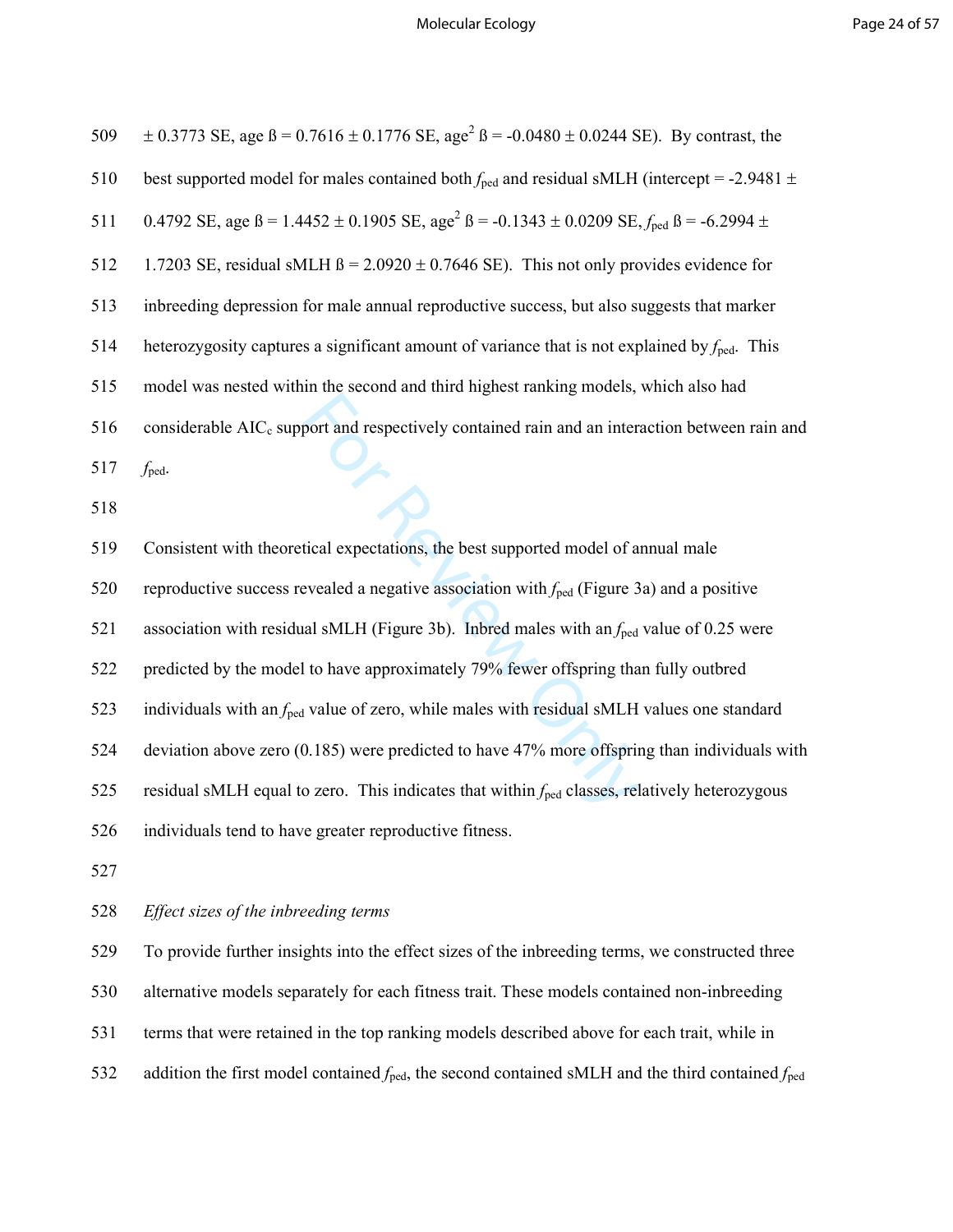± 0.3773 SE, age ß = 0.7616 ± 0.1776 SE, age$^2$ ß = -0.0480 ± 0.0244 SE). By contrast, the best supported model for males contained both $f_{ped}$ and residual sMLH (intercept = -2.9481 ± 0.4792 SE, age ß = 1.4452 ± 0.1905 SE, age$^2$ ß = -0.1343 ± 0.0209 SE, $f_{ped}$ ß = -6.2994 ± 1.7203 SE, residual sMLH ß = 2.0920 ± 0.7646 SE). This not only provides evidence for inbreeding depression for male annual reproductive success, but also suggests that marker heterozygosity captures a significant amount of variance that is not explained by $f_{ped}$. This model was nested within the second and third highest ranking models, which also had considerable AIC$_c$ support and respectively contained rain and an interaction between rain and $f_{ped}$.

Consistent with theoretical expectations, the best supported model of annual male reproductive success revealed a negative association with $f_{ped}$ (Figure 3a) and a positive association with residual sMLH (Figure 3b). Inbred males with an $f_{ped}$ value of 0.25 were predicted by the model to have approximately 79% fewer offspring than fully outbred individuals with an $f_{ped}$ value of zero, while males with residual sMLH values one standard deviation above zero (0.185) were predicted to have 47% more offspring than individuals with residual sMLH equal to zero. This indicates that within $f_{ped}$ classes, relatively heterozygous individuals tend to have greater reproductive fitness.

*Effect sizes of the inbreeding terms*

To provide further insights into the effect sizes of the inbreeding terms, we constructed three alternative models separately for each fitness trait. These models contained non-inbreeding terms that were retained in the top ranking models described above for each trait, while in addition the first model contained $f_{ped}$, the second contained sMLH and the third contained $f_{ped}$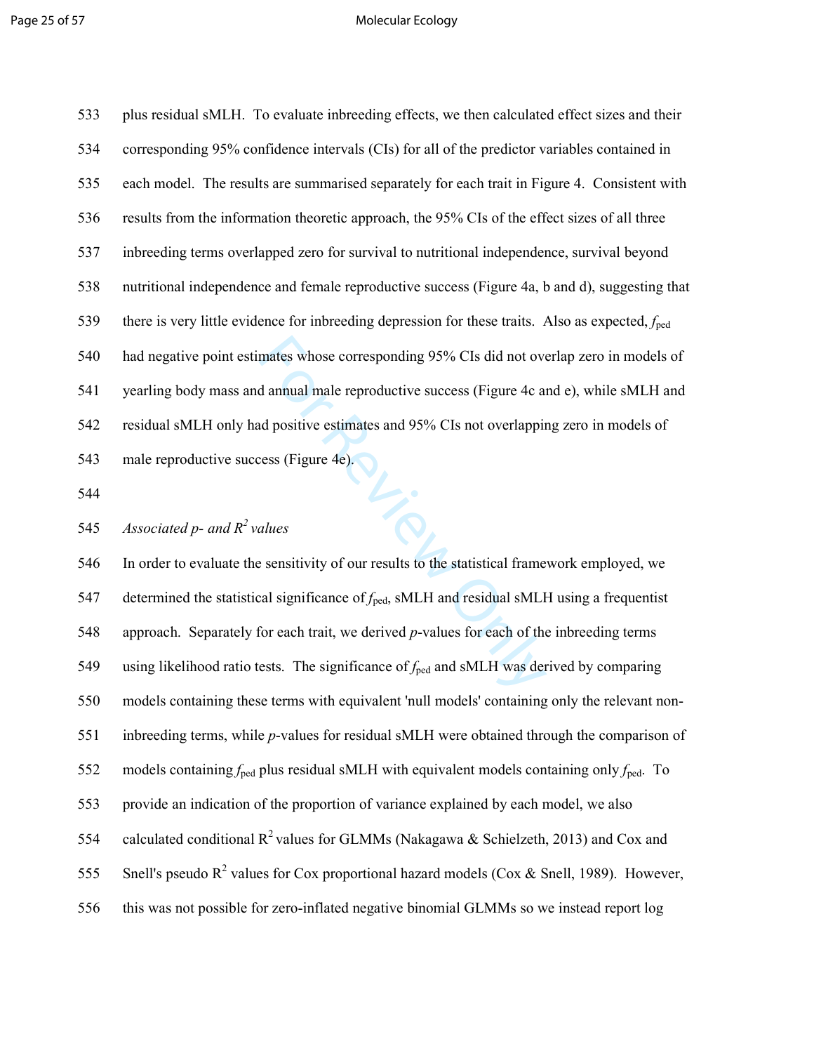plus residual sMLH. To evaluate inbreeding effects, we then calculated effect sizes and their corresponding 95% confidence intervals (CIs) for all of the predictor variables contained in each model. The results are summarised separately for each trait in Figure 4. Consistent with results from the information theoretic approach, the 95% CIs of the effect sizes of all three inbreeding terms overlapped zero for survival to nutritional independence, survival beyond nutritional independence and female reproductive success (Figure 4a, b and d), suggesting that there is very little evidence for inbreeding depression for these traits. Also as expected, $f_{ped}$ had negative point estimates whose corresponding 95% CIs did not overlap zero in models of yearling body mass and annual male reproductive success (Figure 4c and e), while sMLH and residual sMLH only had positive estimates and 95% CIs not overlapping zero in models of male reproductive success (Figure 4e).

*Associated p- and $R^2$ values*

In order to evaluate the sensitivity of our results to the statistical framework employed, we determined the statistical significance of $f_{ped}$, sMLH and residual sMLH using a frequentist approach. Separately for each trait, we derived *p*-values for each of the inbreeding terms using likelihood ratio tests. The significance of $f_{ped}$ and sMLH was derived by comparing models containing these terms with equivalent 'null models' containing only the relevant non-inbreeding terms, while *p*-values for residual sMLH were obtained through the comparison of models containing $f_{ped}$ plus residual sMLH with equivalent models containing only $f_{ped}$. To provide an indication of the proportion of variance explained by each model, we also calculated conditional $R^2$ values for GLMMs (Nakagawa & Schielzeth, 2013) and Cox and Snell's pseudo $R^2$ values for Cox proportional hazard models (Cox & Snell, 1989). However, this was not possible for zero-inflated negative binomial GLMMs so we instead report log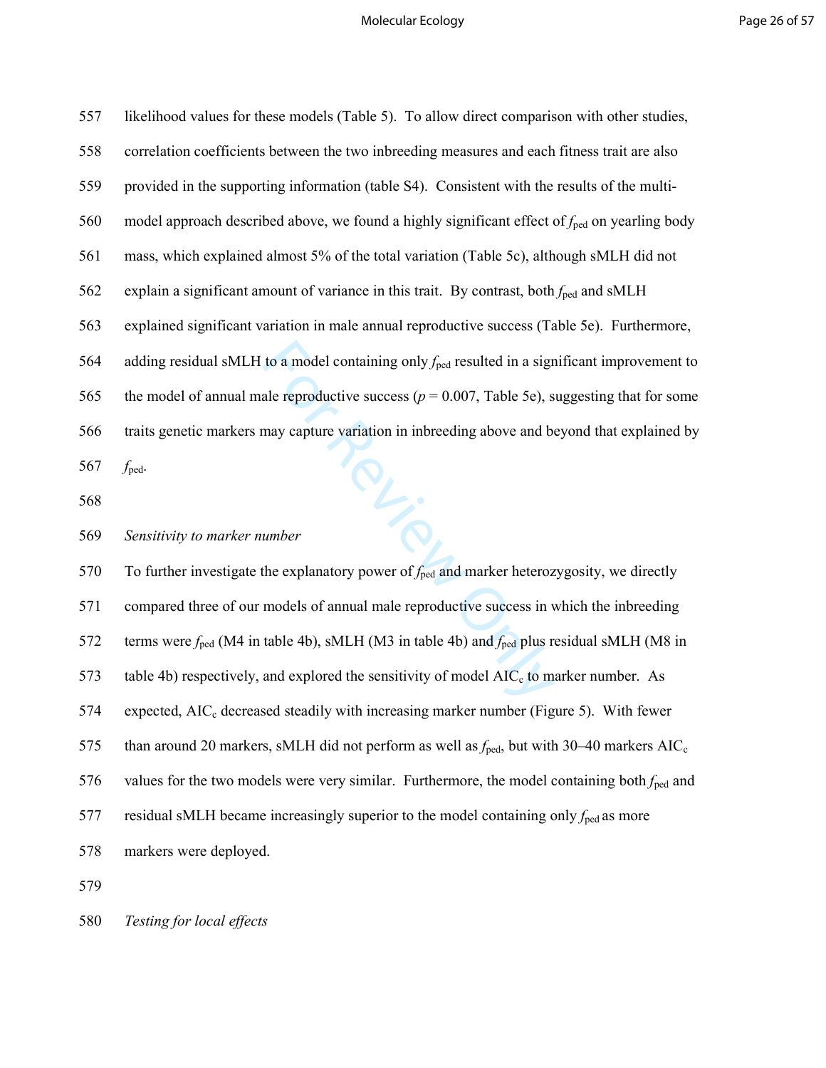likelihood values for these models (Table 5). To allow direct comparison with other studies, correlation coefficients between the two inbreeding measures and each fitness trait are also provided in the supporting information (table S4). Consistent with the results of the multi-model approach described above, we found a highly significant effect of $f_{\mathrm{ped}}$ on yearling body mass, which explained almost 5% of the total variation (Table 5c), although sMLH did not explain a significant amount of variance in this trait. By contrast, both $f_{\mathrm{ped}}$ and sMLH explained significant variation in male annual reproductive success (Table 5e). Furthermore, adding residual sMLH to a model containing only $f_{\mathrm{ped}}$ resulted in a significant improvement to the model of annual male reproductive success ($p = 0.007$, Table 5e), suggesting that for some traits genetic markers may capture variation in inbreeding above and beyond that explained by $f_{\mathrm{ped}}$.

*Sensitivity to marker number*

To further investigate the explanatory power of $f_{\mathrm{ped}}$ and marker heterozygosity, we directly compared three of our models of annual male reproductive success in which the inbreeding terms were $f_{\mathrm{ped}}$ (M4 in table 4b), sMLH (M3 in table 4b) and $f_{\mathrm{ped}}$ plus residual sMLH (M8 in table 4b) respectively, and explored the sensitivity of model $\mathrm{AIC_c}$ to marker number. As expected, $\mathrm{AIC_c}$ decreased steadily with increasing marker number (Figure 5). With fewer than around 20 markers, sMLH did not perform as well as $f_{\mathrm{ped}}$, but with 30–40 markers $\mathrm{AIC_c}$ values for the two models were very similar. Furthermore, the model containing both $f_{\mathrm{ped}}$ and residual sMLH became increasingly superior to the model containing only $f_{\mathrm{ped}}$ as more markers were deployed.

*Testing for local effects*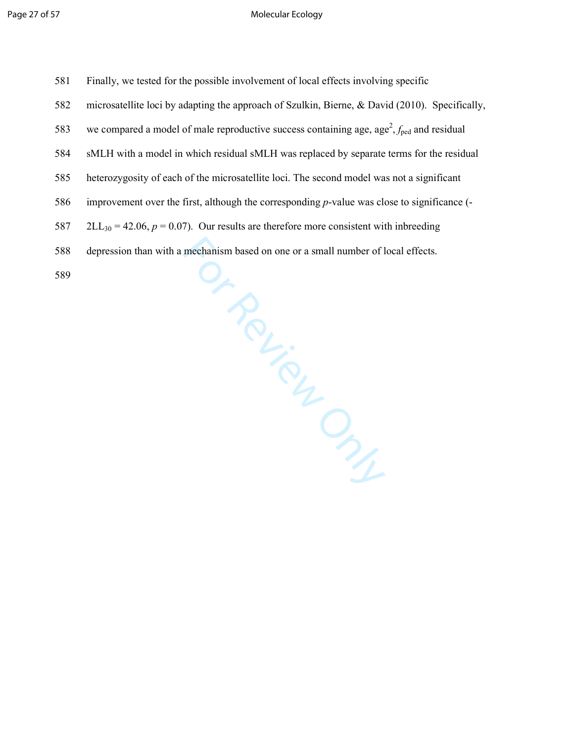Finally, we tested for the possible involvement of local effects involving specific microsatellite loci by adapting the approach of Szulkin, Bierne, & David (2010). Specifically, we compared a model of male reproductive success containing age, age$^2$, $f_{ped}$ and residual sMLH with a model in which residual sMLH was replaced by separate terms for the residual heterozygosity of each of the microsatellite loci. The second model was not a significant improvement over the first, although the corresponding *p*-value was close to significance ($-2LL_{30} = 42.06$, $p = 0.07$). Our results are therefore more consistent with inbreeding depression than with a mechanism based on one or a small number of local effects.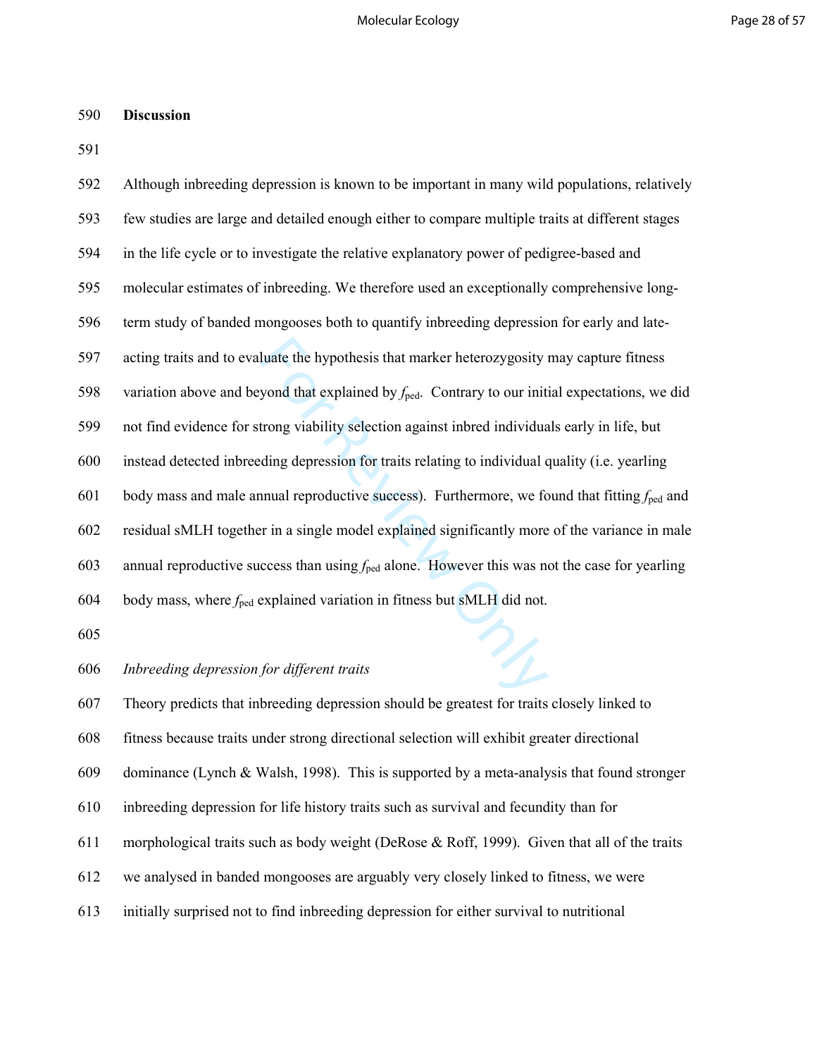## Discussion

Although inbreeding depression is known to be important in many wild populations, relatively few studies are large and detailed enough either to compare multiple traits at different stages in the life cycle or to investigate the relative explanatory power of pedigree-based and molecular estimates of inbreeding. We therefore used an exceptionally comprehensive long-term study of banded mongooses both to quantify inbreeding depression for early and late-acting traits and to evaluate the hypothesis that marker heterozygosity may capture fitness variation above and beyond that explained by $f_{ped}$. Contrary to our initial expectations, we did not find evidence for strong viability selection against inbred individuals early in life, but instead detected inbreeding depression for traits relating to individual quality (i.e. yearling body mass and male annual reproductive success). Furthermore, we found that fitting $f_{ped}$ and residual sMLH together in a single model explained significantly more of the variance in male annual reproductive success than using $f_{ped}$ alone. However this was not the case for yearling body mass, where $f_{ped}$ explained variation in fitness but sMLH did not.

### *Inbreeding depression for different traits*

Theory predicts that inbreeding depression should be greatest for traits closely linked to fitness because traits under strong directional selection will exhibit greater directional dominance (Lynch & Walsh, 1998). This is supported by a meta-analysis that found stronger inbreeding depression for life history traits such as survival and fecundity than for morphological traits such as body weight (DeRose & Roff, 1999). Given that all of the traits we analysed in banded mongooses are arguably very closely linked to fitness, we were initially surprised not to find inbreeding depression for either survival to nutritional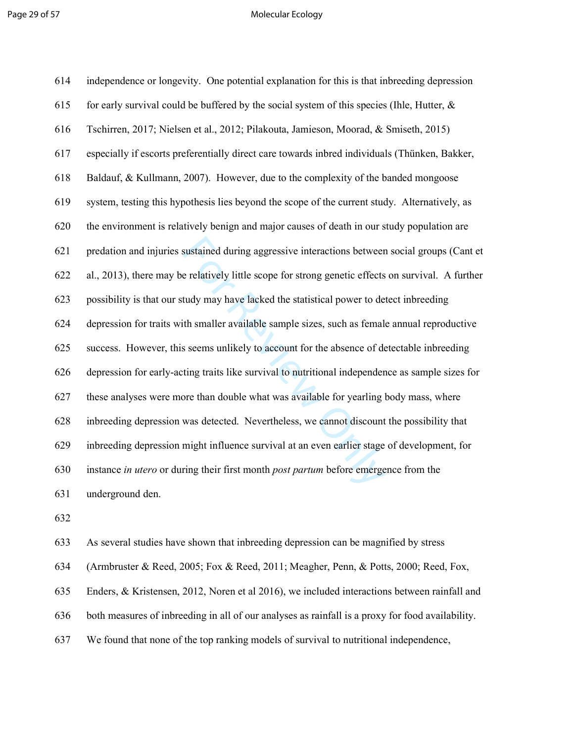independence or longevity. One potential explanation for this is that inbreeding depression for early survival could be buffered by the social system of this species (Ihle, Hutter, & Tschirren, 2017; Nielsen et al., 2012; Pilakouta, Jamieson, Moorad, & Smiseth, 2015) especially if escorts preferentially direct care towards inbred individuals (Thünken, Bakker, Baldauf, & Kullmann, 2007). However, due to the complexity of the banded mongoose system, testing this hypothesis lies beyond the scope of the current study. Alternatively, as the environment is relatively benign and major causes of death in our study population are predation and injuries sustained during aggressive interactions between social groups (Cant et al., 2013), there may be relatively little scope for strong genetic effects on survival. A further possibility is that our study may have lacked the statistical power to detect inbreeding depression for traits with smaller available sample sizes, such as female annual reproductive success. However, this seems unlikely to account for the absence of detectable inbreeding depression for early-acting traits like survival to nutritional independence as sample sizes for these analyses were more than double what was available for yearling body mass, where inbreeding depression was detected. Nevertheless, we cannot discount the possibility that inbreeding depression might influence survival at an even earlier stage of development, for instance *in utero* or during their first month *post partum* before emergence from the underground den.

As several studies have shown that inbreeding depression can be magnified by stress (Armbruster & Reed, 2005; Fox & Reed, 2011; Meagher, Penn, & Potts, 2000; Reed, Fox, Enders, & Kristensen, 2012, Noren et al 2016), we included interactions between rainfall and both measures of inbreeding in all of our analyses as rainfall is a proxy for food availability. We found that none of the top ranking models of survival to nutritional independence,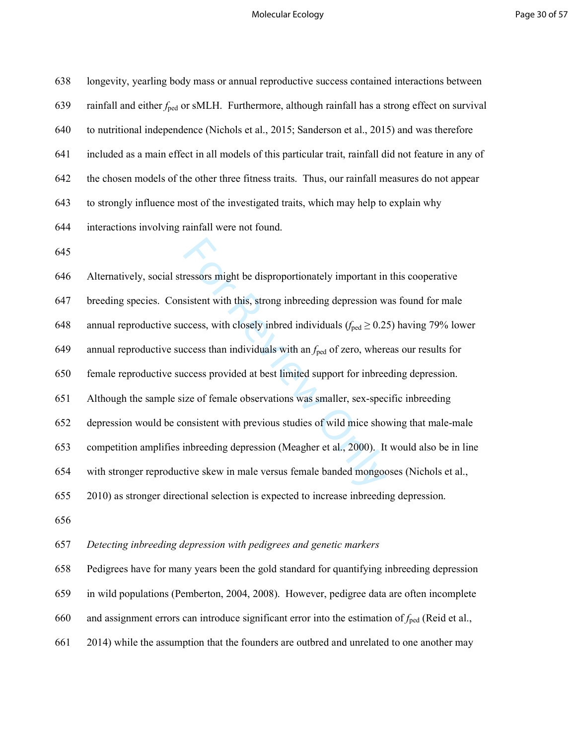longevity, yearling body mass or annual reproductive success contained interactions between rainfall and either $f_{ped}$ or sMLH. Furthermore, although rainfall has a strong effect on survival to nutritional independence (Nichols et al., 2015; Sanderson et al., 2015) and was therefore included as a main effect in all models of this particular trait, rainfall did not feature in any of the chosen models of the other three fitness traits. Thus, our rainfall measures do not appear to strongly influence most of the investigated traits, which may help to explain why interactions involving rainfall were not found.

Alternatively, social stressors might be disproportionately important in this cooperative breeding species. Consistent with this, strong inbreeding depression was found for male annual reproductive success, with closely inbred individuals ($f_{ped} \geq 0.25$) having 79% lower annual reproductive success than individuals with an $f_{ped}$ of zero, whereas our results for female reproductive success provided at best limited support for inbreeding depression. Although the sample size of female observations was smaller, sex-specific inbreeding depression would be consistent with previous studies of wild mice showing that male-male competition amplifies inbreeding depression (Meagher et al., 2000). It would also be in line with stronger reproductive skew in male versus female banded mongooses (Nichols et al., 2010) as stronger directional selection is expected to increase inbreeding depression.

*Detecting inbreeding depression with pedigrees and genetic markers*

Pedigrees have for many years been the gold standard for quantifying inbreeding depression in wild populations (Pemberton, 2004, 2008). However, pedigree data are often incomplete and assignment errors can introduce significant error into the estimation of $f_{ped}$ (Reid et al., 2014) while the assumption that the founders are outbred and unrelated to one another may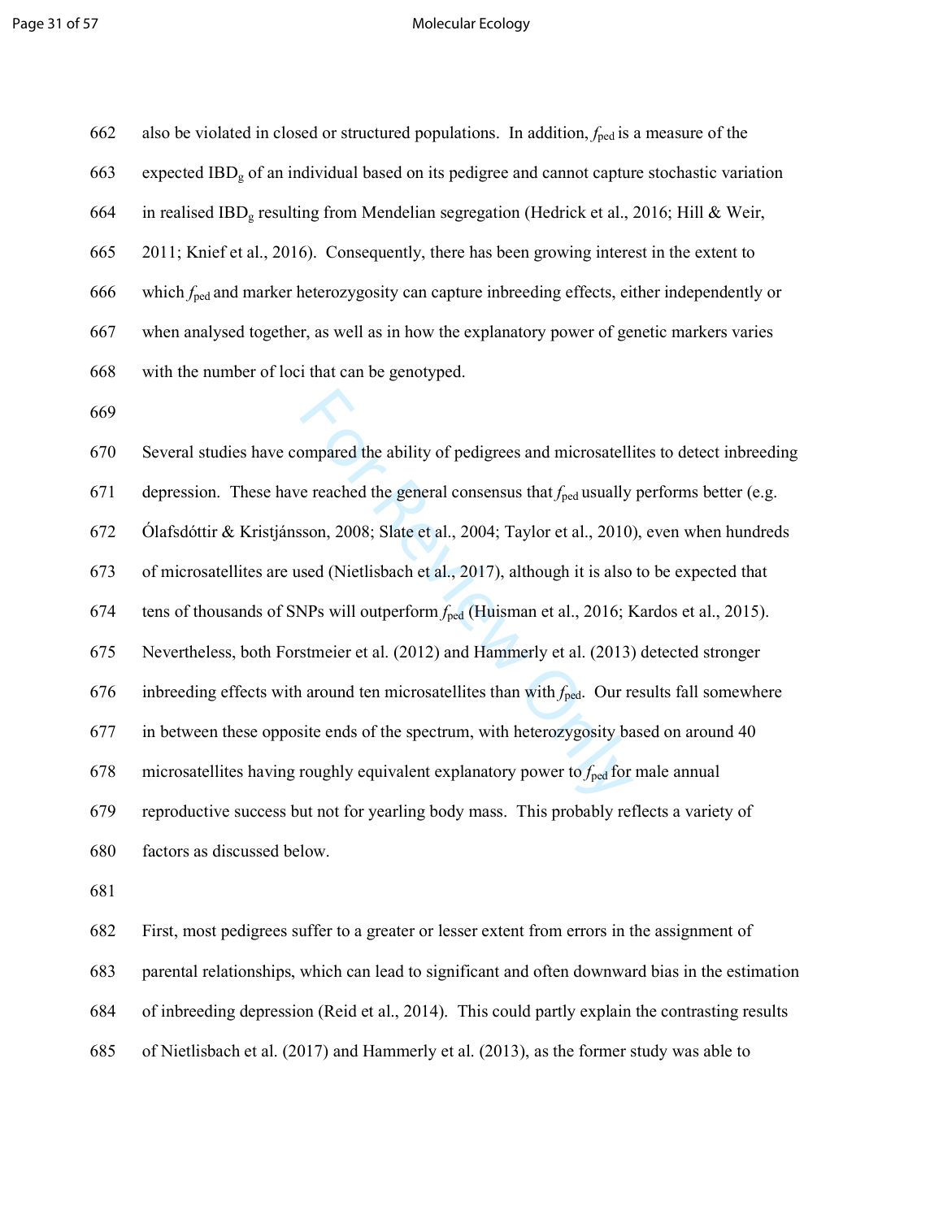also be violated in closed or structured populations. In addition, $f_{ped}$ is a measure of the expected $IBD_g$ of an individual based on its pedigree and cannot capture stochastic variation in realised $IBD_g$ resulting from Mendelian segregation (Hedrick et al., 2016; Hill & Weir, 2011; Knief et al., 2016). Consequently, there has been growing interest in the extent to which $f_{ped}$ and marker heterozygosity can capture inbreeding effects, either independently or when analysed together, as well as in how the explanatory power of genetic markers varies with the number of loci that can be genotyped.

Several studies have compared the ability of pedigrees and microsatellites to detect inbreeding depression. These have reached the general consensus that $f_{ped}$ usually performs better (e.g. Ólafsdóttir & Kristjánsson, 2008; Slate et al., 2004; Taylor et al., 2010), even when hundreds of microsatellites are used (Nietlisbach et al., 2017), although it is also to be expected that tens of thousands of SNPs will outperform $f_{ped}$ (Huisman et al., 2016; Kardos et al., 2015). Nevertheless, both Forstmeier et al. (2012) and Hammerly et al. (2013) detected stronger inbreeding effects with around ten microsatellites than with $f_{ped}$. Our results fall somewhere in between these opposite ends of the spectrum, with heterozygosity based on around 40 microsatellites having roughly equivalent explanatory power to $f_{ped}$ for male annual reproductive success but not for yearling body mass. This probably reflects a variety of factors as discussed below.

First, most pedigrees suffer to a greater or lesser extent from errors in the assignment of parental relationships, which can lead to significant and often downward bias in the estimation of inbreeding depression (Reid et al., 2014). This could partly explain the contrasting results of Nietlisbach et al. (2017) and Hammerly et al. (2013), as the former study was able to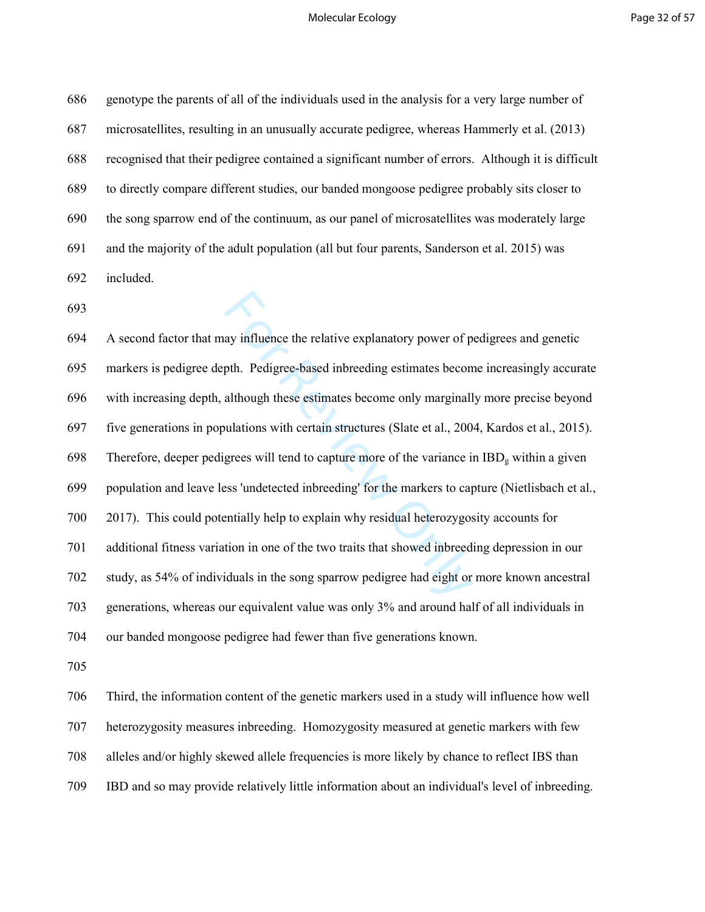genotype the parents of all of the individuals used in the analysis for a very large number of microsatellites, resulting in an unusually accurate pedigree, whereas Hammerly et al. (2013) recognised that their pedigree contained a significant number of errors. Although it is difficult to directly compare different studies, our banded mongoose pedigree probably sits closer to the song sparrow end of the continuum, as our panel of microsatellites was moderately large and the majority of the adult population (all but four parents, Sanderson et al. 2015) was included.

A second factor that may influence the relative explanatory power of pedigrees and genetic markers is pedigree depth. Pedigree-based inbreeding estimates become increasingly accurate with increasing depth, although these estimates become only marginally more precise beyond five generations in populations with certain structures (Slate et al., 2004, Kardos et al., 2015). Therefore, deeper pedigrees will tend to capture more of the variance in $IBD_g$ within a given population and leave less 'undetected inbreeding' for the markers to capture (Nietlisbach et al., 2017). This could potentially help to explain why residual heterozygosity accounts for additional fitness variation in one of the two traits that showed inbreeding depression in our study, as 54% of individuals in the song sparrow pedigree had eight or more known ancestral generations, whereas our equivalent value was only 3% and around half of all individuals in our banded mongoose pedigree had fewer than five generations known.

Third, the information content of the genetic markers used in a study will influence how well heterozygosity measures inbreeding. Homozygosity measured at genetic markers with few alleles and/or highly skewed allele frequencies is more likely by chance to reflect IBS than IBD and so may provide relatively little information about an individual's level of inbreeding.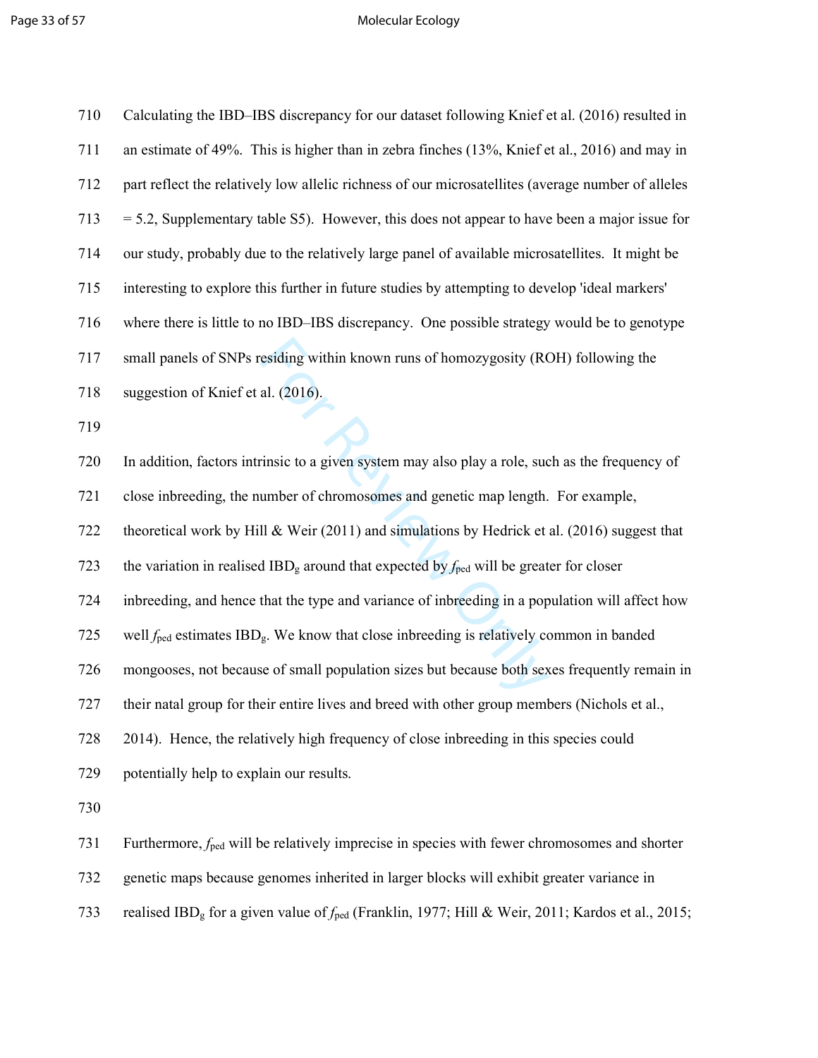Calculating the IBD–IBS discrepancy for our dataset following Knief et al. (2016) resulted in an estimate of 49%. This is higher than in zebra finches (13%, Knief et al., 2016) and may in part reflect the relatively low allelic richness of our microsatellites (average number of alleles = 5.2, Supplementary table S5). However, this does not appear to have been a major issue for our study, probably due to the relatively large panel of available microsatellites. It might be interesting to explore this further in future studies by attempting to develop 'ideal markers' where there is little to no IBD–IBS discrepancy. One possible strategy would be to genotype small panels of SNPs residing within known runs of homozygosity (ROH) following the suggestion of Knief et al. (2016).

In addition, factors intrinsic to a given system may also play a role, such as the frequency of close inbreeding, the number of chromosomes and genetic map length. For example, theoretical work by Hill & Weir (2011) and simulations by Hedrick et al. (2016) suggest that the variation in realised $IBD_g$ around that expected by $f_{ped}$ will be greater for closer inbreeding, and hence that the type and variance of inbreeding in a population will affect how well $f_{ped}$ estimates $IBD_g$. We know that close inbreeding is relatively common in banded mongooses, not because of small population sizes but because both sexes frequently remain in their natal group for their entire lives and breed with other group members (Nichols et al., 2014). Hence, the relatively high frequency of close inbreeding in this species could potentially help to explain our results.

Furthermore, $f_{ped}$ will be relatively imprecise in species with fewer chromosomes and shorter genetic maps because genomes inherited in larger blocks will exhibit greater variance in realised $IBD_g$ for a given value of $f_{ped}$ (Franklin, 1977; Hill & Weir, 2011; Kardos et al., 2015;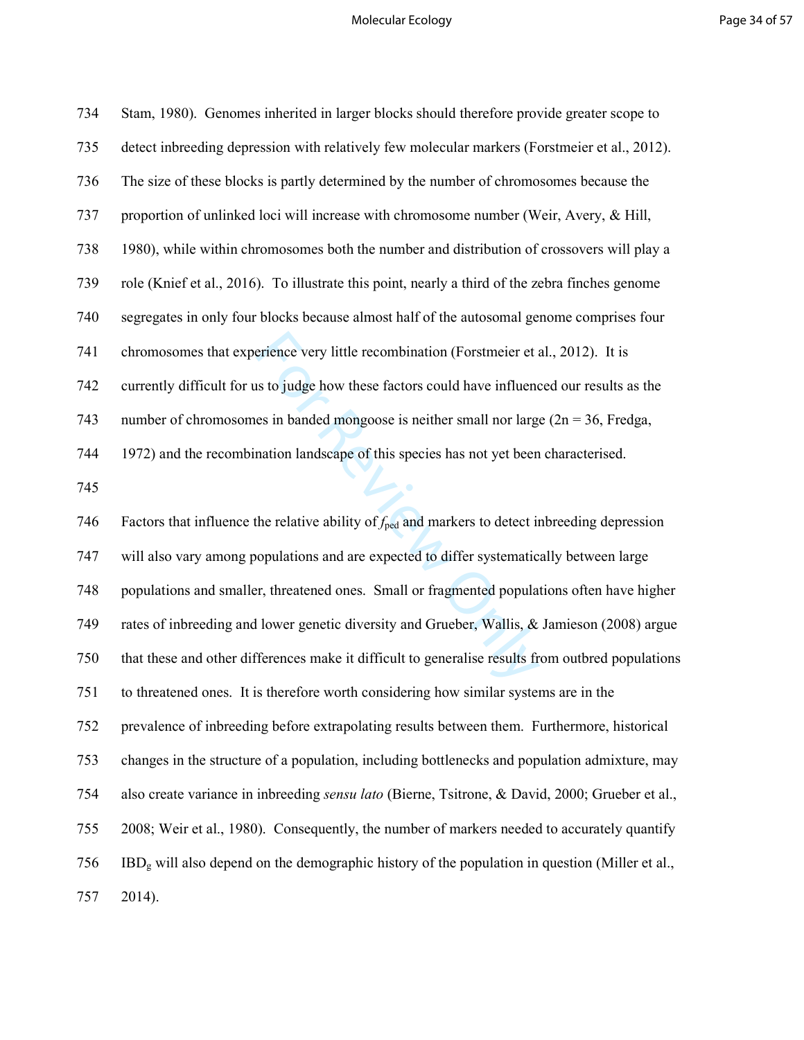Stam, 1980). Genomes inherited in larger blocks should therefore provide greater scope to detect inbreeding depression with relatively few molecular markers (Forstmeier et al., 2012). The size of these blocks is partly determined by the number of chromosomes because the proportion of unlinked loci will increase with chromosome number (Weir, Avery, & Hill, 1980), while within chromosomes both the number and distribution of crossovers will play a role (Knief et al., 2016). To illustrate this point, nearly a third of the zebra finches genome segregates in only four blocks because almost half of the autosomal genome comprises four chromosomes that experience very little recombination (Forstmeier et al., 2012). It is currently difficult for us to judge how these factors could have influenced our results as the number of chromosomes in banded mongoose is neither small nor large (2n = 36, Fredga, 1972) and the recombination landscape of this species has not yet been characterised.

Factors that influence the relative ability of $f_{ped}$ and markers to detect inbreeding depression will also vary among populations and are expected to differ systematically between large populations and smaller, threatened ones. Small or fragmented populations often have higher rates of inbreeding and lower genetic diversity and Grueber, Wallis, & Jamieson (2008) argue that these and other differences make it difficult to generalise results from outbred populations to threatened ones. It is therefore worth considering how similar systems are in the prevalence of inbreeding before extrapolating results between them. Furthermore, historical changes in the structure of a population, including bottlenecks and population admixture, may also create variance in inbreeding *sensu lato* (Bierne, Tsitrone, & David, 2000; Grueber et al., 2008; Weir et al., 1980). Consequently, the number of markers needed to accurately quantify $IBD_g$ will also depend on the demographic history of the population in question (Miller et al., 2014).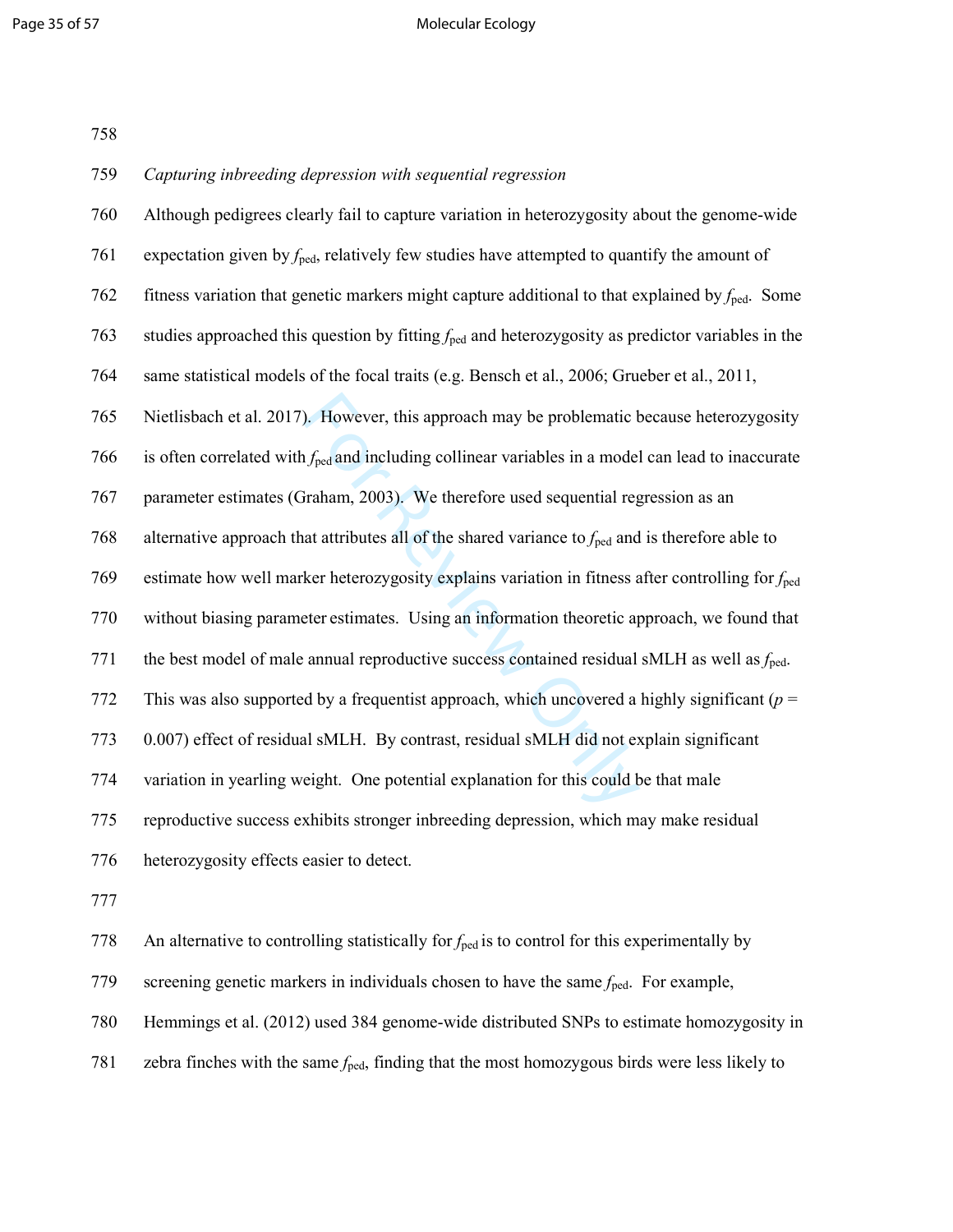*Capturing inbreeding depression with sequential regression*

Although pedigrees clearly fail to capture variation in heterozygosity about the genome-wide expectation given by $f_{ped}$, relatively few studies have attempted to quantify the amount of fitness variation that genetic markers might capture additional to that explained by $f_{ped}$. Some studies approached this question by fitting $f_{ped}$ and heterozygosity as predictor variables in the same statistical models of the focal traits (e.g. Bensch et al., 2006; Grueber et al., 2011, Nietlisbach et al. 2017). However, this approach may be problematic because heterozygosity is often correlated with $f_{ped}$ and including collinear variables in a model can lead to inaccurate parameter estimates (Graham, 2003). We therefore used sequential regression as an alternative approach that attributes all of the shared variance to $f_{ped}$ and is therefore able to estimate how well marker heterozygosity explains variation in fitness after controlling for $f_{ped}$ without biasing parameter estimates. Using an information theoretic approach, we found that the best model of male annual reproductive success contained residual sMLH as well as $f_{ped}$. This was also supported by a frequentist approach, which uncovered a highly significant ($p$ = 0.007) effect of residual sMLH. By contrast, residual sMLH did not explain significant variation in yearling weight. One potential explanation for this could be that male reproductive success exhibits stronger inbreeding depression, which may make residual heterozygosity effects easier to detect.

An alternative to controlling statistically for $f_{ped}$ is to control for this experimentally by screening genetic markers in individuals chosen to have the same $f_{ped}$. For example, Hemmings et al. (2012) used 384 genome-wide distributed SNPs to estimate homozygosity in zebra finches with the same $f_{ped}$, finding that the most homozygous birds were less likely to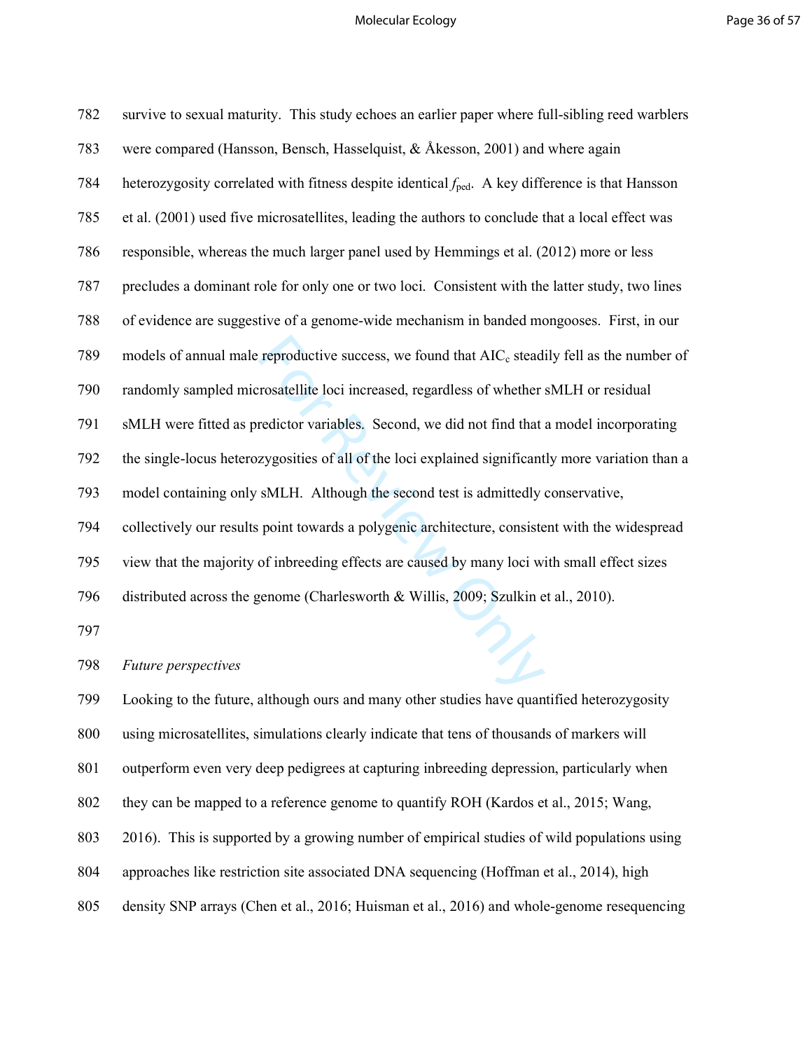survive to sexual maturity. This study echoes an earlier paper where full-sibling reed warblers were compared (Hansson, Bensch, Hasselquist, & Åkesson, 2001) and where again heterozygosity correlated with fitness despite identical $f_{ped}$. A key difference is that Hansson et al. (2001) used five microsatellites, leading the authors to conclude that a local effect was responsible, whereas the much larger panel used by Hemmings et al. (2012) more or less precludes a dominant role for only one or two loci. Consistent with the latter study, two lines of evidence are suggestive of a genome-wide mechanism in banded mongooses. First, in our models of annual male reproductive success, we found that $AIC_c$ steadily fell as the number of randomly sampled microsatellite loci increased, regardless of whether sMLH or residual sMLH were fitted as predictor variables. Second, we did not find that a model incorporating the single-locus heterozygosities of all of the loci explained significantly more variation than a model containing only sMLH. Although the second test is admittedly conservative, collectively our results point towards a polygenic architecture, consistent with the widespread view that the majority of inbreeding effects are caused by many loci with small effect sizes distributed across the genome (Charlesworth & Willis, 2009; Szulkin et al., 2010).

*Future perspectives*

Looking to the future, although ours and many other studies have quantified heterozygosity using microsatellites, simulations clearly indicate that tens of thousands of markers will outperform even very deep pedigrees at capturing inbreeding depression, particularly when they can be mapped to a reference genome to quantify ROH (Kardos et al., 2015; Wang, 2016). This is supported by a growing number of empirical studies of wild populations using approaches like restriction site associated DNA sequencing (Hoffman et al., 2014), high density SNP arrays (Chen et al., 2016; Huisman et al., 2016) and whole-genome resequencing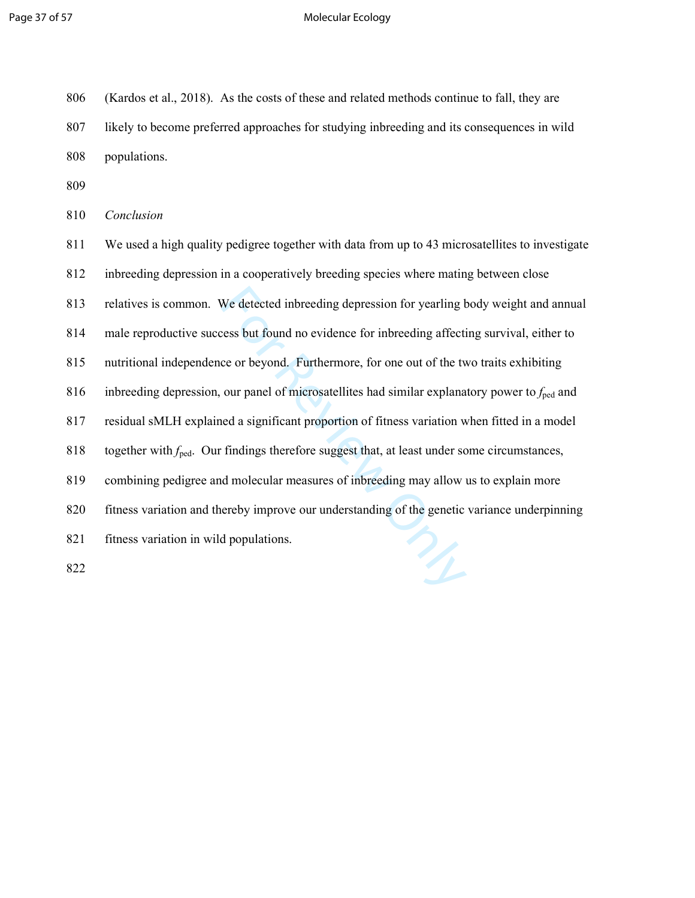(Kardos et al., 2018). As the costs of these and related methods continue to fall, they are likely to become preferred approaches for studying inbreeding and its consequences in wild populations.

*Conclusion*

We used a high quality pedigree together with data from up to 43 microsatellites to investigate inbreeding depression in a cooperatively breeding species where mating between close relatives is common. We detected inbreeding depression for yearling body weight and annual male reproductive success but found no evidence for inbreeding affecting survival, either to nutritional independence or beyond. Furthermore, for one out of the two traits exhibiting inbreeding depression, our panel of microsatellites had similar explanatory power to $f_{\text{ped}}$ and residual sMLH explained a significant proportion of fitness variation when fitted in a model together with $f_{\text{ped}}$. Our findings therefore suggest that, at least under some circumstances, combining pedigree and molecular measures of inbreeding may allow us to explain more fitness variation and thereby improve our understanding of the genetic variance underpinning fitness variation in wild populations.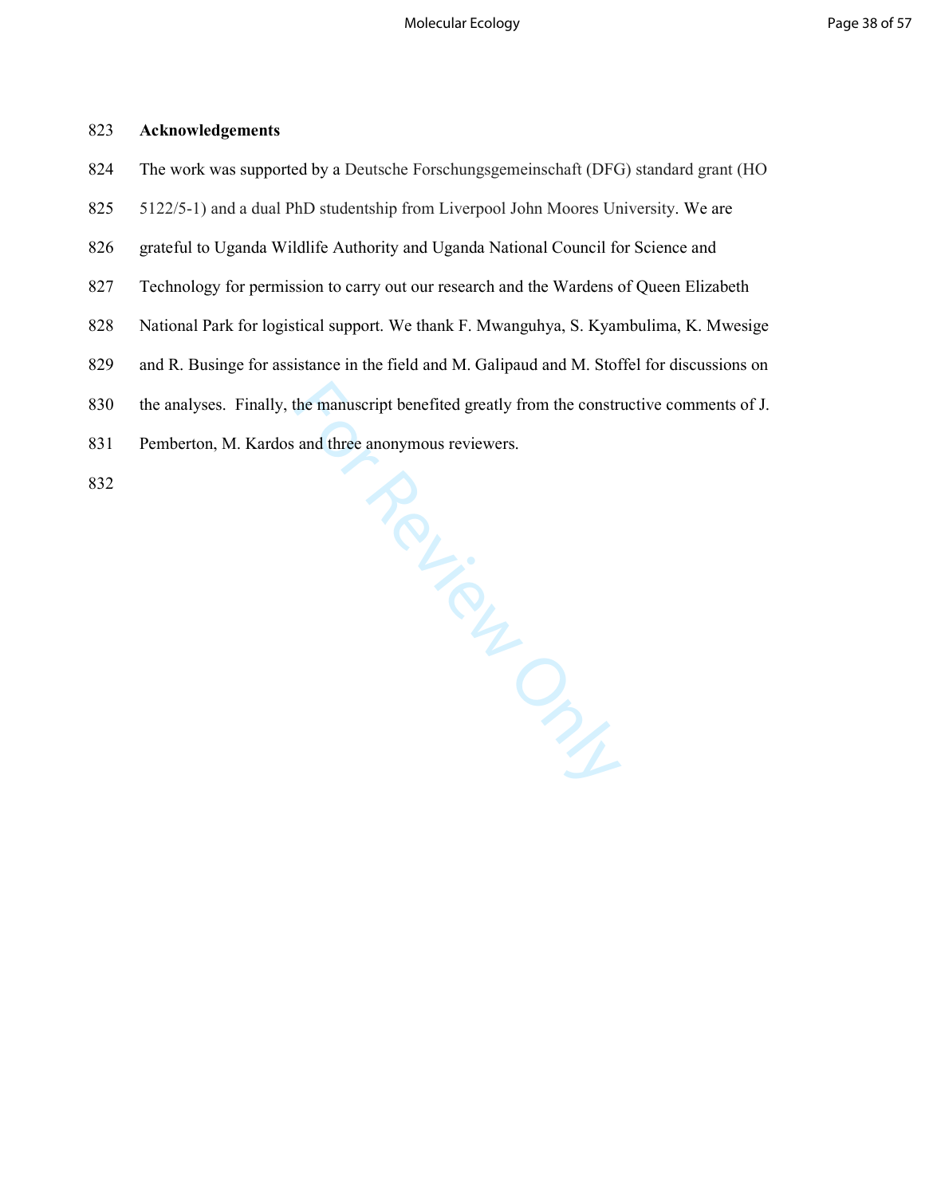## Acknowledgements

The work was supported by a Deutsche Forschungsgemeinschaft (DFG) standard grant (HO 5122/5-1) and a dual PhD studentship from Liverpool John Moores University. We are grateful to Uganda Wildlife Authority and Uganda National Council for Science and Technology for permission to carry out our research and the Wardens of Queen Elizabeth National Park for logistical support. We thank F. Mwanguhya, S. Kyambulima, K. Mwesige and R. Businge for assistance in the field and M. Galipaud and M. Stoffel for discussions on the analyses. Finally, the manuscript benefited greatly from the constructive comments of J. Pemberton, M. Kardos and three anonymous reviewers.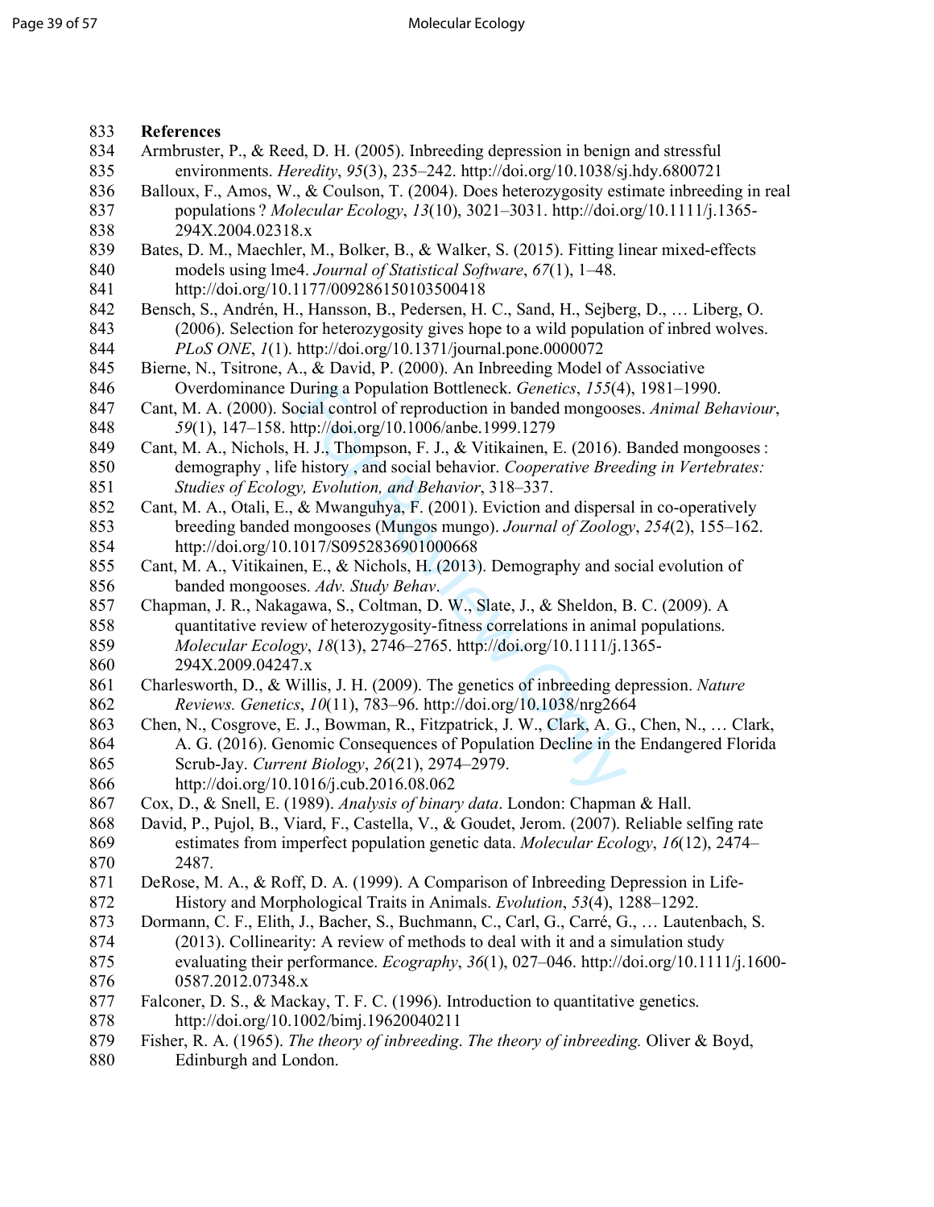**References**

Armbruster, P., & Reed, D. H. (2005). Inbreeding depression in benign and stressful environments. *Heredity*, *95*(3), 235–242. http://doi.org/10.1038/sj.hdy.6800721

Balloux, F., Amos, W., & Coulson, T. (2004). Does heterozygosity estimate inbreeding in real populations ? *Molecular Ecology*, *13*(10), 3021–3031. http://doi.org/10.1111/j.1365-294X.2004.02318.x

Bates, D. M., Maechler, M., Bolker, B., & Walker, S. (2015). Fitting linear mixed-effects models using lme4. *Journal of Statistical Software*, *67*(1), 1–48. http://doi.org/10.1177/009286150103500418

Bensch, S., Andrén, H., Hansson, B., Pedersen, H. C., Sand, H., Sejberg, D., … Liberg, O. (2006). Selection for heterozygosity gives hope to a wild population of inbred wolves. *PLoS ONE*, *1*(1). http://doi.org/10.1371/journal.pone.0000072

Bierne, N., Tsitrone, A., & David, P. (2000). An Inbreeding Model of Associative Overdominance During a Population Bottleneck. *Genetics*, *155*(4), 1981–1990.

Cant, M. A. (2000). Social control of reproduction in banded mongooses. *Animal Behaviour*, *59*(1), 147–158. http://doi.org/10.1006/anbe.1999.1279

Cant, M. A., Nichols, H. J., Thompson, F. J., & Vitikainen, E. (2016). Banded mongooses : demography , life history , and social behavior. *Cooperative Breeding in Vertebrates: Studies of Ecology, Evolution, and Behavior*, 318–337.

Cant, M. A., Otali, E., & Mwanguhya, F. (2001). Eviction and dispersal in co-operatively breeding banded mongooses (Mungos mungo). *Journal of Zoology*, *254*(2), 155–162. http://doi.org/10.1017/S0952836901000668

Cant, M. A., Vitikainen, E., & Nichols, H. (2013). Demography and social evolution of banded mongooses. *Adv. Study Behav*.

Chapman, J. R., Nakagawa, S., Coltman, D. W., Slate, J., & Sheldon, B. C. (2009). A quantitative review of heterozygosity-fitness correlations in animal populations. *Molecular Ecology*, *18*(13), 2746–2765. http://doi.org/10.1111/j.1365-294X.2009.04247.x

Charlesworth, D., & Willis, J. H. (2009). The genetics of inbreeding depression. *Nature Reviews. Genetics*, *10*(11), 783–96. http://doi.org/10.1038/nrg2664

Chen, N., Cosgrove, E. J., Bowman, R., Fitzpatrick, J. W., Clark, A. G., Chen, N., … Clark, A. G. (2016). Genomic Consequences of Population Decline in the Endangered Florida Scrub-Jay. *Current Biology*, *26*(21), 2974–2979. http://doi.org/10.1016/j.cub.2016.08.062

Cox, D., & Snell, E. (1989). *Analysis of binary data*. London: Chapman & Hall.

David, P., Pujol, B., Viard, F., Castella, V., & Goudet, Jerom. (2007). Reliable selfing rate estimates from imperfect population genetic data. *Molecular Ecology*, *16*(12), 2474–2487.

DeRose, M. A., & Roff, D. A. (1999). A Comparison of Inbreeding Depression in Life-History and Morphological Traits in Animals. *Evolution*, *53*(4), 1288–1292.

Dormann, C. F., Elith, J., Bacher, S., Buchmann, C., Carl, G., Carré, G., … Lautenbach, S. (2013). Collinearity: A review of methods to deal with it and a simulation study evaluating their performance. *Ecography*, *36*(1), 027–046. http://doi.org/10.1111/j.1600-0587.2012.07348.x

Falconer, D. S., & Mackay, T. F. C. (1996). Introduction to quantitative genetics. http://doi.org/10.1002/bimj.19620040211

Fisher, R. A. (1965). *The theory of inbreeding*. *The theory of inbreeding.* Oliver & Boyd, Edinburgh and London.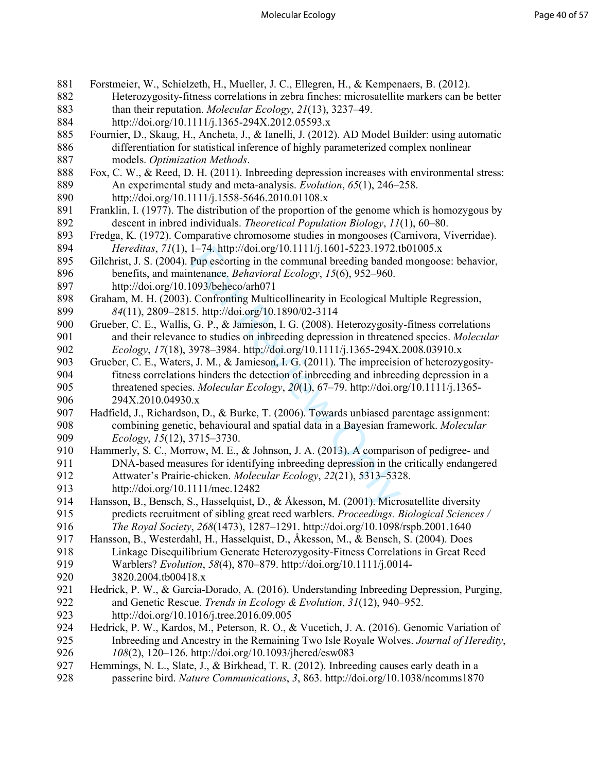Forstmeier, W., Schielzeth, H., Mueller, J. C., Ellegren, H., & Kempenaers, B. (2012). Heterozygosity-fitness correlations in zebra finches: microsatellite markers can be better than their reputation. *Molecular Ecology*, *21*(13), 3237–49. http://doi.org/10.1111/j.1365-294X.2012.05593.x

Fournier, D., Skaug, H., Ancheta, J., & Ianelli, J. (2012). AD Model Builder: using automatic differentiation for statistical inference of highly parameterized complex nonlinear models. *Optimization Methods*.

Fox, C. W., & Reed, D. H. (2011). Inbreeding depression increases with environmental stress: An experimental study and meta-analysis. *Evolution*, *65*(1), 246–258. http://doi.org/10.1111/j.1558-5646.2010.01108.x

Franklin, I. (1977). The distribution of the proportion of the genome which is homozygous by descent in inbred individuals. *Theoretical Population Biology*, *11*(1), 60–80.

Fredga, K. (1972). Comparative chromosome studies in mongooses (Carnivora, Viverridae). *Hereditas*, *71*(1), 1–74. http://doi.org/10.1111/j.1601-5223.1972.tb01005.x

Gilchrist, J. S. (2004). Pup escorting in the communal breeding banded mongoose: behavior, benefits, and maintenance. *Behavioral Ecology*, *15*(6), 952–960. http://doi.org/10.1093/beheco/arh071

Graham, M. H. (2003). Confronting Multicollinearity in Ecological Multiple Regression, *84*(11), 2809–2815. http://doi.org/10.1890/02-3114

Grueber, C. E., Wallis, G. P., & Jamieson, I. G. (2008). Heterozygosity-fitness correlations and their relevance to studies on inbreeding depression in threatened species. *Molecular Ecology*, *17*(18), 3978–3984. http://doi.org/10.1111/j.1365-294X.2008.03910.x

Grueber, C. E., Waters, J. M., & Jamieson, I. G. (2011). The imprecision of heterozygosity-fitness correlations hinders the detection of inbreeding and inbreeding depression in a threatened species. *Molecular Ecology*, *20*(1), 67–79. http://doi.org/10.1111/j.1365-294X.2010.04930.x

Hadfield, J., Richardson, D., & Burke, T. (2006). Towards unbiased parentage assignment: combining genetic, behavioural and spatial data in a Bayesian framework. *Molecular Ecology*, *15*(12), 3715–3730.

Hammerly, S. C., Morrow, M. E., & Johnson, J. A. (2013). A comparison of pedigree- and DNA-based measures for identifying inbreeding depression in the critically endangered Attwater's Prairie-chicken. *Molecular Ecology*, *22*(21), 5313–5328. http://doi.org/10.1111/mec.12482

Hansson, B., Bensch, S., Hasselquist, D., & Åkesson, M. (2001). Microsatellite diversity predicts recruitment of sibling great reed warblers. *Proceedings. Biological Sciences / The Royal Society*, *268*(1473), 1287–1291. http://doi.org/10.1098/rspb.2001.1640

Hansson, B., Westerdahl, H., Hasselquist, D., Åkesson, M., & Bensch, S. (2004). Does Linkage Disequilibrium Generate Heterozygosity-Fitness Correlations in Great Reed Warblers? *Evolution*, *58*(4), 870–879. http://doi.org/10.1111/j.0014-3820.2004.tb00418.x

Hedrick, P. W., & Garcia-Dorado, A. (2016). Understanding Inbreeding Depression, Purging, and Genetic Rescue. *Trends in Ecology & Evolution*, *31*(12), 940–952. http://doi.org/10.1016/j.tree.2016.09.005

Hedrick, P. W., Kardos, M., Peterson, R. O., & Vucetich, J. A. (2016). Genomic Variation of Inbreeding and Ancestry in the Remaining Two Isle Royale Wolves. *Journal of Heredity*, *108*(2), 120–126. http://doi.org/10.1093/jhered/esw083

Hemmings, N. L., Slate, J., & Birkhead, T. R. (2012). Inbreeding causes early death in a passerine bird. *Nature Communications*, *3*, 863. http://doi.org/10.1038/ncomms1870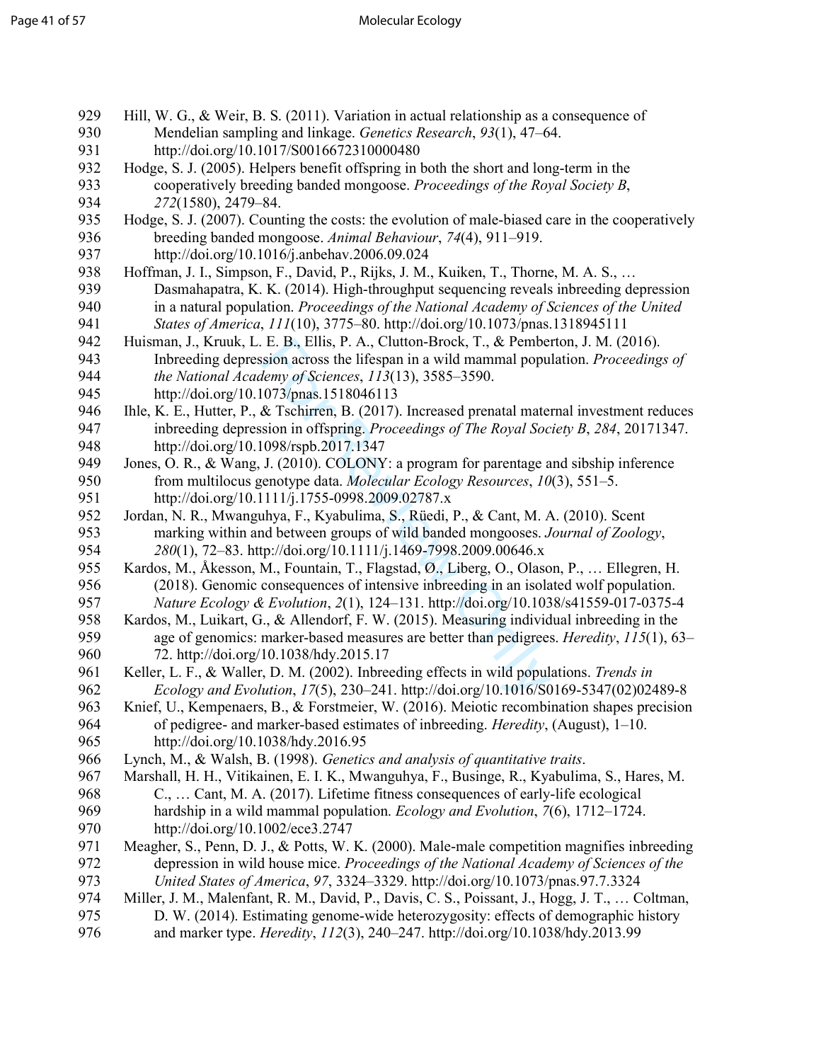Hill, W. G., & Weir, B. S. (2011). Variation in actual relationship as a consequence of Mendelian sampling and linkage. *Genetics Research*, *93*(1), 47–64. http://doi.org/10.1017/S0016672310000480

Hodge, S. J. (2005). Helpers benefit offspring in both the short and long-term in the cooperatively breeding banded mongoose. *Proceedings of the Royal Society B*, *272*(1580), 2479–84.

Hodge, S. J. (2007). Counting the costs: the evolution of male-biased care in the cooperatively breeding banded mongoose. *Animal Behaviour*, *74*(4), 911–919. http://doi.org/10.1016/j.anbehav.2006.09.024

Hoffman, J. I., Simpson, F., David, P., Rijks, J. M., Kuiken, T., Thorne, M. A. S., … Dasmahapatra, K. K. (2014). High-throughput sequencing reveals inbreeding depression in a natural population. *Proceedings of the National Academy of Sciences of the United States of America*, *111*(10), 3775–80. http://doi.org/10.1073/pnas.1318945111

Huisman, J., Kruuk, L. E. B., Ellis, P. A., Clutton-Brock, T., & Pemberton, J. M. (2016). Inbreeding depression across the lifespan in a wild mammal population. *Proceedings of the National Academy of Sciences*, *113*(13), 3585–3590. http://doi.org/10.1073/pnas.1518046113

Ihle, K. E., Hutter, P., & Tschirren, B. (2017). Increased prenatal maternal investment reduces inbreeding depression in offspring. *Proceedings of The Royal Society B*, *284*, 20171347. http://doi.org/10.1098/rspb.2017.1347

Jones, O. R., & Wang, J. (2010). COLONY: a program for parentage and sibship inference from multilocus genotype data. *Molecular Ecology Resources*, *10*(3), 551–5. http://doi.org/10.1111/j.1755-0998.2009.02787.x

Jordan, N. R., Mwanguhya, F., Kyabulima, S., Rüedi, P., & Cant, M. A. (2010). Scent marking within and between groups of wild banded mongooses. *Journal of Zoology*, *280*(1), 72–83. http://doi.org/10.1111/j.1469-7998.2009.00646.x

Kardos, M., Åkesson, M., Fountain, T., Flagstad, Ø., Liberg, O., Olason, P., … Ellegren, H. (2018). Genomic consequences of intensive inbreeding in an isolated wolf population. *Nature Ecology & Evolution*, *2*(1), 124–131. http://doi.org/10.1038/s41559-017-0375-4

Kardos, M., Luikart, G., & Allendorf, F. W. (2015). Measuring individual inbreeding in the age of genomics: marker-based measures are better than pedigrees. *Heredity*, *115*(1), 63–72. http://doi.org/10.1038/hdy.2015.17

Keller, L. F., & Waller, D. M. (2002). Inbreeding effects in wild populations. *Trends in Ecology and Evolution*, *17*(5), 230–241. http://doi.org/10.1016/S0169-5347(02)02489-8

Knief, U., Kempenaers, B., & Forstmeier, W. (2016). Meiotic recombination shapes precision of pedigree- and marker-based estimates of inbreeding. *Heredity*, (August), 1–10. http://doi.org/10.1038/hdy.2016.95

Lynch, M., & Walsh, B. (1998). *Genetics and analysis of quantitative traits*.

Marshall, H. H., Vitikainen, E. I. K., Mwanguhya, F., Businge, R., Kyabulima, S., Hares, M. C., … Cant, M. A. (2017). Lifetime fitness consequences of early-life ecological hardship in a wild mammal population. *Ecology and Evolution*, *7*(6), 1712–1724. http://doi.org/10.1002/ece3.2747

Meagher, S., Penn, D. J., & Potts, W. K. (2000). Male-male competition magnifies inbreeding depression in wild house mice. *Proceedings of the National Academy of Sciences of the United States of America*, *97*, 3324–3329. http://doi.org/10.1073/pnas.97.7.3324

Miller, J. M., Malenfant, R. M., David, P., Davis, C. S., Poissant, J., Hogg, J. T., … Coltman, D. W. (2014). Estimating genome-wide heterozygosity: effects of demographic history and marker type. *Heredity*, *112*(3), 240–247. http://doi.org/10.1038/hdy.2013.99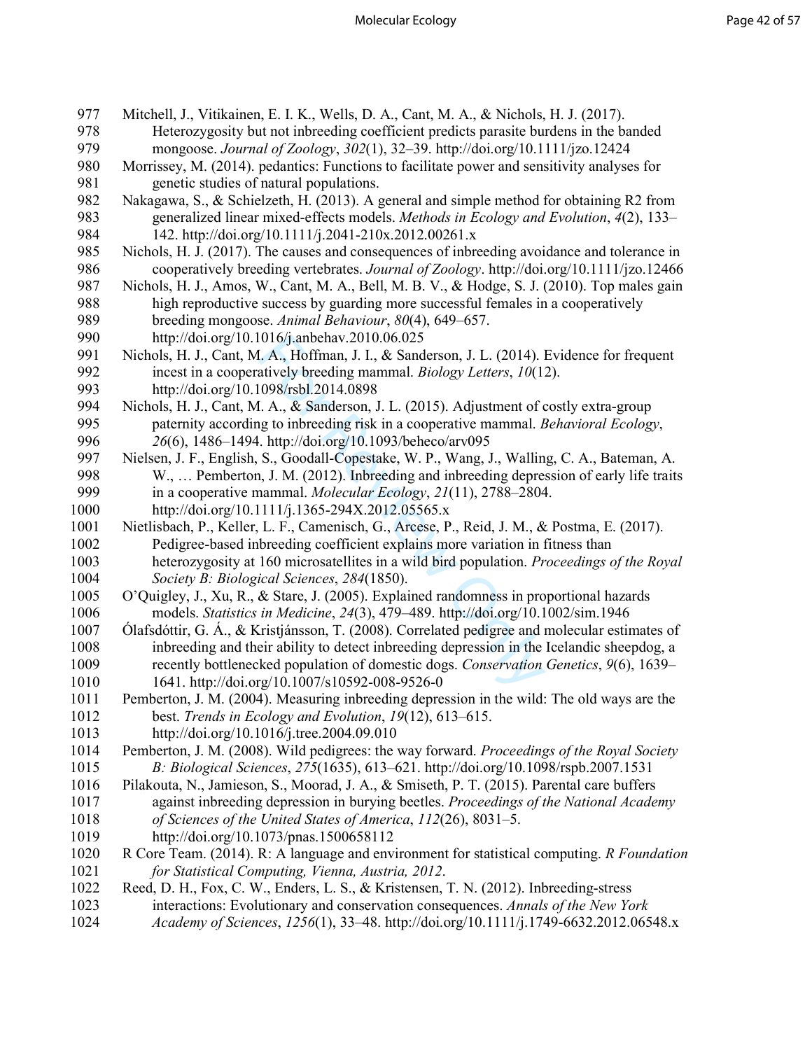Mitchell, J., Vitikainen, E. I. K., Wells, D. A., Cant, M. A., & Nichols, H. J. (2017). Heterozygosity but not inbreeding coefficient predicts parasite burdens in the banded mongoose. *Journal of Zoology*, *302*(1), 32–39. http://doi.org/10.1111/jzo.12424

Morrissey, M. (2014). pedantics: Functions to facilitate power and sensitivity analyses for genetic studies of natural populations.

Nakagawa, S., & Schielzeth, H. (2013). A general and simple method for obtaining R2 from generalized linear mixed-effects models. *Methods in Ecology and Evolution*, *4*(2), 133–142. http://doi.org/10.1111/j.2041-210x.2012.00261.x

Nichols, H. J. (2017). The causes and consequences of inbreeding avoidance and tolerance in cooperatively breeding vertebrates. *Journal of Zoology*. http://doi.org/10.1111/jzo.12466

Nichols, H. J., Amos, W., Cant, M. A., Bell, M. B. V., & Hodge, S. J. (2010). Top males gain high reproductive success by guarding more successful females in a cooperatively breeding mongoose. *Animal Behaviour*, *80*(4), 649–657. http://doi.org/10.1016/j.anbehav.2010.06.025

Nichols, H. J., Cant, M. A., Hoffman, J. I., & Sanderson, J. L. (2014). Evidence for frequent incest in a cooperatively breeding mammal. *Biology Letters*, *10*(12). http://doi.org/10.1098/rsbl.2014.0898

Nichols, H. J., Cant, M. A., & Sanderson, J. L. (2015). Adjustment of costly extra-group paternity according to inbreeding risk in a cooperative mammal. *Behavioral Ecology*, *26*(6), 1486–1494. http://doi.org/10.1093/beheco/arv095

Nielsen, J. F., English, S., Goodall-Copestake, W. P., Wang, J., Walling, C. A., Bateman, A. W., … Pemberton, J. M. (2012). Inbreeding and inbreeding depression of early life traits in a cooperative mammal. *Molecular Ecology*, *21*(11), 2788–2804. http://doi.org/10.1111/j.1365-294X.2012.05565.x

Nietlisbach, P., Keller, L. F., Camenisch, G., Arcese, P., Reid, J. M., & Postma, E. (2017). Pedigree-based inbreeding coefficient explains more variation in fitness than heterozygosity at 160 microsatellites in a wild bird population. *Proceedings of the Royal Society B: Biological Sciences*, *284*(1850).

O'Quigley, J., Xu, R., & Stare, J. (2005). Explained randomness in proportional hazards models. *Statistics in Medicine*, *24*(3), 479–489. http://doi.org/10.1002/sim.1946

Ólafsdóttir, G. Á., & Kristjánsson, T. (2008). Correlated pedigree and molecular estimates of inbreeding and their ability to detect inbreeding depression in the Icelandic sheepdog, a recently bottlenecked population of domestic dogs. *Conservation Genetics*, *9*(6), 1639–1641. http://doi.org/10.1007/s10592-008-9526-0

Pemberton, J. M. (2004). Measuring inbreeding depression in the wild: The old ways are the best. *Trends in Ecology and Evolution*, *19*(12), 613–615. http://doi.org/10.1016/j.tree.2004.09.010

Pemberton, J. M. (2008). Wild pedigrees: the way forward. *Proceedings of the Royal Society B: Biological Sciences*, *275*(1635), 613–621. http://doi.org/10.1098/rspb.2007.1531

Pilakouta, N., Jamieson, S., Moorad, J. A., & Smiseth, P. T. (2015). Parental care buffers against inbreeding depression in burying beetles. *Proceedings of the National Academy of Sciences of the United States of America*, *112*(26), 8031–5. http://doi.org/10.1073/pnas.1500658112

R Core Team. (2014). R: A language and environment for statistical computing. *R Foundation for Statistical Computing, Vienna, Austria, 2012*.

Reed, D. H., Fox, C. W., Enders, L. S., & Kristensen, T. N. (2012). Inbreeding-stress interactions: Evolutionary and conservation consequences. *Annals of the New York Academy of Sciences*, *1256*(1), 33–48. http://doi.org/10.1111/j.1749-6632.2012.06548.x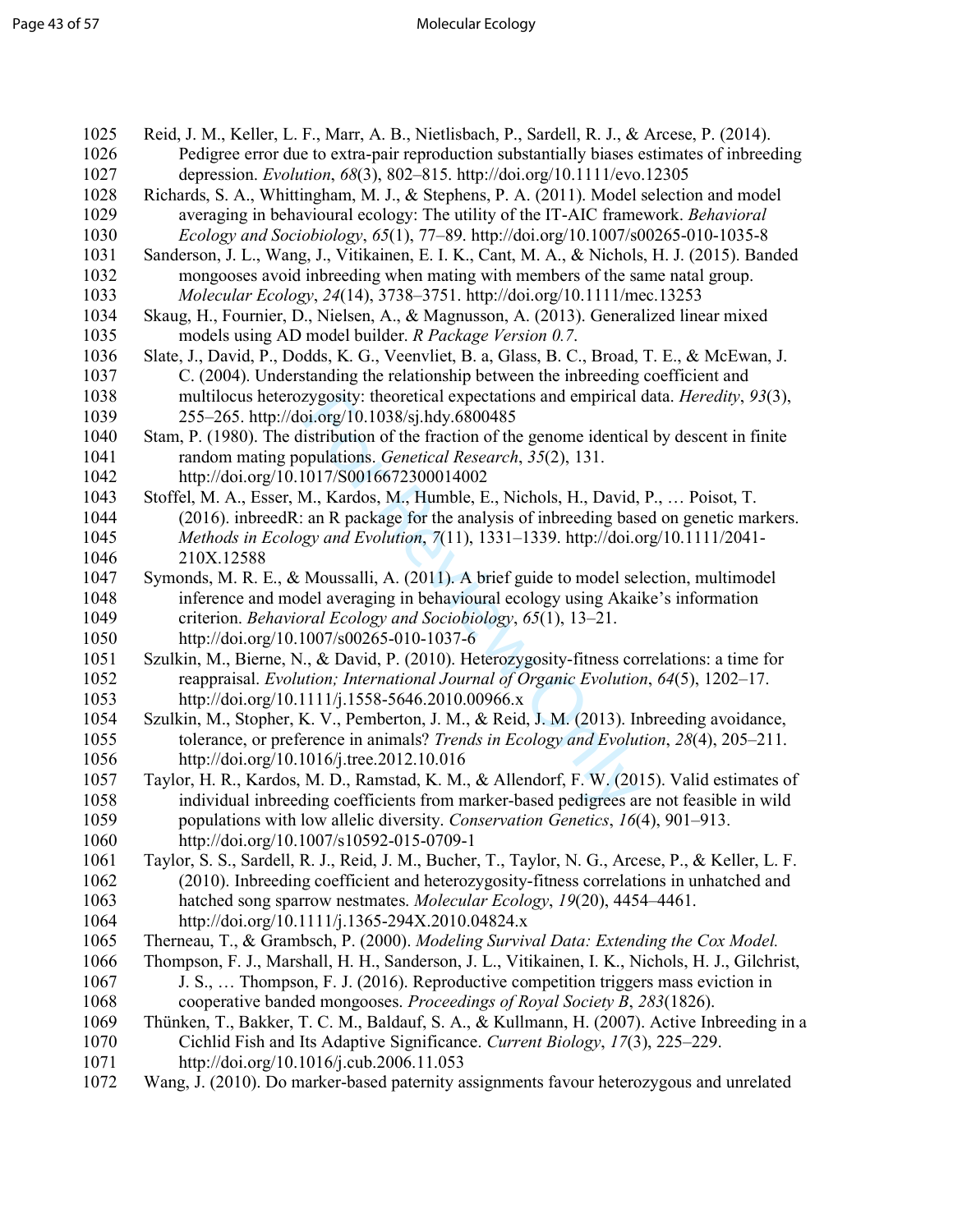Reid, J. M., Keller, L. F., Marr, A. B., Nietlisbach, P., Sardell, R. J., & Arcese, P. (2014). Pedigree error due to extra-pair reproduction substantially biases estimates of inbreeding depression. *Evolution*, *68*(3), 802–815. http://doi.org/10.1111/evo.12305

Richards, S. A., Whittingham, M. J., & Stephens, P. A. (2011). Model selection and model averaging in behavioural ecology: The utility of the IT-AIC framework. *Behavioral Ecology and Sociobiology*, *65*(1), 77–89. http://doi.org/10.1007/s00265-010-1035-8

Sanderson, J. L., Wang, J., Vitikainen, E. I. K., Cant, M. A., & Nichols, H. J. (2015). Banded mongooses avoid inbreeding when mating with members of the same natal group. *Molecular Ecology*, *24*(14), 3738–3751. http://doi.org/10.1111/mec.13253

Skaug, H., Fournier, D., Nielsen, A., & Magnusson, A. (2013). Generalized linear mixed models using AD model builder. *R Package Version 0.7*.

Slate, J., David, P., Dodds, K. G., Veenvliet, B. a, Glass, B. C., Broad, T. E., & McEwan, J. C. (2004). Understanding the relationship between the inbreeding coefficient and multilocus heterozygosity: theoretical expectations and empirical data. *Heredity*, *93*(3), 255–265. http://doi.org/10.1038/sj.hdy.6800485

Stam, P. (1980). The distribution of the fraction of the genome identical by descent in finite random mating populations. *Genetical Research*, *35*(2), 131. http://doi.org/10.1017/S0016672300014002

Stoffel, M. A., Esser, M., Kardos, M., Humble, E., Nichols, H., David, P., … Poisot, T. (2016). inbreedR: an R package for the analysis of inbreeding based on genetic markers. *Methods in Ecology and Evolution*, *7*(11), 1331–1339. http://doi.org/10.1111/2041-210X.12588

Symonds, M. R. E., & Moussalli, A. (2011). A brief guide to model selection, multimodel inference and model averaging in behavioural ecology using Akaike's information criterion. *Behavioral Ecology and Sociobiology*, *65*(1), 13–21. http://doi.org/10.1007/s00265-010-1037-6

Szulkin, M., Bierne, N., & David, P. (2010). Heterozygosity-fitness correlations: a time for reappraisal. *Evolution; International Journal of Organic Evolution*, *64*(5), 1202–17. http://doi.org/10.1111/j.1558-5646.2010.00966.x

Szulkin, M., Stopher, K. V., Pemberton, J. M., & Reid, J. M. (2013). Inbreeding avoidance, tolerance, or preference in animals? *Trends in Ecology and Evolution*, *28*(4), 205–211. http://doi.org/10.1016/j.tree.2012.10.016

Taylor, H. R., Kardos, M. D., Ramstad, K. M., & Allendorf, F. W. (2015). Valid estimates of individual inbreeding coefficients from marker-based pedigrees are not feasible in wild populations with low allelic diversity. *Conservation Genetics*, *16*(4), 901–913. http://doi.org/10.1007/s10592-015-0709-1

Taylor, S. S., Sardell, R. J., Reid, J. M., Bucher, T., Taylor, N. G., Arcese, P., & Keller, L. F. (2010). Inbreeding coefficient and heterozygosity-fitness correlations in unhatched and hatched song sparrow nestmates. *Molecular Ecology*, *19*(20), 4454–4461. http://doi.org/10.1111/j.1365-294X.2010.04824.x

Therneau, T., & Grambsch, P. (2000). *Modeling Survival Data: Extending the Cox Model.*

Thompson, F. J., Marshall, H. H., Sanderson, J. L., Vitikainen, I. K., Nichols, H. J., Gilchrist, J. S., … Thompson, F. J. (2016). Reproductive competition triggers mass eviction in cooperative banded mongooses. *Proceedings of Royal Society B*, *283*(1826).

Thünken, T., Bakker, T. C. M., Baldauf, S. A., & Kullmann, H. (2007). Active Inbreeding in a Cichlid Fish and Its Adaptive Significance. *Current Biology*, *17*(3), 225–229. http://doi.org/10.1016/j.cub.2006.11.053

Wang, J. (2010). Do marker-based paternity assignments favour heterozygous and unrelated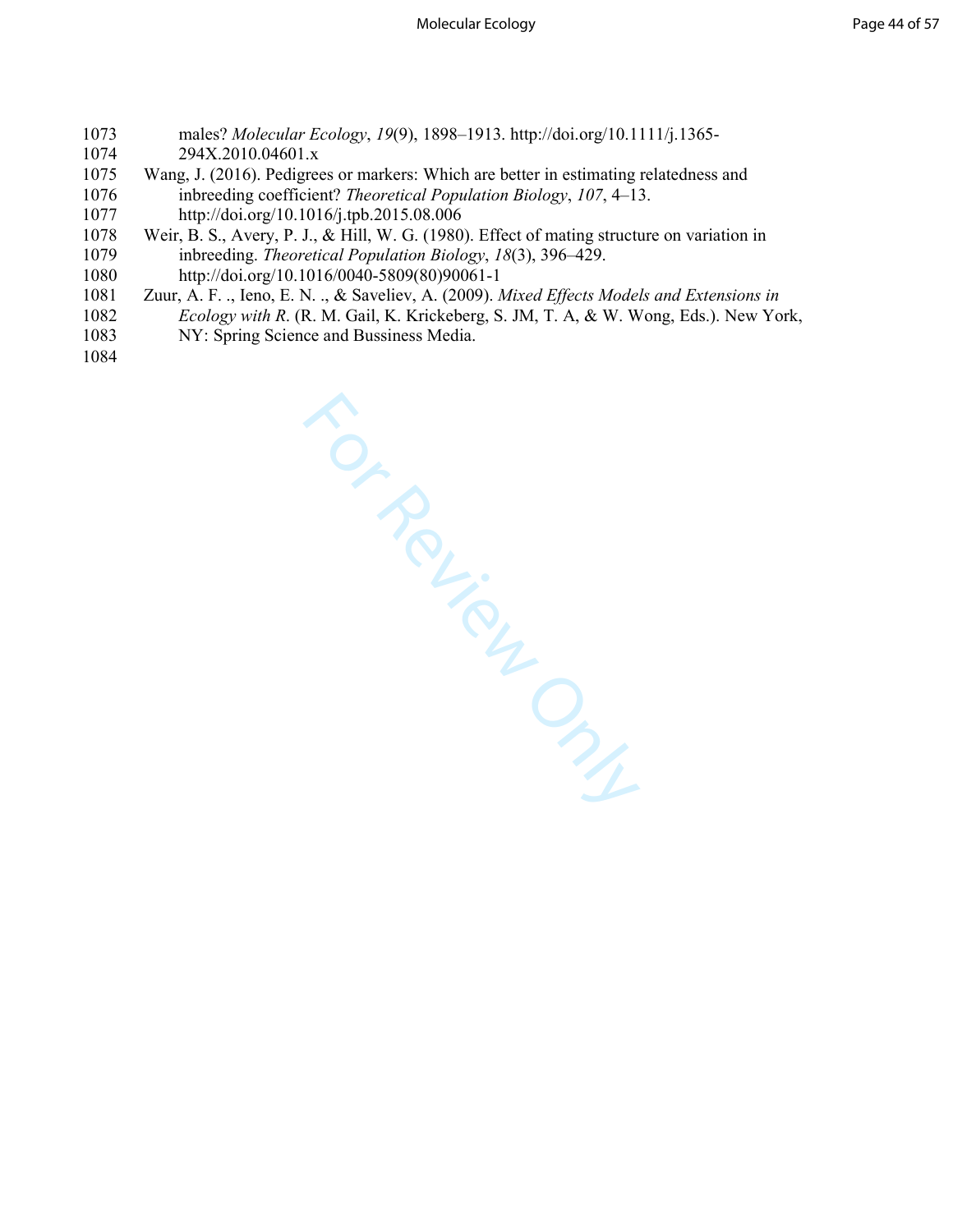males? *Molecular Ecology*, *19*(9), 1898–1913. http://doi.org/10.1111/j.1365-294X.2010.04601.x

Wang, J. (2016). Pedigrees or markers: Which are better in estimating relatedness and inbreeding coefficient? *Theoretical Population Biology*, *107*, 4–13. http://doi.org/10.1016/j.tpb.2015.08.006

Weir, B. S., Avery, P. J., & Hill, W. G. (1980). Effect of mating structure on variation in inbreeding. *Theoretical Population Biology*, *18*(3), 396–429. http://doi.org/10.1016/0040-5809(80)90061-1

Zuur, A. F. ., Ieno, E. N. ., & Saveliev, A. (2009). *Mixed Effects Models and Extensions in Ecology with R*. (R. M. Gail, K. Krickeberg, S. JM, T. A, & W. Wong, Eds.). New York, NY: Spring Science and Bussiness Media.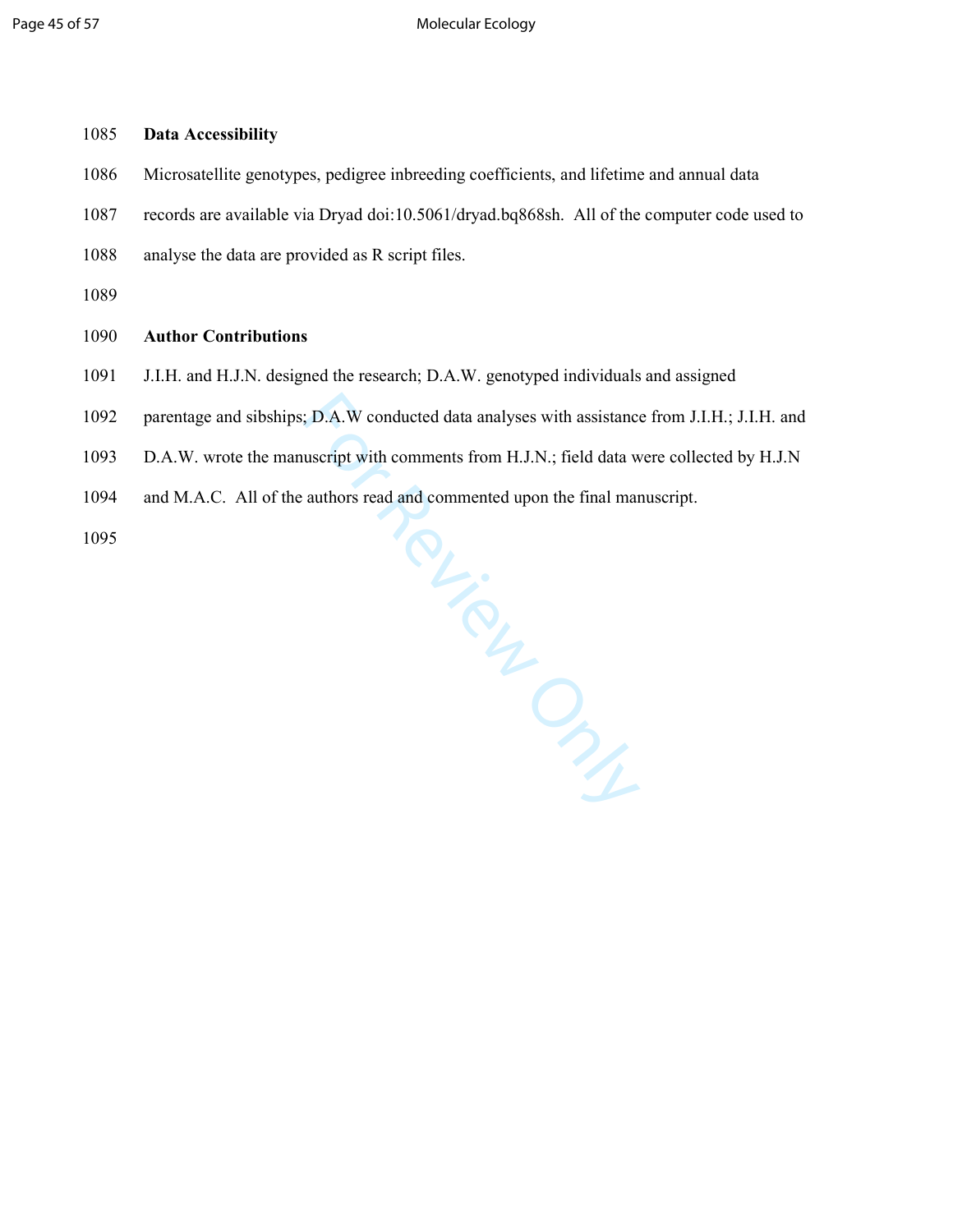**Data Accessibility**

Microsatellite genotypes, pedigree inbreeding coefficients, and lifetime and annual data records are available via Dryad doi:10.5061/dryad.bq868sh. All of the computer code used to analyse the data are provided as R script files.

**Author Contributions**

J.I.H. and H.J.N. designed the research; D.A.W. genotyped individuals and assigned parentage and sibships; D.A.W conducted data analyses with assistance from J.I.H.; J.I.H. and D.A.W. wrote the manuscript with comments from H.J.N.; field data were collected by H.J.N and M.A.C. All of the authors read and commented upon the final manuscript.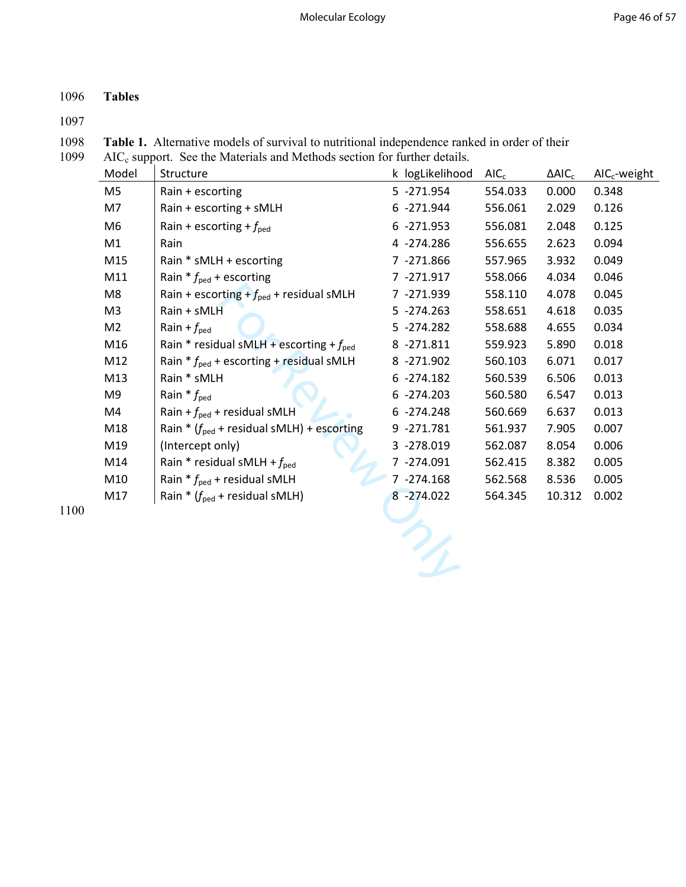## Tables

**Table 1.** Alternative models of survival to nutritional independence ranked in order of their $AIC_c$ support. See the Materials and Methods section for further details.

| Model | Structure | k | logLikelihood | $AIC_c$ | $\Delta AIC_c$ | $AIC_c$-weight |
|---|---|---|---|---|---|---|
| M5 | Rain + escorting | 5 | -271.954 | 554.033 | 0.000 | 0.348 |
| M7 | Rain + escorting + sMLH | 6 | -271.944 | 556.061 | 2.029 | 0.126 |
| M6 | Rain + escorting + $f_{ped}$ | 6 | -271.953 | 556.081 | 2.048 | 0.125 |
| M1 | Rain | 4 | -274.286 | 556.655 | 2.623 | 0.094 |
| M15 | Rain * sMLH + escorting | 7 | -271.866 | 557.965 | 3.932 | 0.049 |
| M11 | Rain * $f_{ped}$ + escorting | 7 | -271.917 | 558.066 | 4.034 | 0.046 |
| M8 | Rain + escorting + $f_{ped}$ + residual sMLH | 7 | -271.939 | 558.110 | 4.078 | 0.045 |
| M3 | Rain + sMLH | 5 | -274.263 | 558.651 | 4.618 | 0.035 |
| M2 | Rain + $f_{ped}$ | 5 | -274.282 | 558.688 | 4.655 | 0.034 |
| M16 | Rain * residual sMLH + escorting + $f_{ped}$ | 8 | -271.811 | 559.923 | 5.890 | 0.018 |
| M12 | Rain * $f_{ped}$ + escorting + residual sMLH | 8 | -271.902 | 560.103 | 6.071 | 0.017 |
| M13 | Rain * sMLH | 6 | -274.182 | 560.539 | 6.506 | 0.013 |
| M9 | Rain * $f_{ped}$ | 6 | -274.203 | 560.580 | 6.547 | 0.013 |
| M4 | Rain + $f_{ped}$ + residual sMLH | 6 | -274.248 | 560.669 | 6.637 | 0.013 |
| M18 | Rain * ($f_{ped}$ + residual sMLH) + escorting | 9 | -271.781 | 561.937 | 7.905 | 0.007 |
| M19 | (Intercept only) | 3 | -278.019 | 562.087 | 8.054 | 0.006 |
| M14 | Rain * residual sMLH + $f_{ped}$ | 7 | -274.091 | 562.415 | 8.382 | 0.005 |
| M10 | Rain * $f_{ped}$ + residual sMLH | 7 | -274.168 | 562.568 | 8.536 | 0.005 |
| M17 | Rain * ($f_{ped}$ + residual sMLH) | 8 | -274.022 | 564.345 | 10.312 | 0.002 |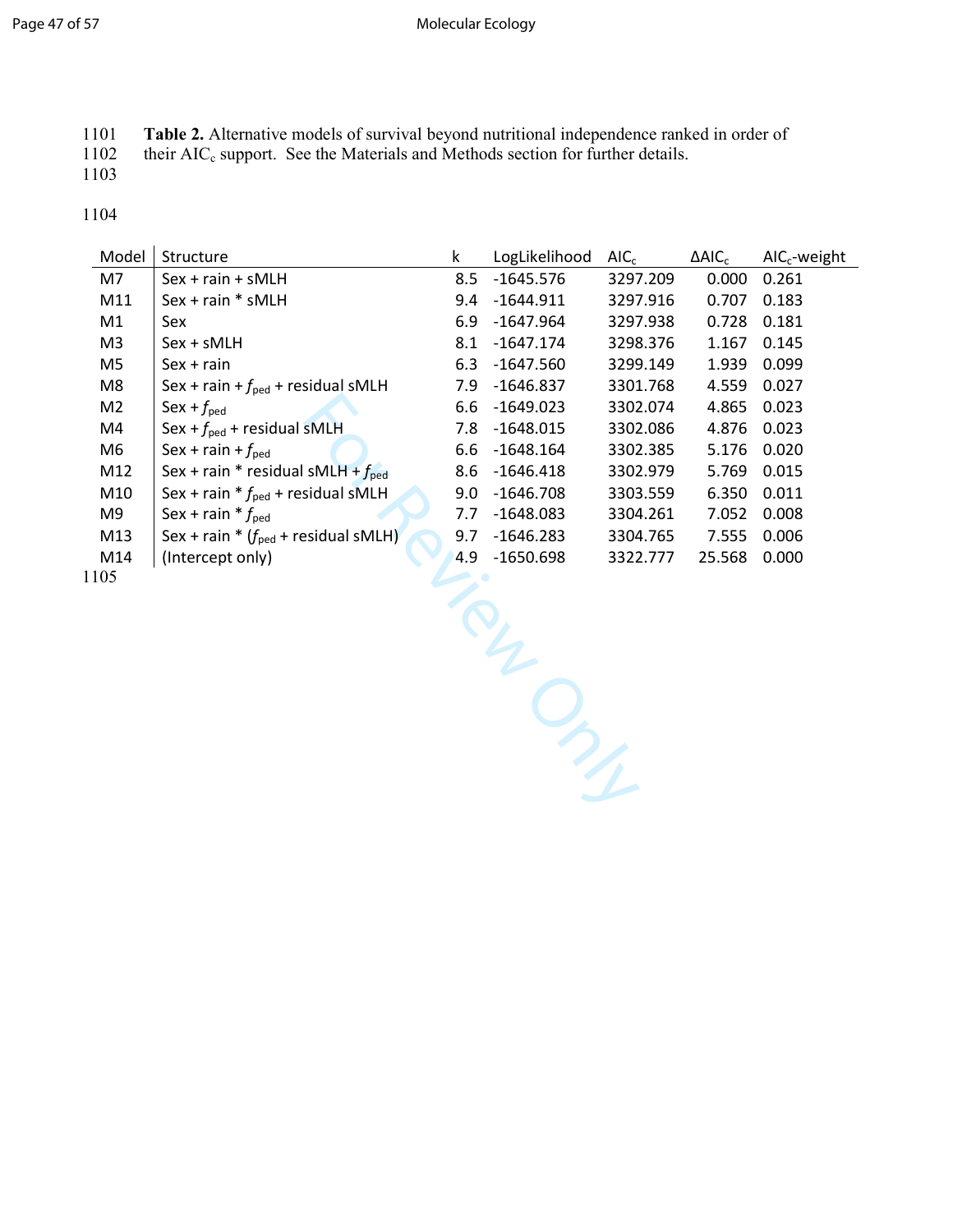**Table 2.** Alternative models of survival beyond nutritional independence ranked in order of their $AIC_c$ support. See the Materials and Methods section for further details.

| Model | Structure | k | LogLikelihood | $AIC_c$ | $\Delta AIC_c$ | $AIC_c$-weight |
|---|---|---|---|---|---|---|
| M7 | Sex + rain + sMLH | 8.5 | -1645.576 | 3297.209 | 0.000 | 0.261 |
| M11 | Sex + rain * sMLH | 9.4 | -1644.911 | 3297.916 | 0.707 | 0.183 |
| M1 | Sex | 6.9 | -1647.964 | 3297.938 | 0.728 | 0.181 |
| M3 | Sex + sMLH | 8.1 | -1647.174 | 3298.376 | 1.167 | 0.145 |
| M5 | Sex + rain | 6.3 | -1647.560 | 3299.149 | 1.939 | 0.099 |
| M8 | Sex + rain + $f_{ped}$ + residual sMLH | 7.9 | -1646.837 | 3301.768 | 4.559 | 0.027 |
| M2 | Sex + $f_{ped}$ | 6.6 | -1649.023 | 3302.074 | 4.865 | 0.023 |
| M4 | Sex + $f_{ped}$ + residual sMLH | 7.8 | -1648.015 | 3302.086 | 4.876 | 0.023 |
| M6 | Sex + rain + $f_{ped}$ | 6.6 | -1648.164 | 3302.385 | 5.176 | 0.020 |
| M12 | Sex + rain * residual sMLH + $f_{ped}$ | 8.6 | -1646.418 | 3302.979 | 5.769 | 0.015 |
| M10 | Sex + rain * $f_{ped}$ + residual sMLH | 9.0 | -1646.708 | 3303.559 | 6.350 | 0.011 |
| M9 | Sex + rain * $f_{ped}$ | 7.7 | -1648.083 | 3304.261 | 7.052 | 0.008 |
| M13 | Sex + rain * ($f_{ped}$ + residual sMLH) | 9.7 | -1646.283 | 3304.765 | 7.555 | 0.006 |
| M14 | (Intercept only) | 4.9 | -1650.698 | 3322.777 | 25.568 | 0.000 |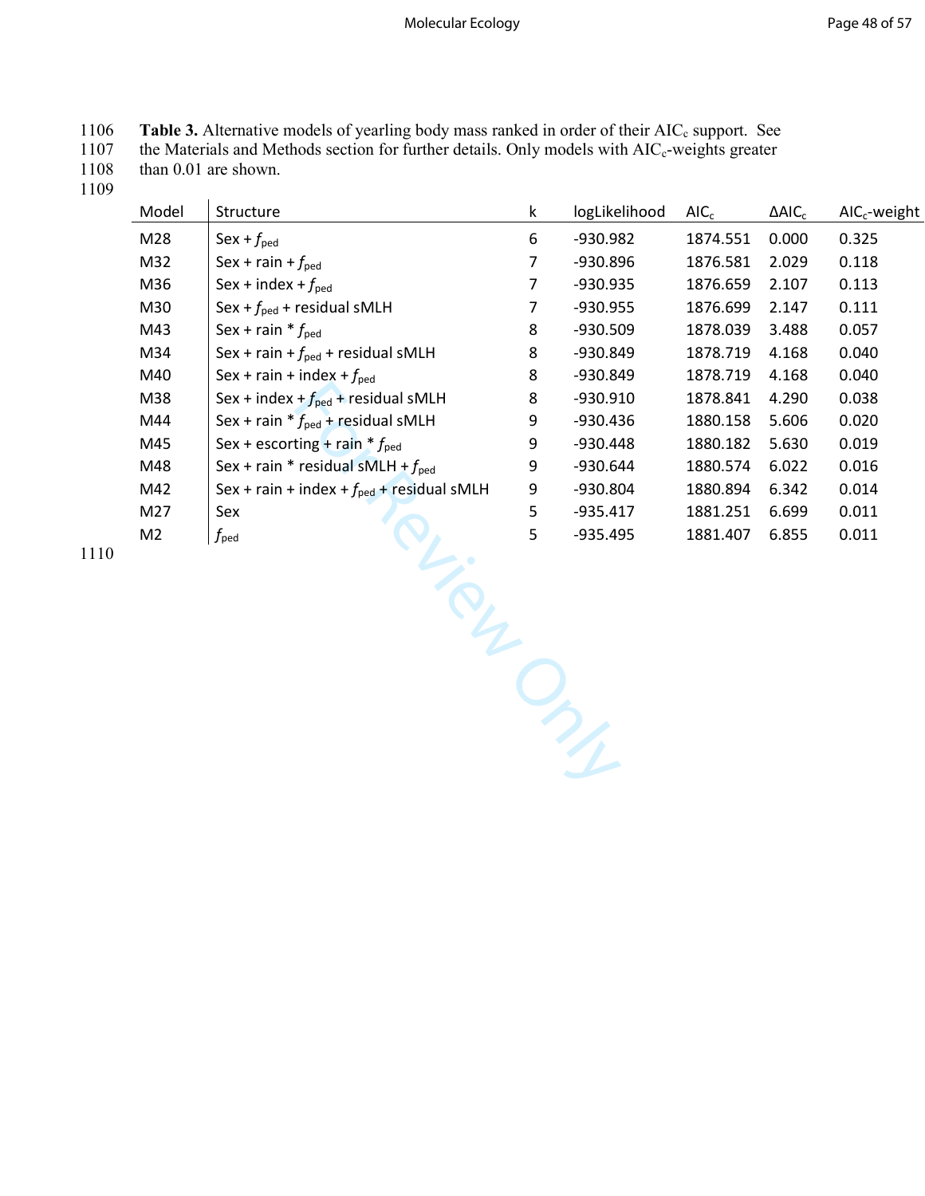**Table 3.** Alternative models of yearling body mass ranked in order of their $AIC_c$ support. See the Materials and Methods section for further details. Only models with $AIC_c$-weights greater than 0.01 are shown.

| Model | Structure | k | logLikelihood | $AIC_c$ | $\Delta AIC_c$ | $AIC_c$-weight |
|---|---|---|---|---|---|---|
| M28 | Sex + $f_{ped}$ | 6 | -930.982 | 1874.551 | 0.000 | 0.325 |
| M32 | Sex + rain + $f_{ped}$ | 7 | -930.896 | 1876.581 | 2.029 | 0.118 |
| M36 | Sex + index + $f_{ped}$ | 7 | -930.935 | 1876.659 | 2.107 | 0.113 |
| M30 | Sex + $f_{ped}$ + residual sMLH | 7 | -930.955 | 1876.699 | 2.147 | 0.111 |
| M43 | Sex + rain * $f_{ped}$ | 8 | -930.509 | 1878.039 | 3.488 | 0.057 |
| M34 | Sex + rain + $f_{ped}$ + residual sMLH | 8 | -930.849 | 1878.719 | 4.168 | 0.040 |
| M40 | Sex + rain + index + $f_{ped}$ | 8 | -930.849 | 1878.719 | 4.168 | 0.040 |
| M38 | Sex + index + $f_{ped}$ + residual sMLH | 8 | -930.910 | 1878.841 | 4.290 | 0.038 |
| M44 | Sex + rain * $f_{ped}$ + residual sMLH | 9 | -930.436 | 1880.158 | 5.606 | 0.020 |
| M45 | Sex + escorting + rain * $f_{ped}$ | 9 | -930.448 | 1880.182 | 5.630 | 0.019 |
| M48 | Sex + rain * residual sMLH + $f_{ped}$ | 9 | -930.644 | 1880.574 | 6.022 | 0.016 |
| M42 | Sex + rain + index + $f_{ped}$ + residual sMLH | 9 | -930.804 | 1880.894 | 6.342 | 0.014 |
| M27 | Sex | 5 | -935.417 | 1881.251 | 6.699 | 0.011 |
| M2 | $f_{ped}$ | 5 | -935.495 | 1881.407 | 6.855 | 0.011 |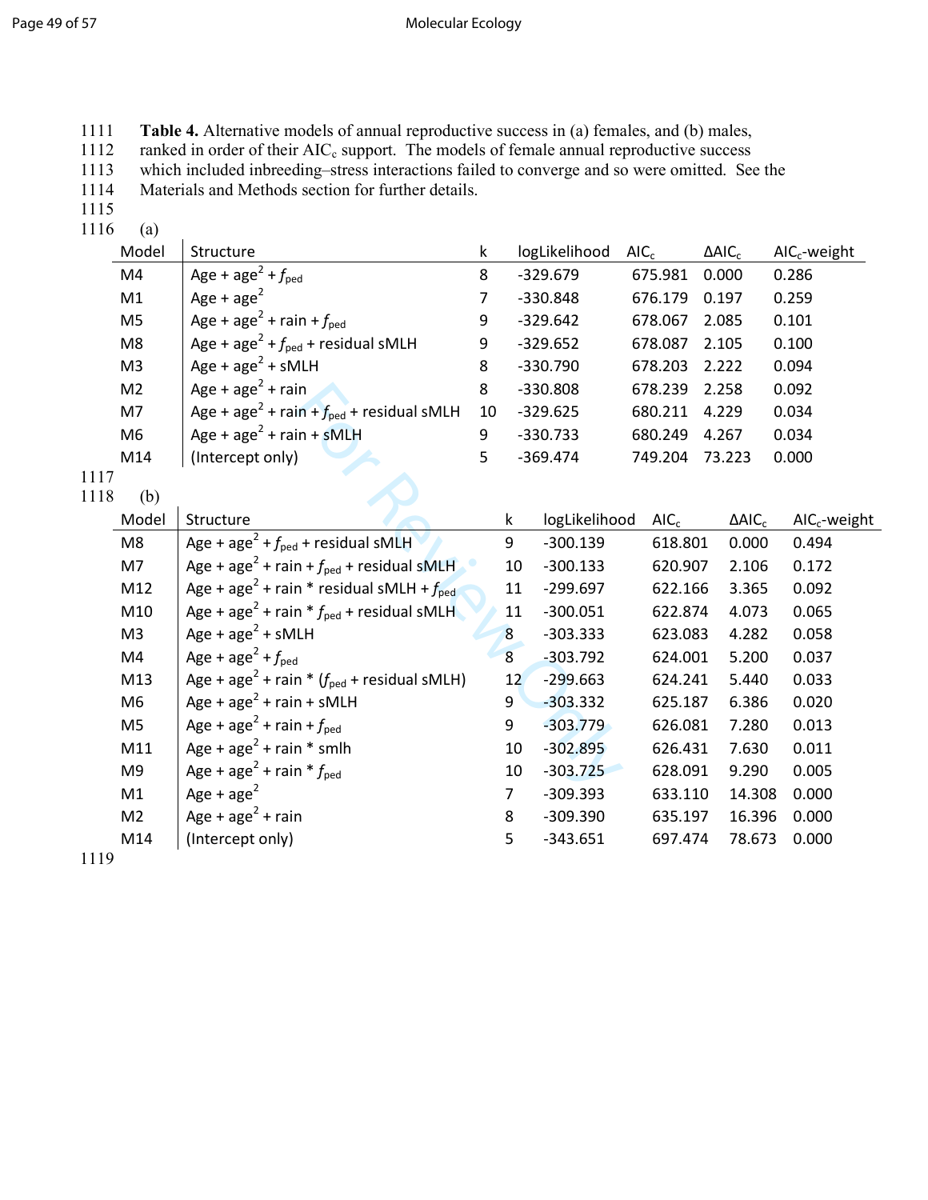**Table 4.** Alternative models of annual reproductive success in (a) females, and (b) males, ranked in order of their $AIC_c$ support. The models of female annual reproductive success which included inbreeding–stress interactions failed to converge and so were omitted. See the Materials and Methods section for further details.

(a)

| Model | Structure | k | logLikelihood | $AIC_c$ | $\Delta AIC_c$ | $AIC_c$-weight |
|---|---|---|---|---|---|---|
| M4 | Age + age$^2$ + $f_{ped}$ | 8 | -329.679 | 675.981 | 0.000 | 0.286 |
| M1 | Age + age$^2$ | 7 | -330.848 | 676.179 | 0.197 | 0.259 |
| M5 | Age + age$^2$ + rain + $f_{ped}$ | 9 | -329.642 | 678.067 | 2.085 | 0.101 |
| M8 | Age + age$^2$ + $f_{ped}$ + residual sMLH | 9 | -329.652 | 678.087 | 2.105 | 0.100 |
| M3 | Age + age$^2$ + sMLH | 8 | -330.790 | 678.203 | 2.222 | 0.094 |
| M2 | Age + age$^2$ + rain | 8 | -330.808 | 678.239 | 2.258 | 0.092 |
| M7 | Age + age$^2$ + rain + $f_{ped}$ + residual sMLH | 10 | -329.625 | 680.211 | 4.229 | 0.034 |
| M6 | Age + age$^2$ + rain + sMLH | 9 | -330.733 | 680.249 | 4.267 | 0.034 |
| M14 | (Intercept only) | 5 | -369.474 | 749.204 | 73.223 | 0.000 |

(b)

| Model | Structure | k | logLikelihood | $AIC_c$ | $\Delta AIC_c$ | $AIC_c$-weight |
|---|---|---|---|---|---|---|
| M8 | Age + age$^2$ + $f_{ped}$ + residual sMLH | 9 | -300.139 | 618.801 | 0.000 | 0.494 |
| M7 | Age + age$^2$ + rain + $f_{ped}$ + residual sMLH | 10 | -300.133 | 620.907 | 2.106 | 0.172 |
| M12 | Age + age$^2$ + rain * residual sMLH + $f_{ped}$ | 11 | -299.697 | 622.166 | 3.365 | 0.092 |
| M10 | Age + age$^2$ + rain * $f_{ped}$ + residual sMLH | 11 | -300.051 | 622.874 | 4.073 | 0.065 |
| M3 | Age + age$^2$ + sMLH | 8 | -303.333 | 623.083 | 4.282 | 0.058 |
| M4 | Age + age$^2$ + $f_{ped}$ | 8 | -303.792 | 624.001 | 5.200 | 0.037 |
| M13 | Age + age$^2$ + rain * ($f_{ped}$ + residual sMLH) | 12 | -299.663 | 624.241 | 5.440 | 0.033 |
| M6 | Age + age$^2$ + rain + sMLH | 9 | -303.332 | 625.187 | 6.386 | 0.020 |
| M5 | Age + age$^2$ + rain + $f_{ped}$ | 9 | -303.779 | 626.081 | 7.280 | 0.013 |
| M11 | Age + age$^2$ + rain * smlh | 10 | -302.895 | 626.431 | 7.630 | 0.011 |
| M9 | Age + age$^2$ + rain * $f_{ped}$ | 10 | -303.725 | 628.091 | 9.290 | 0.005 |
| M1 | Age + age$^2$ | 7 | -309.393 | 633.110 | 14.308 | 0.000 |
| M2 | Age + age$^2$ + rain | 8 | -309.390 | 635.197 | 16.396 | 0.000 |
| M14 | (Intercept only) | 5 | -343.651 | 697.474 | 78.673 | 0.000 |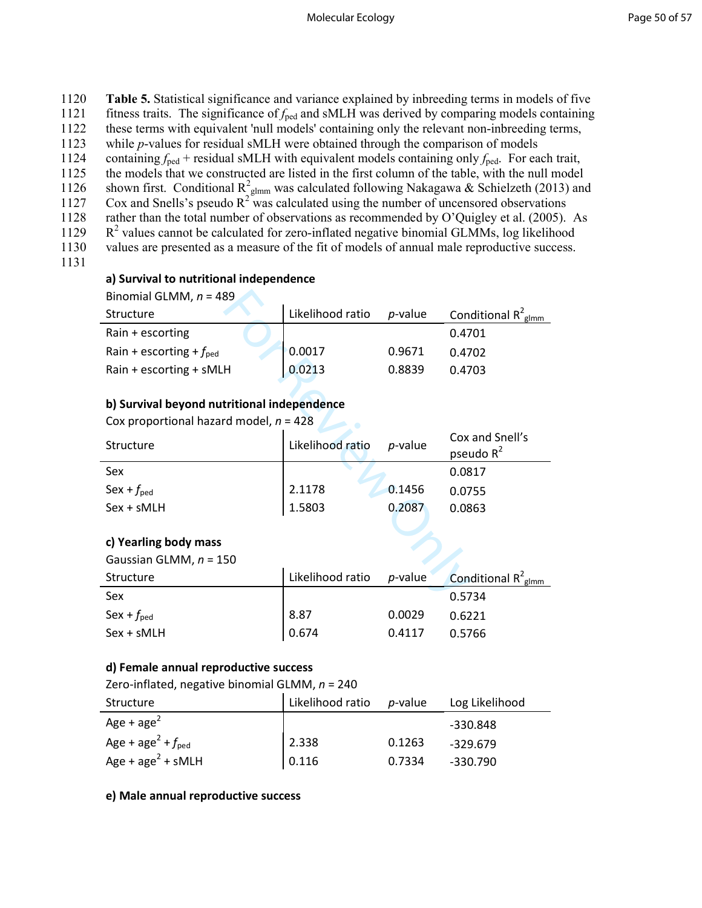**Table 5.** Statistical significance and variance explained by inbreeding terms in models of five fitness traits. The significance of $f_{ped}$ and sMLH was derived by comparing models containing these terms with equivalent 'null models' containing only the relevant non-inbreeding terms, while *p*-values for residual sMLH were obtained through the comparison of models containing $f_{ped}$ + residual sMLH with equivalent models containing only $f_{ped}$. For each trait, the models that we constructed are listed in the first column of the table, with the null model shown first. Conditional $R^2_{glmm}$ was calculated following Nakagawa & Schielzeth (2013) and Cox and Snells's pseudo $R^2$ was calculated using the number of uncensored observations rather than the total number of observations as recommended by O'Quigley et al. (2005). As $R^2$ values cannot be calculated for zero-inflated negative binomial GLMMs, log likelihood values are presented as a measure of the fit of models of annual male reproductive success.

**a) Survival to nutritional independence**

Binomial GLMM, *n* = 489

| Structure | Likelihood ratio | *p*-value | Conditional $R^2_{glmm}$ |
|---|---|---|---|
| Rain + escorting | | | 0.4701 |
| Rain + escorting + $f_{ped}$ | 0.0017 | 0.9671 | 0.4702 |
| Rain + escorting + sMLH | 0.0213 | 0.8839 | 0.4703 |

**b) Survival beyond nutritional independence**

Cox proportional hazard model, *n* = 428

| Structure | Likelihood ratio | *p*-value | Cox and Snell's pseudo $R^2$ |
|---|---|---|---|
| Sex | | | 0.0817 |
| Sex + $f_{ped}$ | 2.1178 | 0.1456 | 0.0755 |
| Sex + sMLH | 1.5803 | 0.2087 | 0.0863 |

**c) Yearling body mass**

Gaussian GLMM, *n* = 150

| Structure | Likelihood ratio | *p*-value | Conditional $R^2_{glmm}$ |
|---|---|---|---|
| Sex | | | 0.5734 |
| Sex + $f_{ped}$ | 8.87 | 0.0029 | 0.6221 |
| Sex + sMLH | 0.674 | 0.4117 | 0.5766 |

**d) Female annual reproductive success**

Zero-inflated, negative binomial GLMM, *n* = 240

| Structure | Likelihood ratio | *p*-value | Log Likelihood |
|---|---|---|---|
| Age + age$^2$ | | | -330.848 |
| Age + age$^2$ + $f_{ped}$ | 2.338 | 0.1263 | -329.679 |
| Age + age$^2$ + sMLH | 0.116 | 0.7334 | -330.790 |

**e) Male annual reproductive success**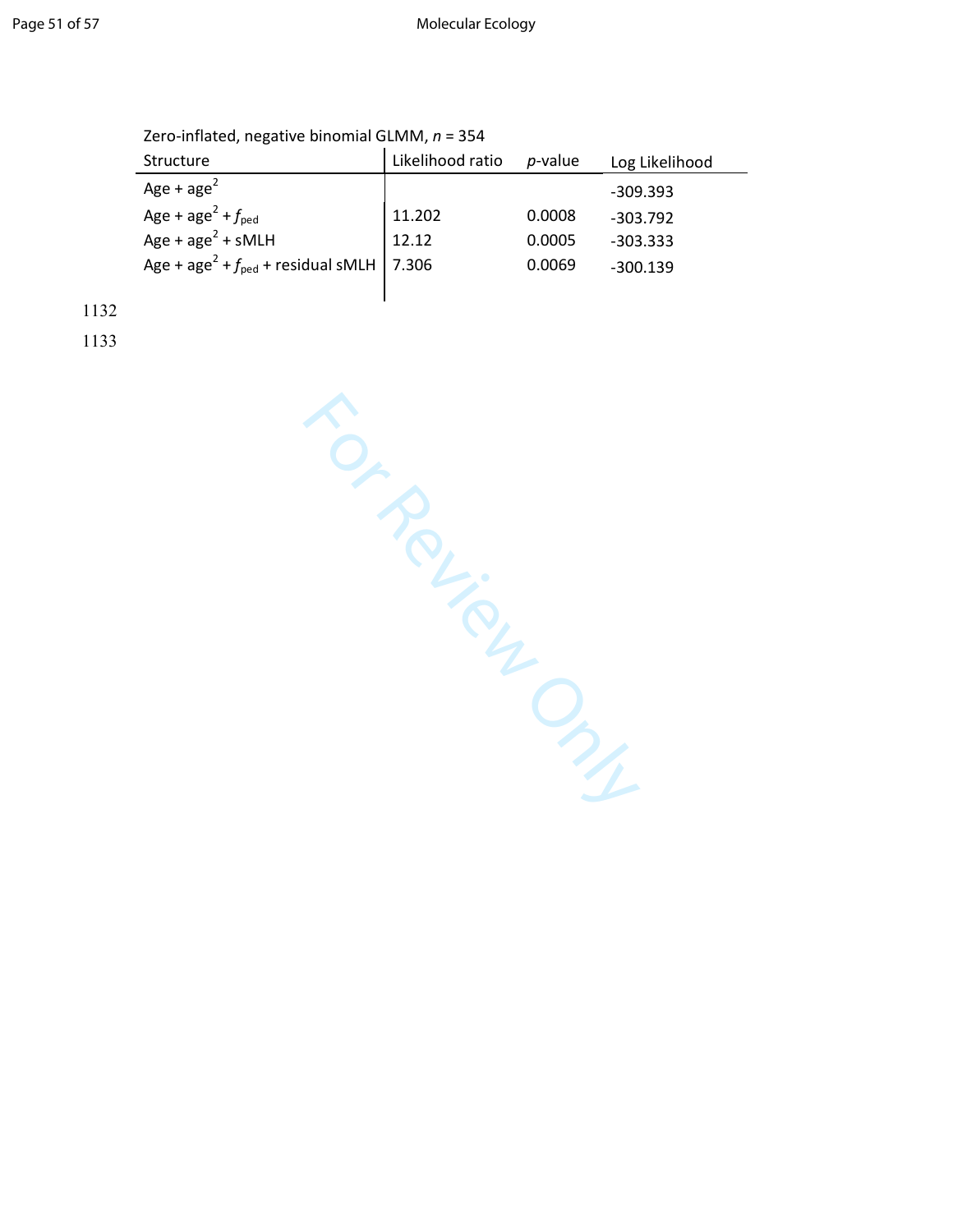Zero-inflated, negative binomial GLMM, $n$ = 354

| Structure | Likelihood ratio | $p$-value | Log Likelihood |
|---|---|---|---|
| Age + age$^2$ | | | -309.393 |
| Age + age$^2$ + $f_{ped}$ | 11.202 | 0.0008 | -303.792 |
| Age + age$^2$ + sMLH | 12.12 | 0.0005 | -303.333 |
| Age + age$^2$ + $f_{ped}$ + residual sMLH | 7.306 | 0.0069 | -300.139 |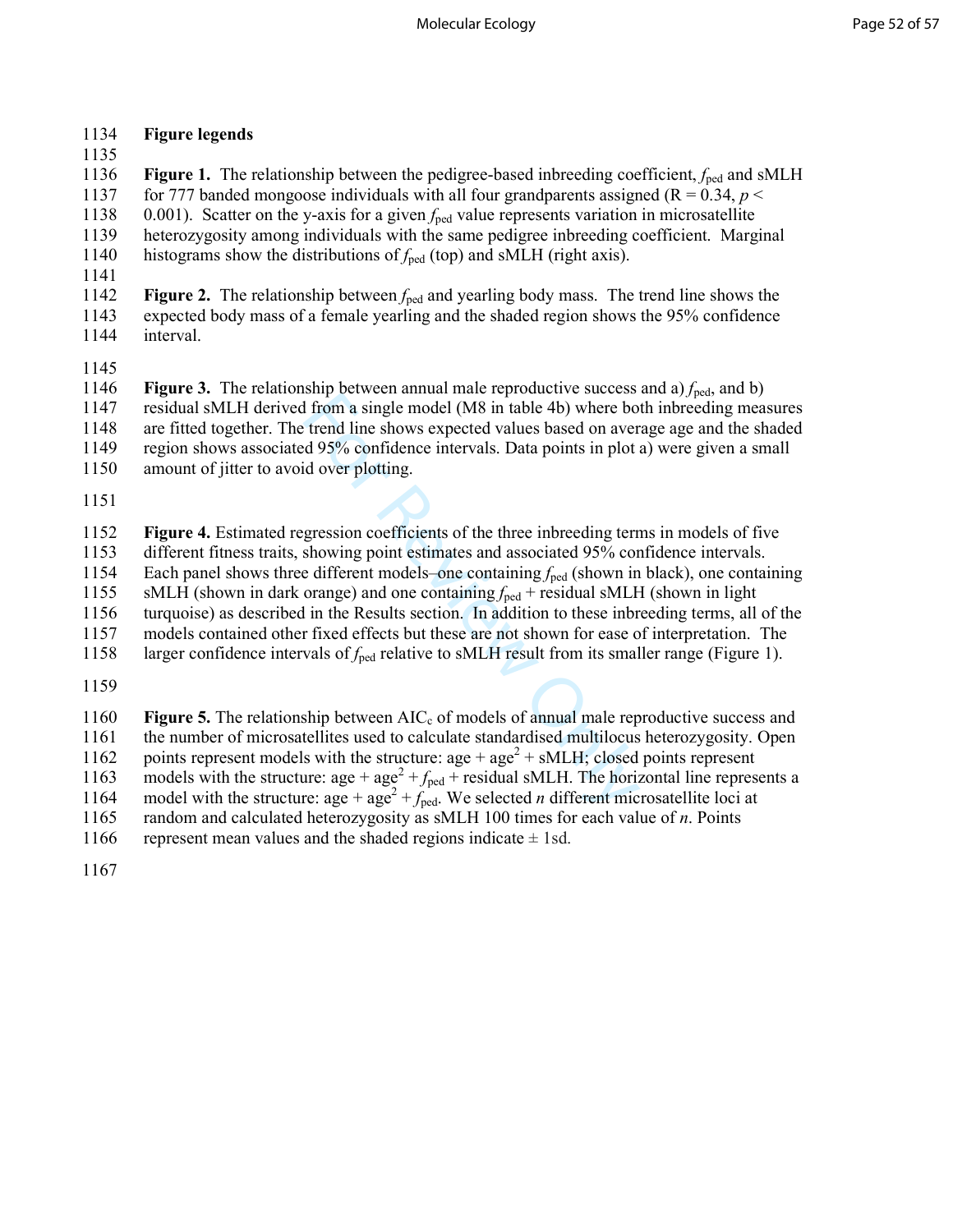## Figure legends

**Figure 1.** The relationship between the pedigree-based inbreeding coefficient, $f_{ped}$ and sMLH for 777 banded mongoose individuals with all four grandparents assigned ($R = 0.34$, $p < 0.001$). Scatter on the y-axis for a given $f_{ped}$ value represents variation in microsatellite heterozygosity among individuals with the same pedigree inbreeding coefficient. Marginal histograms show the distributions of $f_{ped}$ (top) and sMLH (right axis).

**Figure 2.** The relationship between $f_{ped}$ and yearling body mass. The trend line shows the expected body mass of a female yearling and the shaded region shows the 95% confidence interval.

**Figure 3.** The relationship between annual male reproductive success and a) $f_{ped}$, and b) residual sMLH derived from a single model (M8 in table 4b) where both inbreeding measures are fitted together. The trend line shows expected values based on average age and the shaded region shows associated 95% confidence intervals. Data points in plot a) were given a small amount of jitter to avoid over plotting.

**Figure 4.** Estimated regression coefficients of the three inbreeding terms in models of five different fitness traits, showing point estimates and associated 95% confidence intervals. Each panel shows three different models–one containing $f_{ped}$ (shown in black), one containing sMLH (shown in dark orange) and one containing $f_{ped}$ + residual sMLH (shown in light turquoise) as described in the Results section. In addition to these inbreeding terms, all of the models contained other fixed effects but these are not shown for ease of interpretation. The larger confidence intervals of $f_{ped}$ relative to sMLH result from its smaller range (Figure 1).

**Figure 5.** The relationship between $AIC_c$ of models of annual male reproductive success and the number of microsatellites used to calculate standardised multilocus heterozygosity. Open points represent models with the structure: age + $age^2$ + sMLH; closed points represent models with the structure: age + $age^2$ + $f_{ped}$ + residual sMLH. The horizontal line represents a model with the structure: age + $age^2$ + $f_{ped}$. We selected $n$ different microsatellite loci at random and calculated heterozygosity as sMLH 100 times for each value of $n$. Points represent mean values and the shaded regions indicate ± 1sd.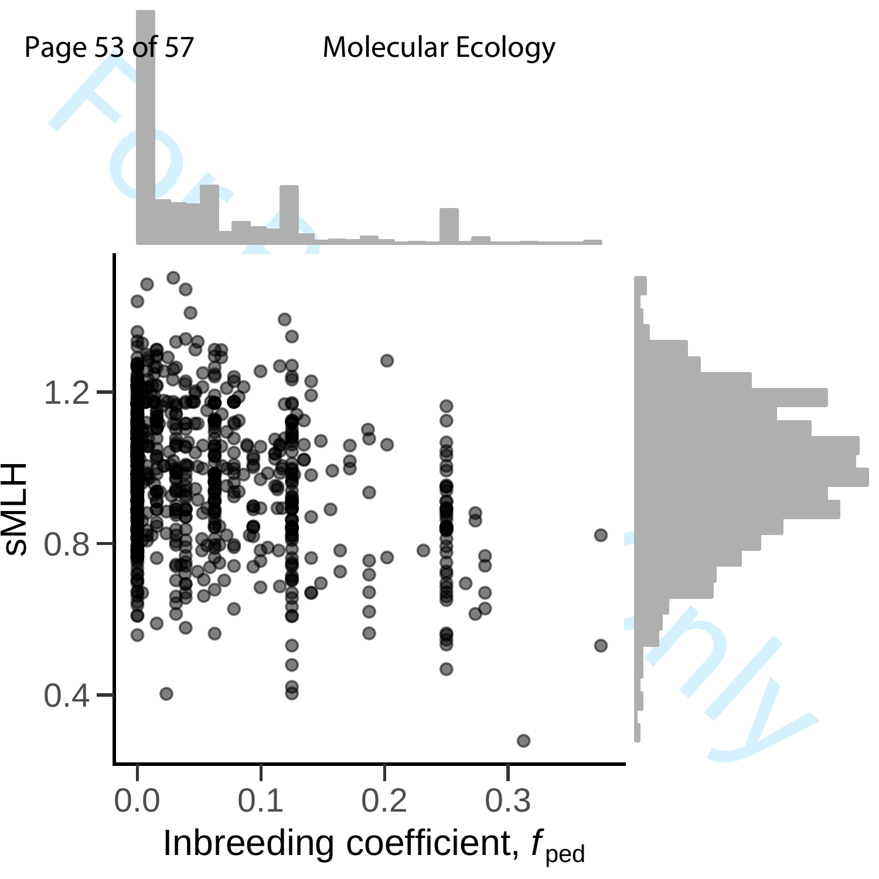sMLH

Inbreeding coefficient, $f_{ped}$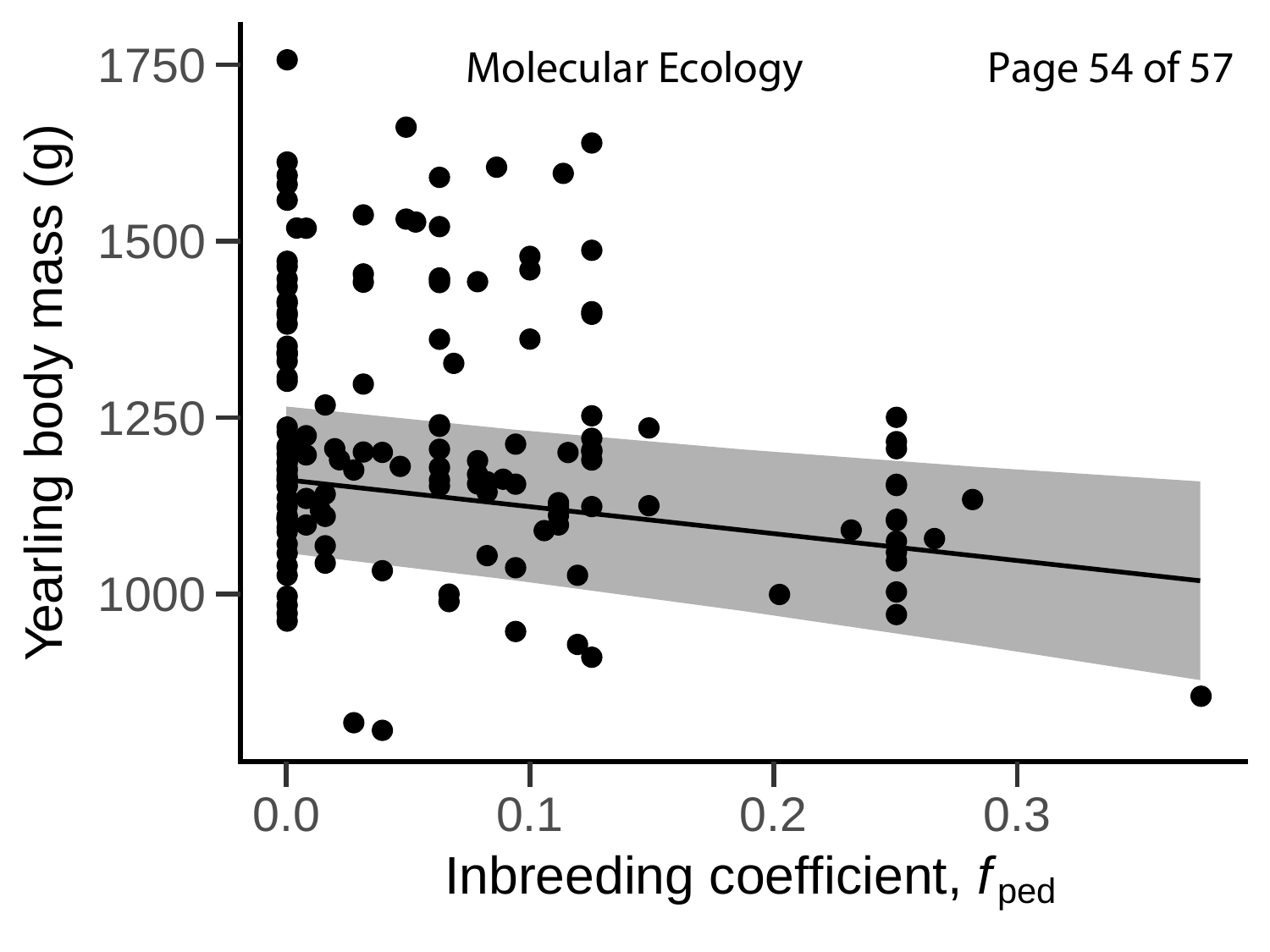Yearling body mass (g)

1750

1500

1250

1000

0.0 0.1 0.2 0.3

Inbreeding coefficient, $f_{ped}$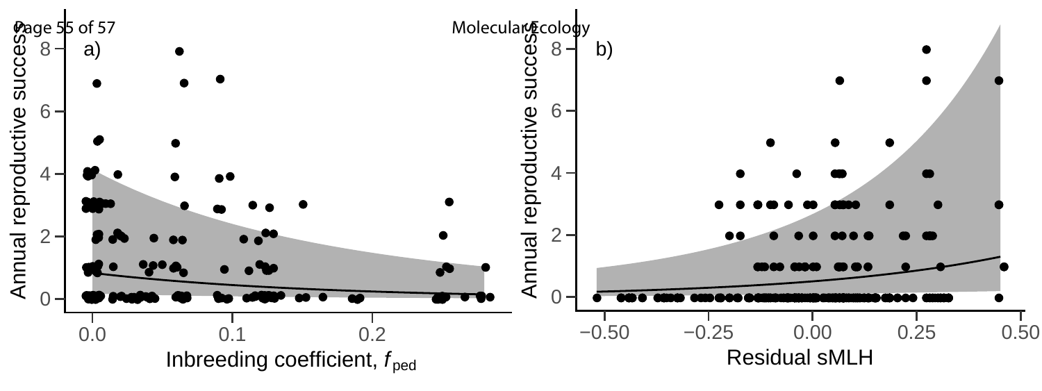a)

Annual reproductive success

Inbreeding coefficient, $f_{ped}$

b)

Annual reproductive success

Residual sMLH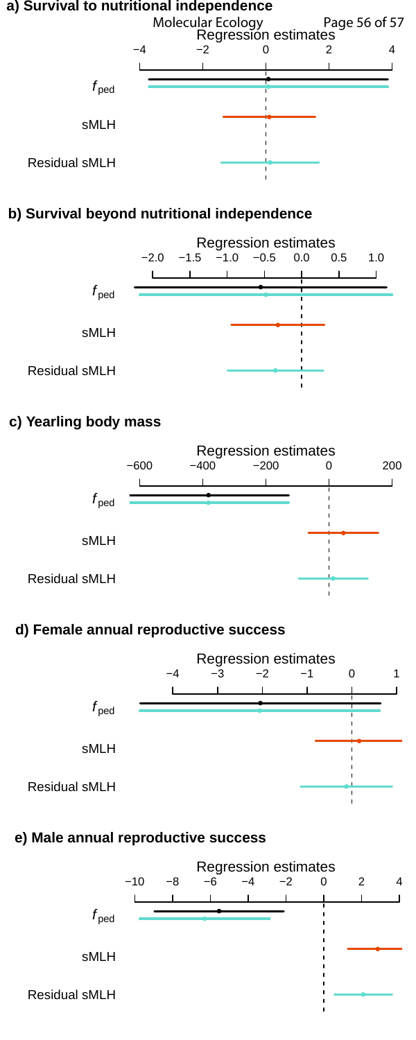**a) Survival to nutritional independence**

Regression estimates

−4 −2 0 2 4

$f_{ped}$

sMLH

Residual sMLH

**b) Survival beyond nutritional independence**

Regression estimates

−2.0 −1.5 −1.0 −0.5 0.0 0.5 1.0

$f_{ped}$

sMLH

Residual sMLH

**c) Yearling body mass**

Regression estimates

−600 −400 −200 0 200

$f_{ped}$

sMLH

Residual sMLH

**d) Female annual reproductive success**

Regression estimates

−4 −3 −2 −1 0 1

$f_{ped}$

sMLH

Residual sMLH

**e) Male annual reproductive success**

Regression estimates

−10 −8 −6 −4 −2 0 2 4

$f_{ped}$

sMLH

Residual sMLH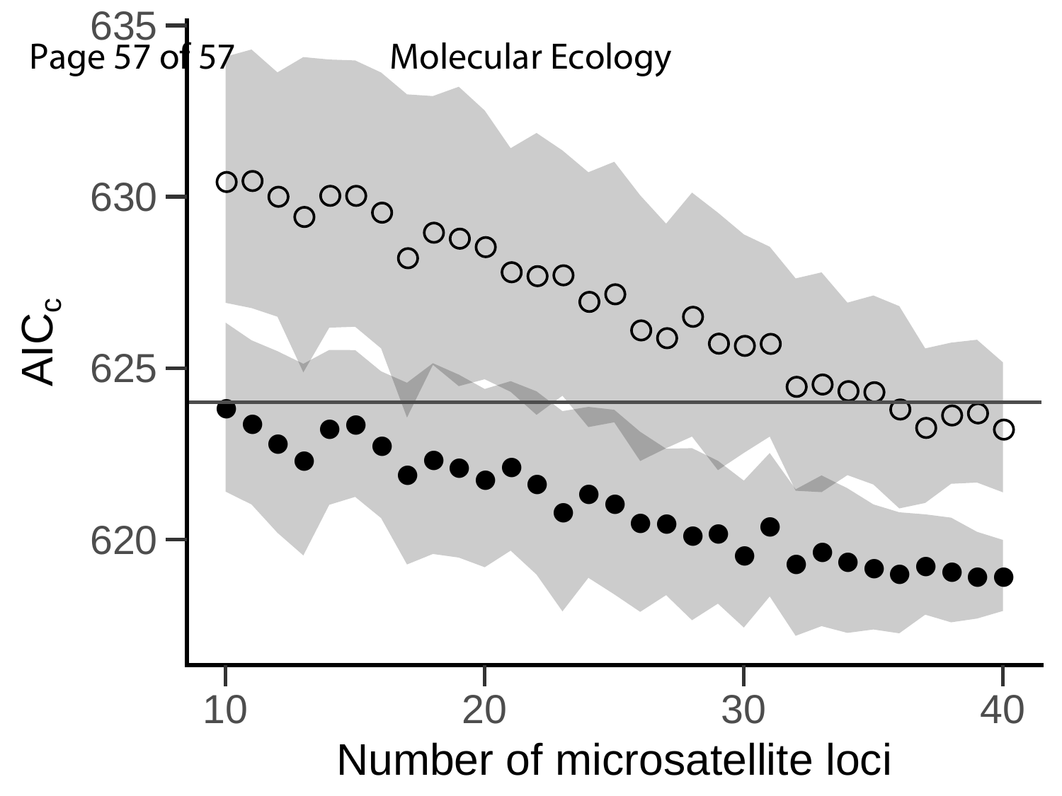635

630

625

620

$AIC_c$

10

20

30

40

Number of microsatellite loci